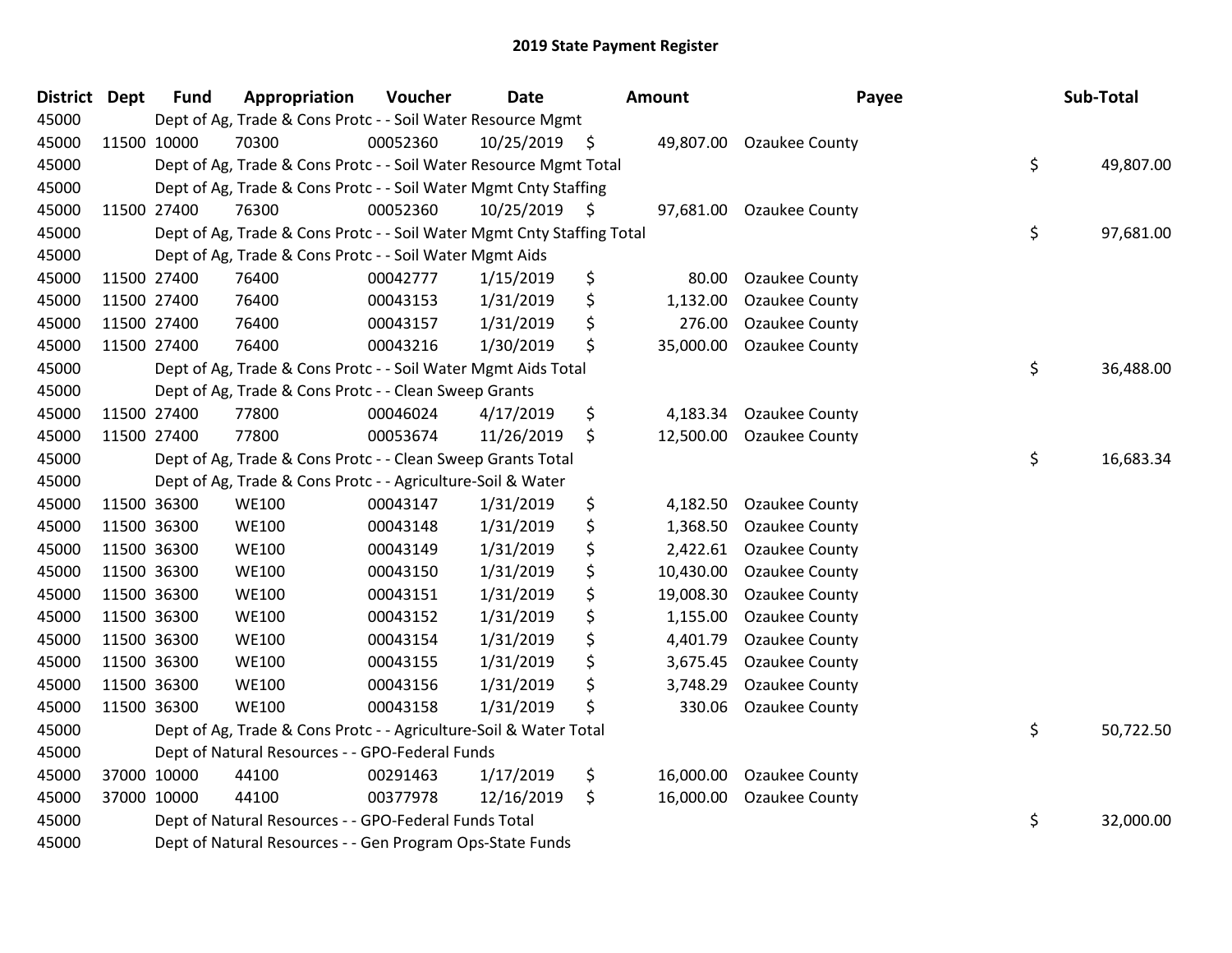# 2019 State Payment Register

| District | Dept | Fund | Appropriation | Voucher | Date | Amount | Payee | Sub-Total |
|---|---|---|---|---|---|---|---|---|
| 45000 | | Dept of Ag, Trade & Cons Protc - - Soil Water Resource Mgmt | | | | | | |
| 45000 | 11500 | 10000 | 70300 | 00052360 | 10/25/2019 | $ 49,807.00 | Ozaukee County | |
| 45000 | | Dept of Ag, Trade & Cons Protc - - Soil Water Resource Mgmt Total | | | | | | $ 49,807.00 |
| 45000 | | Dept of Ag, Trade & Cons Protc - - Soil Water Mgmt Cnty Staffing | | | | | | |
| 45000 | 11500 | 27400 | 76300 | 00052360 | 10/25/2019 | $ 97,681.00 | Ozaukee County | |
| 45000 | | Dept of Ag, Trade & Cons Protc - - Soil Water Mgmt Cnty Staffing Total | | | | | | $ 97,681.00 |
| 45000 | | Dept of Ag, Trade & Cons Protc - - Soil Water Mgmt Aids | | | | | | |
| 45000 | 11500 | 27400 | 76400 | 00042777 | 1/15/2019 | $ 80.00 | Ozaukee County | |
| 45000 | 11500 | 27400 | 76400 | 00043153 | 1/31/2019 | $ 1,132.00 | Ozaukee County | |
| 45000 | 11500 | 27400 | 76400 | 00043157 | 1/31/2019 | $ 276.00 | Ozaukee County | |
| 45000 | 11500 | 27400 | 76400 | 00043216 | 1/30/2019 | $ 35,000.00 | Ozaukee County | |
| 45000 | | Dept of Ag, Trade & Cons Protc - - Soil Water Mgmt Aids Total | | | | | | $ 36,488.00 |
| 45000 | | Dept of Ag, Trade & Cons Protc - - Clean Sweep Grants | | | | | | |
| 45000 | 11500 | 27400 | 77800 | 00046024 | 4/17/2019 | $ 4,183.34 | Ozaukee County | |
| 45000 | 11500 | 27400 | 77800 | 00053674 | 11/26/2019 | $ 12,500.00 | Ozaukee County | |
| 45000 | | Dept of Ag, Trade & Cons Protc - - Clean Sweep Grants Total | | | | | | $ 16,683.34 |
| 45000 | | Dept of Ag, Trade & Cons Protc - - Agriculture-Soil & Water | | | | | | |
| 45000 | 11500 | 36300 | WE100 | 00043147 | 1/31/2019 | $ 4,182.50 | Ozaukee County | |
| 45000 | 11500 | 36300 | WE100 | 00043148 | 1/31/2019 | $ 1,368.50 | Ozaukee County | |
| 45000 | 11500 | 36300 | WE100 | 00043149 | 1/31/2019 | $ 2,422.61 | Ozaukee County | |
| 45000 | 11500 | 36300 | WE100 | 00043150 | 1/31/2019 | $ 10,430.00 | Ozaukee County | |
| 45000 | 11500 | 36300 | WE100 | 00043151 | 1/31/2019 | $ 19,008.30 | Ozaukee County | |
| 45000 | 11500 | 36300 | WE100 | 00043152 | 1/31/2019 | $ 1,155.00 | Ozaukee County | |
| 45000 | 11500 | 36300 | WE100 | 00043154 | 1/31/2019 | $ 4,401.79 | Ozaukee County | |
| 45000 | 11500 | 36300 | WE100 | 00043155 | 1/31/2019 | $ 3,675.45 | Ozaukee County | |
| 45000 | 11500 | 36300 | WE100 | 00043156 | 1/31/2019 | $ 3,748.29 | Ozaukee County | |
| 45000 | 11500 | 36300 | WE100 | 00043158 | 1/31/2019 | $ 330.06 | Ozaukee County | |
| 45000 | | Dept of Ag, Trade & Cons Protc - - Agriculture-Soil & Water Total | | | | | | $ 50,722.50 |
| 45000 | | Dept of Natural Resources - - GPO-Federal Funds | | | | | | |
| 45000 | 37000 | 10000 | 44100 | 00291463 | 1/17/2019 | $ 16,000.00 | Ozaukee County | |
| 45000 | 37000 | 10000 | 44100 | 00377978 | 12/16/2019 | $ 16,000.00 | Ozaukee County | |
| 45000 | | Dept of Natural Resources - - GPO-Federal Funds Total | | | | | | $ 32,000.00 |
| 45000 | | Dept of Natural Resources - - Gen Program Ops-State Funds | | | | | | |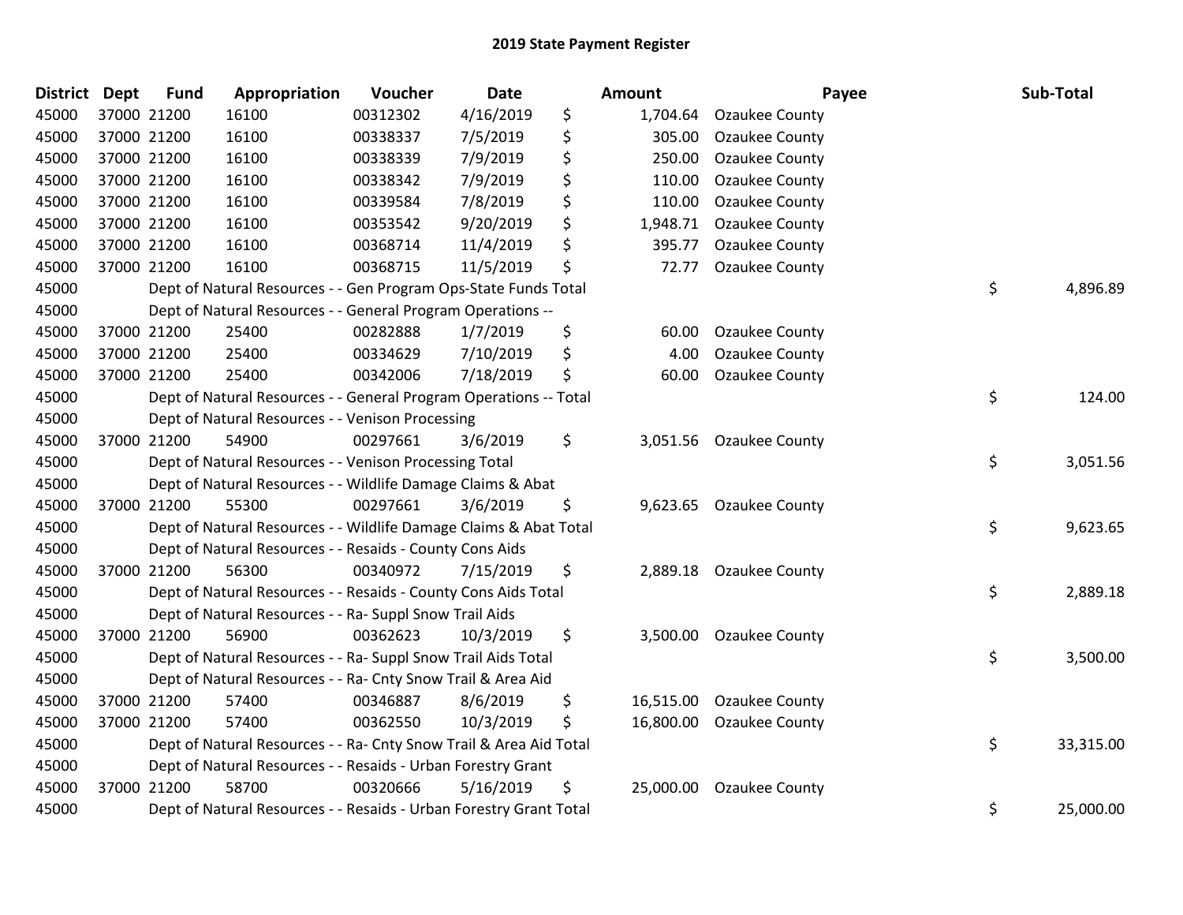# 2019 State Payment Register

| District | Dept | Fund | Appropriation | Voucher | Date | Amount | Payee | Sub-Total |
|---|---|---|---|---|---|---|---|---|
| 45000 | 37000 | 21200 | 16100 | 00312302 | 4/16/2019 | $ 1,704.64 | Ozaukee County | |
| 45000 | 37000 | 21200 | 16100 | 00338337 | 7/5/2019 | $ 305.00 | Ozaukee County | |
| 45000 | 37000 | 21200 | 16100 | 00338339 | 7/9/2019 | $ 250.00 | Ozaukee County | |
| 45000 | 37000 | 21200 | 16100 | 00338342 | 7/9/2019 | $ 110.00 | Ozaukee County | |
| 45000 | 37000 | 21200 | 16100 | 00339584 | 7/8/2019 | $ 110.00 | Ozaukee County | |
| 45000 | 37000 | 21200 | 16100 | 00353542 | 9/20/2019 | $ 1,948.71 | Ozaukee County | |
| 45000 | 37000 | 21200 | 16100 | 00368714 | 11/4/2019 | $ 395.77 | Ozaukee County | |
| 45000 | 37000 | 21200 | 16100 | 00368715 | 11/5/2019 | $ 72.77 | Ozaukee County | |
| 45000 | | | Dept of Natural Resources - - Gen Program Ops-State Funds Total | | | | | $ 4,896.89 |
| 45000 | | | Dept of Natural Resources - - General Program Operations -- | | | | | |
| 45000 | 37000 | 21200 | 25400 | 00282888 | 1/7/2019 | $ 60.00 | Ozaukee County | |
| 45000 | 37000 | 21200 | 25400 | 00334629 | 7/10/2019 | $ 4.00 | Ozaukee County | |
| 45000 | 37000 | 21200 | 25400 | 00342006 | 7/18/2019 | $ 60.00 | Ozaukee County | |
| 45000 | | | Dept of Natural Resources - - General Program Operations -- Total | | | | | $ 124.00 |
| 45000 | | | Dept of Natural Resources - - Venison Processing | | | | | |
| 45000 | 37000 | 21200 | 54900 | 00297661 | 3/6/2019 | $ 3,051.56 | Ozaukee County | |
| 45000 | | | Dept of Natural Resources - - Venison Processing Total | | | | | $ 3,051.56 |
| 45000 | | | Dept of Natural Resources - - Wildlife Damage Claims & Abat | | | | | |
| 45000 | 37000 | 21200 | 55300 | 00297661 | 3/6/2019 | $ 9,623.65 | Ozaukee County | |
| 45000 | | | Dept of Natural Resources - - Wildlife Damage Claims & Abat Total | | | | | $ 9,623.65 |
| 45000 | | | Dept of Natural Resources - - Resaids - County Cons Aids | | | | | |
| 45000 | 37000 | 21200 | 56300 | 00340972 | 7/15/2019 | $ 2,889.18 | Ozaukee County | |
| 45000 | | | Dept of Natural Resources - - Resaids - County Cons Aids Total | | | | | $ 2,889.18 |
| 45000 | | | Dept of Natural Resources - - Ra- Suppl Snow Trail Aids | | | | | |
| 45000 | 37000 | 21200 | 56900 | 00362623 | 10/3/2019 | $ 3,500.00 | Ozaukee County | |
| 45000 | | | Dept of Natural Resources - - Ra- Suppl Snow Trail Aids Total | | | | | $ 3,500.00 |
| 45000 | | | Dept of Natural Resources - - Ra- Cnty Snow Trail & Area Aid | | | | | |
| 45000 | 37000 | 21200 | 57400 | 00346887 | 8/6/2019 | $ 16,515.00 | Ozaukee County | |
| 45000 | 37000 | 21200 | 57400 | 00362550 | 10/3/2019 | $ 16,800.00 | Ozaukee County | |
| 45000 | | | Dept of Natural Resources - - Ra- Cnty Snow Trail & Area Aid Total | | | | | $ 33,315.00 |
| 45000 | | | Dept of Natural Resources - - Resaids - Urban Forestry Grant | | | | | |
| 45000 | 37000 | 21200 | 58700 | 00320666 | 5/16/2019 | $ 25,000.00 | Ozaukee County | |
| 45000 | | | Dept of Natural Resources - - Resaids - Urban Forestry Grant Total | | | | | $ 25,000.00 |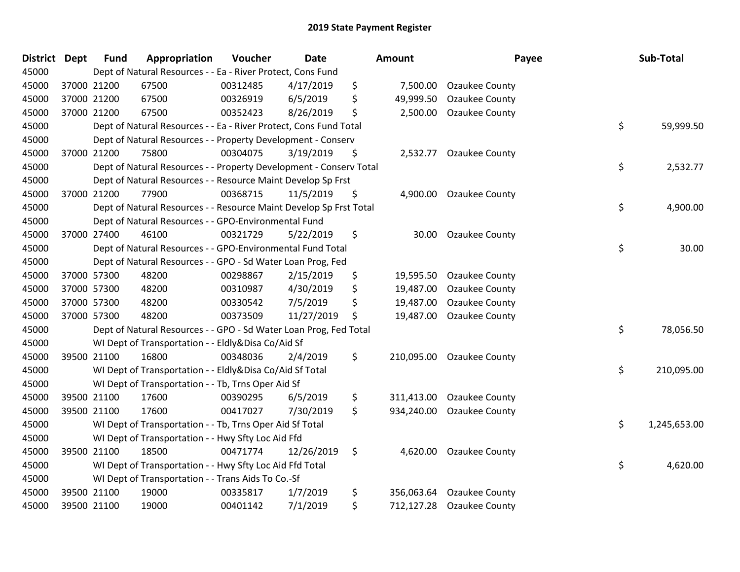# 2019 State Payment Register

| District | Dept | Fund | Appropriation | Voucher | Date | Amount | Payee | Sub-Total |
|---|---|---|---|---|---|---|---|---|
| 45000 | | Dept of Natural Resources - - Ea - River Protect, Cons Fund | | | | | | |
| 45000 | 37000 | 21200 | 67500 | 00312485 | 4/17/2019 | $ 7,500.00 | Ozaukee County | |
| 45000 | 37000 | 21200 | 67500 | 00326919 | 6/5/2019 | $ 49,999.50 | Ozaukee County | |
| 45000 | 37000 | 21200 | 67500 | 00352423 | 8/26/2019 | $ 2,500.00 | Ozaukee County | |
| 45000 | | Dept of Natural Resources - - Ea - River Protect, Cons Fund Total | | | | | | $ 59,999.50 |
| 45000 | | Dept of Natural Resources - - Property Development - Conserv | | | | | | |
| 45000 | 37000 | 21200 | 75800 | 00304075 | 3/19/2019 | $ 2,532.77 | Ozaukee County | |
| 45000 | | Dept of Natural Resources - - Property Development - Conserv Total | | | | | | $ 2,532.77 |
| 45000 | | Dept of Natural Resources - - Resource Maint Develop Sp Frst | | | | | | |
| 45000 | 37000 | 21200 | 77900 | 00368715 | 11/5/2019 | $ 4,900.00 | Ozaukee County | |
| 45000 | | Dept of Natural Resources - - Resource Maint Develop Sp Frst Total | | | | | | $ 4,900.00 |
| 45000 | | Dept of Natural Resources - - GPO-Environmental Fund | | | | | | |
| 45000 | 37000 | 27400 | 46100 | 00321729 | 5/22/2019 | $ 30.00 | Ozaukee County | |
| 45000 | | Dept of Natural Resources - - GPO-Environmental Fund Total | | | | | | $ 30.00 |
| 45000 | | Dept of Natural Resources - - GPO - Sd Water Loan Prog, Fed | | | | | | |
| 45000 | 37000 | 57300 | 48200 | 00298867 | 2/15/2019 | $ 19,595.50 | Ozaukee County | |
| 45000 | 37000 | 57300 | 48200 | 00310987 | 4/30/2019 | $ 19,487.00 | Ozaukee County | |
| 45000 | 37000 | 57300 | 48200 | 00330542 | 7/5/2019 | $ 19,487.00 | Ozaukee County | |
| 45000 | 37000 | 57300 | 48200 | 00373509 | 11/27/2019 | $ 19,487.00 | Ozaukee County | |
| 45000 | | Dept of Natural Resources - - GPO - Sd Water Loan Prog, Fed Total | | | | | | $ 78,056.50 |
| 45000 | | WI Dept of Transportation - - Eldly&Disa Co/Aid Sf | | | | | | |
| 45000 | 39500 | 21100 | 16800 | 00348036 | 2/4/2019 | $ 210,095.00 | Ozaukee County | |
| 45000 | | WI Dept of Transportation - - Eldly&Disa Co/Aid Sf Total | | | | | | $ 210,095.00 |
| 45000 | | WI Dept of Transportation - - Tb, Trns Oper Aid Sf | | | | | | |
| 45000 | 39500 | 21100 | 17600 | 00390295 | 6/5/2019 | $ 311,413.00 | Ozaukee County | |
| 45000 | 39500 | 21100 | 17600 | 00417027 | 7/30/2019 | $ 934,240.00 | Ozaukee County | |
| 45000 | | WI Dept of Transportation - - Tb, Trns Oper Aid Sf Total | | | | | | $ 1,245,653.00 |
| 45000 | | WI Dept of Transportation - - Hwy Sfty Loc Aid Ffd | | | | | | |
| 45000 | 39500 | 21100 | 18500 | 00471774 | 12/26/2019 | $ 4,620.00 | Ozaukee County | |
| 45000 | | WI Dept of Transportation - - Hwy Sfty Loc Aid Ffd Total | | | | | | $ 4,620.00 |
| 45000 | | WI Dept of Transportation - - Trans Aids To Co.-Sf | | | | | | |
| 45000 | 39500 | 21100 | 19000 | 00335817 | 1/7/2019 | $ 356,063.64 | Ozaukee County | |
| 45000 | 39500 | 21100 | 19000 | 00401142 | 7/1/2019 | $ 712,127.28 | Ozaukee County | |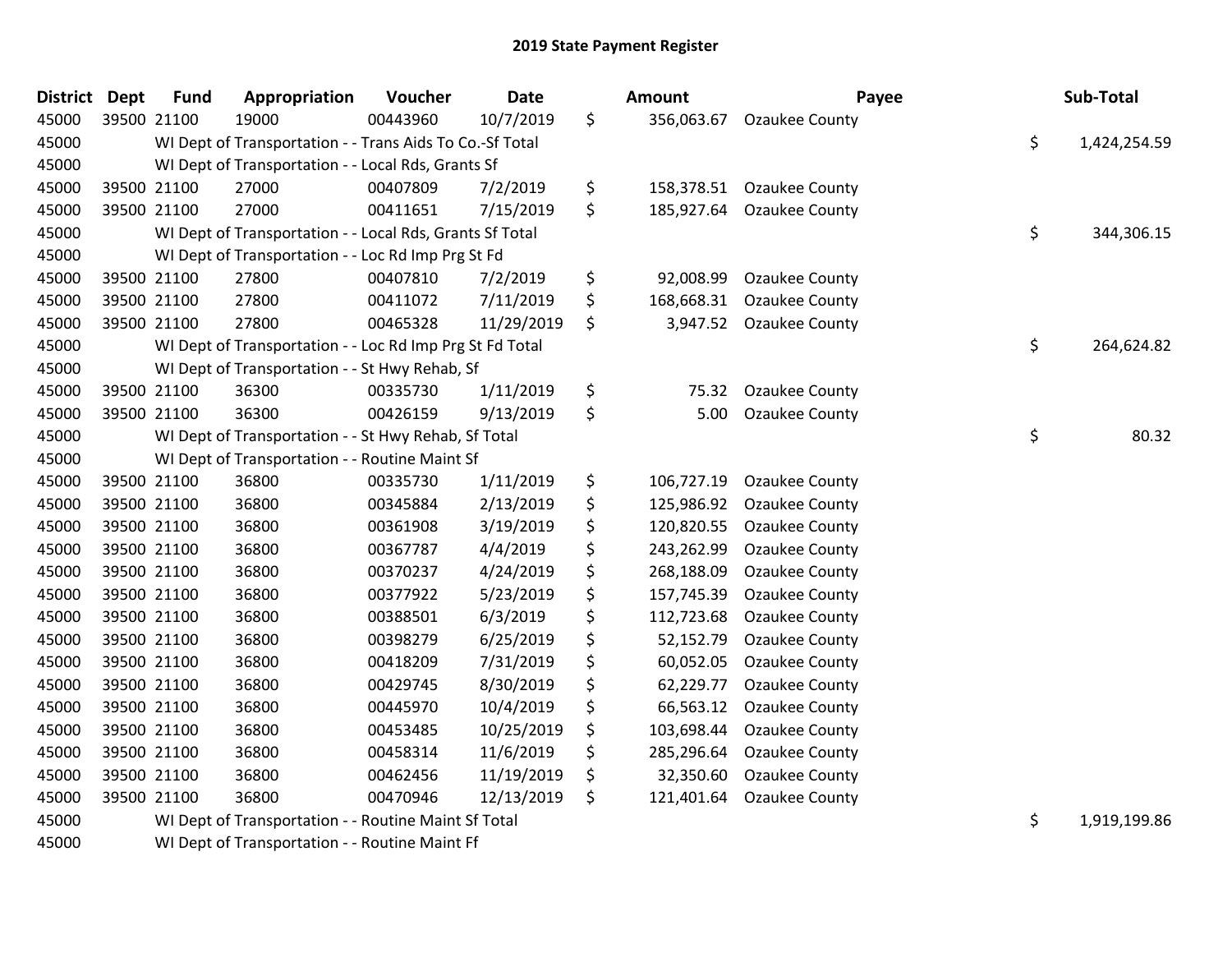# 2019 State Payment Register

| District | Dept | Fund | Appropriation | Voucher | Date | Amount | Payee | Sub-Total |
|---|---|---|---|---|---|---|---|---|
| 45000 | 39500 | 21100 | 19000 | 00443960 | 10/7/2019 | $ 356,063.67 | Ozaukee County | |
| 45000 | | WI Dept of Transportation - - Trans Aids To Co.-Sf Total | | | | | | $ 1,424,254.59 |
| 45000 | | WI Dept of Transportation - - Local Rds, Grants Sf | | | | | | |
| 45000 | 39500 | 21100 | 27000 | 00407809 | 7/2/2019 | $ 158,378.51 | Ozaukee County | |
| 45000 | 39500 | 21100 | 27000 | 00411651 | 7/15/2019 | $ 185,927.64 | Ozaukee County | |
| 45000 | | WI Dept of Transportation - - Local Rds, Grants Sf Total | | | | | | $ 344,306.15 |
| 45000 | | WI Dept of Transportation - - Loc Rd Imp Prg St Fd | | | | | | |
| 45000 | 39500 | 21100 | 27800 | 00407810 | 7/2/2019 | $ 92,008.99 | Ozaukee County | |
| 45000 | 39500 | 21100 | 27800 | 00411072 | 7/11/2019 | $ 168,668.31 | Ozaukee County | |
| 45000 | 39500 | 21100 | 27800 | 00465328 | 11/29/2019 | $ 3,947.52 | Ozaukee County | |
| 45000 | | WI Dept of Transportation - - Loc Rd Imp Prg St Fd Total | | | | | | $ 264,624.82 |
| 45000 | | WI Dept of Transportation - - St Hwy Rehab, Sf | | | | | | |
| 45000 | 39500 | 21100 | 36300 | 00335730 | 1/11/2019 | $ 75.32 | Ozaukee County | |
| 45000 | 39500 | 21100 | 36300 | 00426159 | 9/13/2019 | $ 5.00 | Ozaukee County | |
| 45000 | | WI Dept of Transportation - - St Hwy Rehab, Sf Total | | | | | | $ 80.32 |
| 45000 | | WI Dept of Transportation - - Routine Maint Sf | | | | | | |
| 45000 | 39500 | 21100 | 36800 | 00335730 | 1/11/2019 | $ 106,727.19 | Ozaukee County | |
| 45000 | 39500 | 21100 | 36800 | 00345884 | 2/13/2019 | $ 125,986.92 | Ozaukee County | |
| 45000 | 39500 | 21100 | 36800 | 00361908 | 3/19/2019 | $ 120,820.55 | Ozaukee County | |
| 45000 | 39500 | 21100 | 36800 | 00367787 | 4/4/2019 | $ 243,262.99 | Ozaukee County | |
| 45000 | 39500 | 21100 | 36800 | 00370237 | 4/24/2019 | $ 268,188.09 | Ozaukee County | |
| 45000 | 39500 | 21100 | 36800 | 00377922 | 5/23/2019 | $ 157,745.39 | Ozaukee County | |
| 45000 | 39500 | 21100 | 36800 | 00388501 | 6/3/2019 | $ 112,723.68 | Ozaukee County | |
| 45000 | 39500 | 21100 | 36800 | 00398279 | 6/25/2019 | $ 52,152.79 | Ozaukee County | |
| 45000 | 39500 | 21100 | 36800 | 00418209 | 7/31/2019 | $ 60,052.05 | Ozaukee County | |
| 45000 | 39500 | 21100 | 36800 | 00429745 | 8/30/2019 | $ 62,229.77 | Ozaukee County | |
| 45000 | 39500 | 21100 | 36800 | 00445970 | 10/4/2019 | $ 66,563.12 | Ozaukee County | |
| 45000 | 39500 | 21100 | 36800 | 00453485 | 10/25/2019 | $ 103,698.44 | Ozaukee County | |
| 45000 | 39500 | 21100 | 36800 | 00458314 | 11/6/2019 | $ 285,296.64 | Ozaukee County | |
| 45000 | 39500 | 21100 | 36800 | 00462456 | 11/19/2019 | $ 32,350.60 | Ozaukee County | |
| 45000 | 39500 | 21100 | 36800 | 00470946 | 12/13/2019 | $ 121,401.64 | Ozaukee County | |
| 45000 | | WI Dept of Transportation - - Routine Maint Sf Total | | | | | | $ 1,919,199.86 |
| 45000 | | WI Dept of Transportation - - Routine Maint Ff | | | | | | |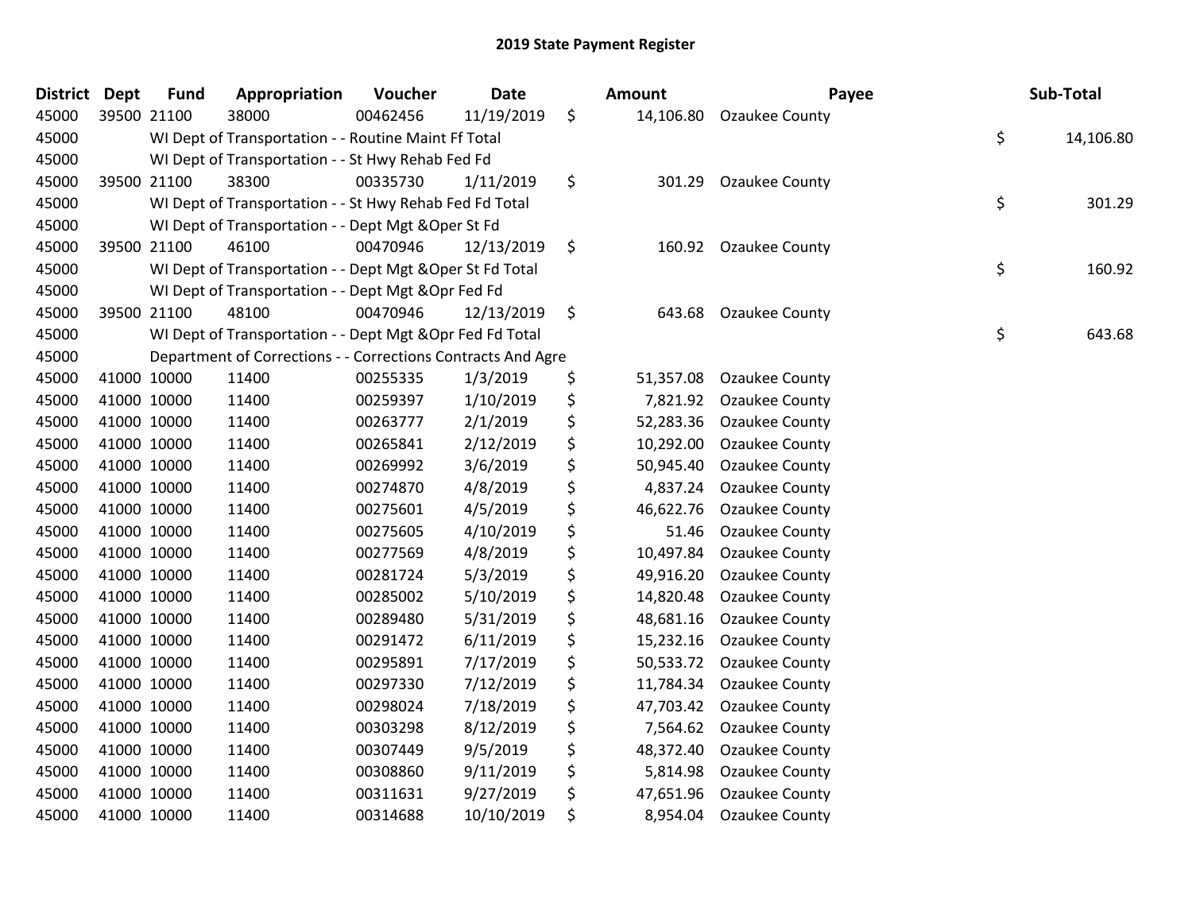# 2019 State Payment Register

| District | Dept | Fund | Appropriation | Voucher | Date | Amount | Payee | Sub-Total |
|---|---|---|---|---|---|---|---|---|
| 45000 | 39500 | 21100 | 38000 | 00462456 | 11/19/2019 | $ 14,106.80 | Ozaukee County | |
| 45000 | | WI Dept of Transportation - - Routine Maint Ff Total | | | | | | $ 14,106.80 |
| 45000 | | WI Dept of Transportation - - St Hwy Rehab Fed Fd | | | | | | |
| 45000 | 39500 | 21100 | 38300 | 00335730 | 1/11/2019 | $ 301.29 | Ozaukee County | |
| 45000 | | WI Dept of Transportation - - St Hwy Rehab Fed Fd Total | | | | | | $ 301.29 |
| 45000 | | WI Dept of Transportation - - Dept Mgt &Oper St Fd | | | | | | |
| 45000 | 39500 | 21100 | 46100 | 00470946 | 12/13/2019 | $ 160.92 | Ozaukee County | |
| 45000 | | WI Dept of Transportation - - Dept Mgt &Oper St Fd Total | | | | | | $ 160.92 |
| 45000 | | WI Dept of Transportation - - Dept Mgt &Opr Fed Fd | | | | | | |
| 45000 | 39500 | 21100 | 48100 | 00470946 | 12/13/2019 | $ 643.68 | Ozaukee County | |
| 45000 | | WI Dept of Transportation - - Dept Mgt &Opr Fed Fd Total | | | | | | $ 643.68 |
| 45000 | | Department of Corrections - - Corrections Contracts And Agre | | | | | | |
| 45000 | 41000 | 10000 | 11400 | 00255335 | 1/3/2019 | $ 51,357.08 | Ozaukee County | |
| 45000 | 41000 | 10000 | 11400 | 00259397 | 1/10/2019 | $ 7,821.92 | Ozaukee County | |
| 45000 | 41000 | 10000 | 11400 | 00263777 | 2/1/2019 | $ 52,283.36 | Ozaukee County | |
| 45000 | 41000 | 10000 | 11400 | 00265841 | 2/12/2019 | $ 10,292.00 | Ozaukee County | |
| 45000 | 41000 | 10000 | 11400 | 00269992 | 3/6/2019 | $ 50,945.40 | Ozaukee County | |
| 45000 | 41000 | 10000 | 11400 | 00274870 | 4/8/2019 | $ 4,837.24 | Ozaukee County | |
| 45000 | 41000 | 10000 | 11400 | 00275601 | 4/5/2019 | $ 46,622.76 | Ozaukee County | |
| 45000 | 41000 | 10000 | 11400 | 00275605 | 4/10/2019 | $ 51.46 | Ozaukee County | |
| 45000 | 41000 | 10000 | 11400 | 00277569 | 4/8/2019 | $ 10,497.84 | Ozaukee County | |
| 45000 | 41000 | 10000 | 11400 | 00281724 | 5/3/2019 | $ 49,916.20 | Ozaukee County | |
| 45000 | 41000 | 10000 | 11400 | 00285002 | 5/10/2019 | $ 14,820.48 | Ozaukee County | |
| 45000 | 41000 | 10000 | 11400 | 00289480 | 5/31/2019 | $ 48,681.16 | Ozaukee County | |
| 45000 | 41000 | 10000 | 11400 | 00291472 | 6/11/2019 | $ 15,232.16 | Ozaukee County | |
| 45000 | 41000 | 10000 | 11400 | 00295891 | 7/17/2019 | $ 50,533.72 | Ozaukee County | |
| 45000 | 41000 | 10000 | 11400 | 00297330 | 7/12/2019 | $ 11,784.34 | Ozaukee County | |
| 45000 | 41000 | 10000 | 11400 | 00298024 | 7/18/2019 | $ 47,703.42 | Ozaukee County | |
| 45000 | 41000 | 10000 | 11400 | 00303298 | 8/12/2019 | $ 7,564.62 | Ozaukee County | |
| 45000 | 41000 | 10000 | 11400 | 00307449 | 9/5/2019 | $ 48,372.40 | Ozaukee County | |
| 45000 | 41000 | 10000 | 11400 | 00308860 | 9/11/2019 | $ 5,814.98 | Ozaukee County | |
| 45000 | 41000 | 10000 | 11400 | 00311631 | 9/27/2019 | $ 47,651.96 | Ozaukee County | |
| 45000 | 41000 | 10000 | 11400 | 00314688 | 10/10/2019 | $ 8,954.04 | Ozaukee County | |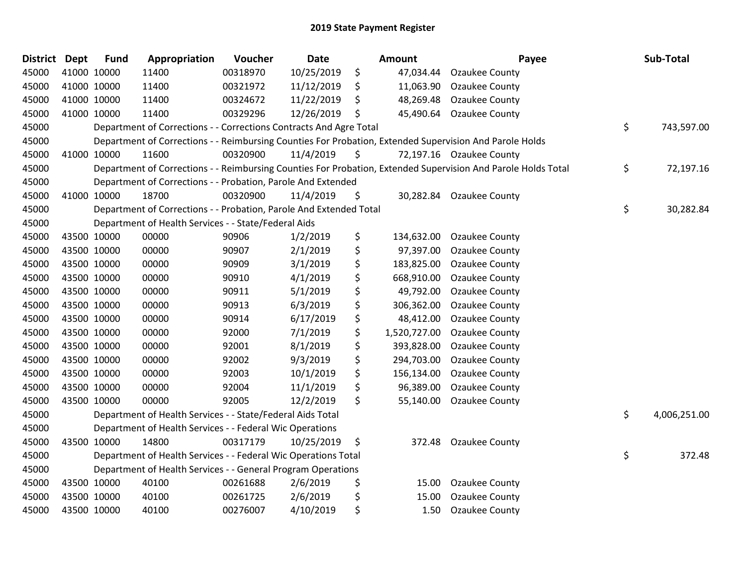# 2019 State Payment Register

| District | Dept | Fund | Appropriation | Voucher | Date | | Amount | Payee | | Sub-Total |
|---|---|---|---|---|---|---|---|---|---|---|
| 45000 | 41000 | 10000 | 11400 | 00318970 | 10/25/2019 | $ | 47,034.44 | Ozaukee County | | |
| 45000 | 41000 | 10000 | 11400 | 00321972 | 11/12/2019 | $ | 11,063.90 | Ozaukee County | | |
| 45000 | 41000 | 10000 | 11400 | 00324672 | 11/22/2019 | $ | 48,269.48 | Ozaukee County | | |
| 45000 | 41000 | 10000 | 11400 | 00329296 | 12/26/2019 | $ | 45,490.64 | Ozaukee County | | |
| 45000 | | Department of Corrections - - Corrections Contracts And Agre Total | | | | | | | $ | 743,597.00 |
| 45000 | | Department of Corrections - - Reimbursing Counties For Probation, Extended Supervision And Parole Holds | | | | | | | | |
| 45000 | 41000 | 10000 | 11600 | 00320900 | 11/4/2019 | $ | 72,197.16 | Ozaukee County | | |
| 45000 | | Department of Corrections - - Reimbursing Counties For Probation, Extended Supervision And Parole Holds Total | | | | | | | $ | 72,197.16 |
| 45000 | | Department of Corrections - - Probation, Parole And Extended | | | | | | | | |
| 45000 | 41000 | 10000 | 18700 | 00320900 | 11/4/2019 | $ | 30,282.84 | Ozaukee County | | |
| 45000 | | Department of Corrections - - Probation, Parole And Extended Total | | | | | | | $ | 30,282.84 |
| 45000 | | Department of Health Services - - State/Federal Aids | | | | | | | | |
| 45000 | 43500 | 10000 | 00000 | 90906 | 1/2/2019 | $ | 134,632.00 | Ozaukee County | | |
| 45000 | 43500 | 10000 | 00000 | 90907 | 2/1/2019 | $ | 97,397.00 | Ozaukee County | | |
| 45000 | 43500 | 10000 | 00000 | 90909 | 3/1/2019 | $ | 183,825.00 | Ozaukee County | | |
| 45000 | 43500 | 10000 | 00000 | 90910 | 4/1/2019 | $ | 668,910.00 | Ozaukee County | | |
| 45000 | 43500 | 10000 | 00000 | 90911 | 5/1/2019 | $ | 49,792.00 | Ozaukee County | | |
| 45000 | 43500 | 10000 | 00000 | 90913 | 6/3/2019 | $ | 306,362.00 | Ozaukee County | | |
| 45000 | 43500 | 10000 | 00000 | 90914 | 6/17/2019 | $ | 48,412.00 | Ozaukee County | | |
| 45000 | 43500 | 10000 | 00000 | 92000 | 7/1/2019 | $ | 1,520,727.00 | Ozaukee County | | |
| 45000 | 43500 | 10000 | 00000 | 92001 | 8/1/2019 | $ | 393,828.00 | Ozaukee County | | |
| 45000 | 43500 | 10000 | 00000 | 92002 | 9/3/2019 | $ | 294,703.00 | Ozaukee County | | |
| 45000 | 43500 | 10000 | 00000 | 92003 | 10/1/2019 | $ | 156,134.00 | Ozaukee County | | |
| 45000 | 43500 | 10000 | 00000 | 92004 | 11/1/2019 | $ | 96,389.00 | Ozaukee County | | |
| 45000 | 43500 | 10000 | 00000 | 92005 | 12/2/2019 | $ | 55,140.00 | Ozaukee County | | |
| 45000 | | Department of Health Services - - State/Federal Aids Total | | | | | | | $ | 4,006,251.00 |
| 45000 | | Department of Health Services - - Federal Wic Operations | | | | | | | | |
| 45000 | 43500 | 10000 | 14800 | 00317179 | 10/25/2019 | $ | 372.48 | Ozaukee County | | |
| 45000 | | Department of Health Services - - Federal Wic Operations Total | | | | | | | $ | 372.48 |
| 45000 | | Department of Health Services - - General Program Operations | | | | | | | | |
| 45000 | 43500 | 10000 | 40100 | 00261688 | 2/6/2019 | $ | 15.00 | Ozaukee County | | |
| 45000 | 43500 | 10000 | 40100 | 00261725 | 2/6/2019 | $ | 15.00 | Ozaukee County | | |
| 45000 | 43500 | 10000 | 40100 | 00276007 | 4/10/2019 | $ | 1.50 | Ozaukee County | | |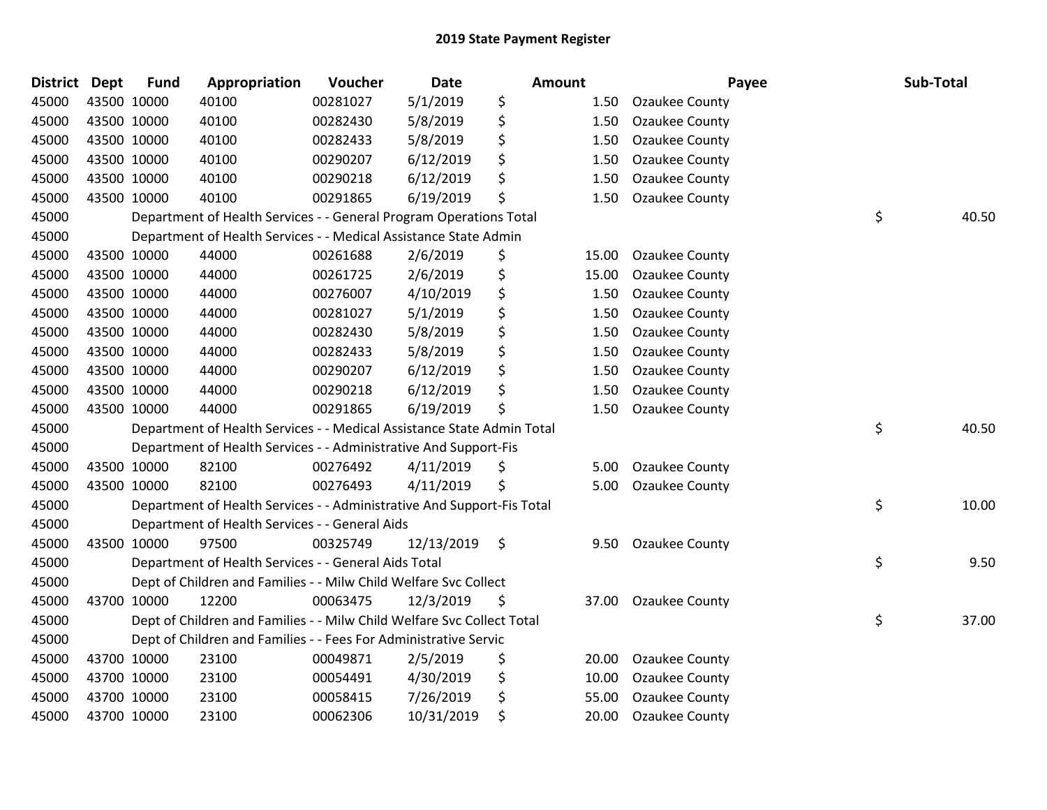# 2019 State Payment Register

| District | Dept | Fund | Appropriation | Voucher | Date | Amount | Payee | Sub-Total |
|---|---|---|---|---|---|---|---|---|
| 45000 | 43500 | 10000 | 40100 | 00281027 | 5/1/2019 | $ 1.50 | Ozaukee County | |
| 45000 | 43500 | 10000 | 40100 | 00282430 | 5/8/2019 | $ 1.50 | Ozaukee County | |
| 45000 | 43500 | 10000 | 40100 | 00282433 | 5/8/2019 | $ 1.50 | Ozaukee County | |
| 45000 | 43500 | 10000 | 40100 | 00290207 | 6/12/2019 | $ 1.50 | Ozaukee County | |
| 45000 | 43500 | 10000 | 40100 | 00290218 | 6/12/2019 | $ 1.50 | Ozaukee County | |
| 45000 | 43500 | 10000 | 40100 | 00291865 | 6/19/2019 | $ 1.50 | Ozaukee County | |
| 45000 | | Department of Health Services - - General Program Operations Total | | | | | | $ 40.50 |
| 45000 | | Department of Health Services - - Medical Assistance State Admin | | | | | | |
| 45000 | 43500 | 10000 | 44000 | 00261688 | 2/6/2019 | $ 15.00 | Ozaukee County | |
| 45000 | 43500 | 10000 | 44000 | 00261725 | 2/6/2019 | $ 15.00 | Ozaukee County | |
| 45000 | 43500 | 10000 | 44000 | 00276007 | 4/10/2019 | $ 1.50 | Ozaukee County | |
| 45000 | 43500 | 10000 | 44000 | 00281027 | 5/1/2019 | $ 1.50 | Ozaukee County | |
| 45000 | 43500 | 10000 | 44000 | 00282430 | 5/8/2019 | $ 1.50 | Ozaukee County | |
| 45000 | 43500 | 10000 | 44000 | 00282433 | 5/8/2019 | $ 1.50 | Ozaukee County | |
| 45000 | 43500 | 10000 | 44000 | 00290207 | 6/12/2019 | $ 1.50 | Ozaukee County | |
| 45000 | 43500 | 10000 | 44000 | 00290218 | 6/12/2019 | $ 1.50 | Ozaukee County | |
| 45000 | 43500 | 10000 | 44000 | 00291865 | 6/19/2019 | $ 1.50 | Ozaukee County | |
| 45000 | | Department of Health Services - - Medical Assistance State Admin Total | | | | | | $ 40.50 |
| 45000 | | Department of Health Services - - Administrative And Support-Fis | | | | | | |
| 45000 | 43500 | 10000 | 82100 | 00276492 | 4/11/2019 | $ 5.00 | Ozaukee County | |
| 45000 | 43500 | 10000 | 82100 | 00276493 | 4/11/2019 | $ 5.00 | Ozaukee County | |
| 45000 | | Department of Health Services - - Administrative And Support-Fis Total | | | | | | $ 10.00 |
| 45000 | | Department of Health Services - - General Aids | | | | | | |
| 45000 | 43500 | 10000 | 97500 | 00325749 | 12/13/2019 | $ 9.50 | Ozaukee County | |
| 45000 | | Department of Health Services - - General Aids Total | | | | | | $ 9.50 |
| 45000 | | Dept of Children and Families - - Milw Child Welfare Svc Collect | | | | | | |
| 45000 | 43700 | 10000 | 12200 | 00063475 | 12/3/2019 | $ 37.00 | Ozaukee County | |
| 45000 | | Dept of Children and Families - - Milw Child Welfare Svc Collect Total | | | | | | $ 37.00 |
| 45000 | | Dept of Children and Families - - Fees For Administrative Servic | | | | | | |
| 45000 | 43700 | 10000 | 23100 | 00049871 | 2/5/2019 | $ 20.00 | Ozaukee County | |
| 45000 | 43700 | 10000 | 23100 | 00054491 | 4/30/2019 | $ 10.00 | Ozaukee County | |
| 45000 | 43700 | 10000 | 23100 | 00058415 | 7/26/2019 | $ 55.00 | Ozaukee County | |
| 45000 | 43700 | 10000 | 23100 | 00062306 | 10/31/2019 | $ 20.00 | Ozaukee County | |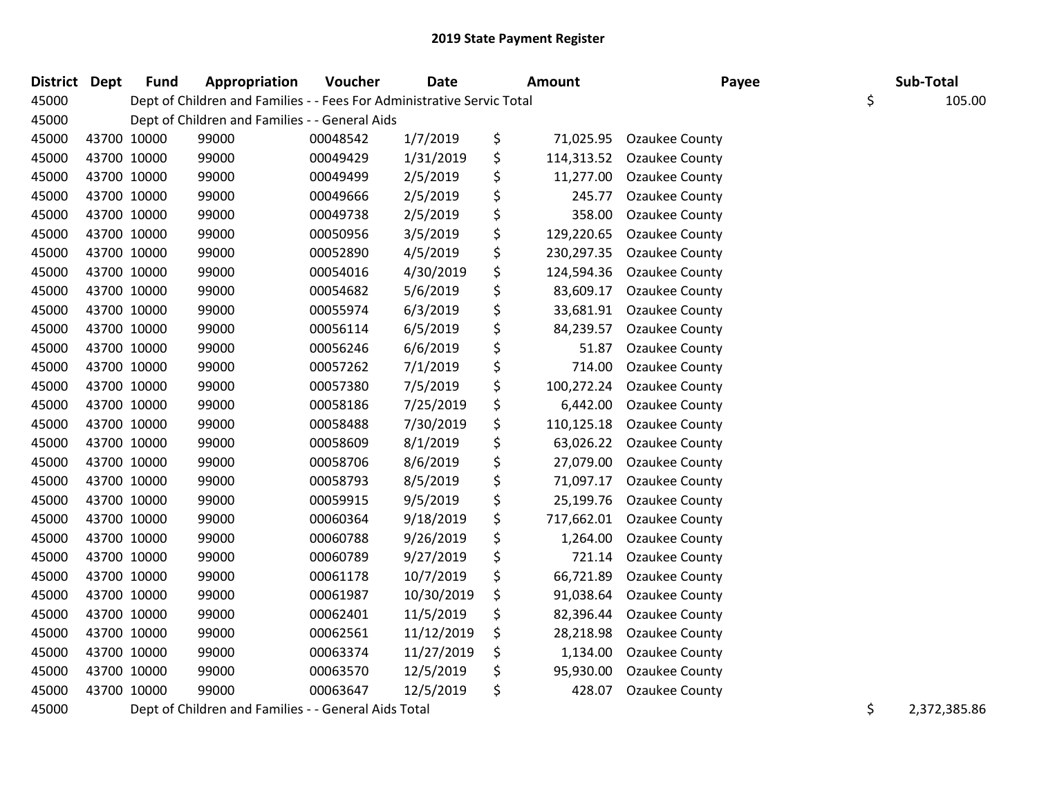# 2019 State Payment Register

| District | Dept | Fund | Appropriation | Voucher | Date | Amount | Payee | Sub-Total |
|---|---|---|---|---|---|---|---|---|
| 45000 | | Dept of Children and Families - - Fees For Administrative Servic Total | | | | | | $ 105.00 |
| 45000 | | Dept of Children and Families - - General Aids | | | | | | |
| 45000 | 43700 | 10000 | 99000 | 00048542 | 1/7/2019 | $ 71,025.95 | Ozaukee County | |
| 45000 | 43700 | 10000 | 99000 | 00049429 | 1/31/2019 | $ 114,313.52 | Ozaukee County | |
| 45000 | 43700 | 10000 | 99000 | 00049499 | 2/5/2019 | $ 11,277.00 | Ozaukee County | |
| 45000 | 43700 | 10000 | 99000 | 00049666 | 2/5/2019 | $ 245.77 | Ozaukee County | |
| 45000 | 43700 | 10000 | 99000 | 00049738 | 2/5/2019 | $ 358.00 | Ozaukee County | |
| 45000 | 43700 | 10000 | 99000 | 00050956 | 3/5/2019 | $ 129,220.65 | Ozaukee County | |
| 45000 | 43700 | 10000 | 99000 | 00052890 | 4/5/2019 | $ 230,297.35 | Ozaukee County | |
| 45000 | 43700 | 10000 | 99000 | 00054016 | 4/30/2019 | $ 124,594.36 | Ozaukee County | |
| 45000 | 43700 | 10000 | 99000 | 00054682 | 5/6/2019 | $ 83,609.17 | Ozaukee County | |
| 45000 | 43700 | 10000 | 99000 | 00055974 | 6/3/2019 | $ 33,681.91 | Ozaukee County | |
| 45000 | 43700 | 10000 | 99000 | 00056114 | 6/5/2019 | $ 84,239.57 | Ozaukee County | |
| 45000 | 43700 | 10000 | 99000 | 00056246 | 6/6/2019 | $ 51.87 | Ozaukee County | |
| 45000 | 43700 | 10000 | 99000 | 00057262 | 7/1/2019 | $ 714.00 | Ozaukee County | |
| 45000 | 43700 | 10000 | 99000 | 00057380 | 7/5/2019 | $ 100,272.24 | Ozaukee County | |
| 45000 | 43700 | 10000 | 99000 | 00058186 | 7/25/2019 | $ 6,442.00 | Ozaukee County | |
| 45000 | 43700 | 10000 | 99000 | 00058488 | 7/30/2019 | $ 110,125.18 | Ozaukee County | |
| 45000 | 43700 | 10000 | 99000 | 00058609 | 8/1/2019 | $ 63,026.22 | Ozaukee County | |
| 45000 | 43700 | 10000 | 99000 | 00058706 | 8/6/2019 | $ 27,079.00 | Ozaukee County | |
| 45000 | 43700 | 10000 | 99000 | 00058793 | 8/5/2019 | $ 71,097.17 | Ozaukee County | |
| 45000 | 43700 | 10000 | 99000 | 00059915 | 9/5/2019 | $ 25,199.76 | Ozaukee County | |
| 45000 | 43700 | 10000 | 99000 | 00060364 | 9/18/2019 | $ 717,662.01 | Ozaukee County | |
| 45000 | 43700 | 10000 | 99000 | 00060788 | 9/26/2019 | $ 1,264.00 | Ozaukee County | |
| 45000 | 43700 | 10000 | 99000 | 00060789 | 9/27/2019 | $ 721.14 | Ozaukee County | |
| 45000 | 43700 | 10000 | 99000 | 00061178 | 10/7/2019 | $ 66,721.89 | Ozaukee County | |
| 45000 | 43700 | 10000 | 99000 | 00061987 | 10/30/2019 | $ 91,038.64 | Ozaukee County | |
| 45000 | 43700 | 10000 | 99000 | 00062401 | 11/5/2019 | $ 82,396.44 | Ozaukee County | |
| 45000 | 43700 | 10000 | 99000 | 00062561 | 11/12/2019 | $ 28,218.98 | Ozaukee County | |
| 45000 | 43700 | 10000 | 99000 | 00063374 | 11/27/2019 | $ 1,134.00 | Ozaukee County | |
| 45000 | 43700 | 10000 | 99000 | 00063570 | 12/5/2019 | $ 95,930.00 | Ozaukee County | |
| 45000 | 43700 | 10000 | 99000 | 00063647 | 12/5/2019 | $ 428.07 | Ozaukee County | |
| 45000 | | Dept of Children and Families - - General Aids Total | | | | | | $ 2,372,385.86 |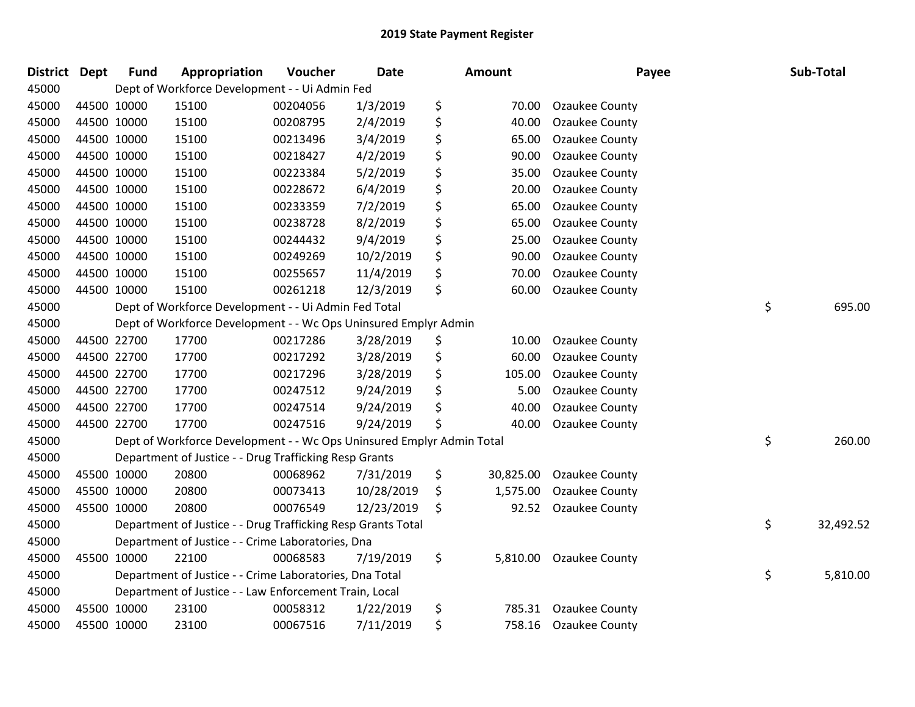# 2019 State Payment Register

| District | Dept | Fund | Appropriation | Voucher | Date | Amount | Payee | Sub-Total |
|---|---|---|---|---|---|---|---|---|
| 45000 | | Dept of Workforce Development - - Ui Admin Fed | | | | | | |
| 45000 | 44500 | 10000 | 15100 | 00204056 | 1/3/2019 | $ 70.00 | Ozaukee County | |
| 45000 | 44500 | 10000 | 15100 | 00208795 | 2/4/2019 | $ 40.00 | Ozaukee County | |
| 45000 | 44500 | 10000 | 15100 | 00213496 | 3/4/2019 | $ 65.00 | Ozaukee County | |
| 45000 | 44500 | 10000 | 15100 | 00218427 | 4/2/2019 | $ 90.00 | Ozaukee County | |
| 45000 | 44500 | 10000 | 15100 | 00223384 | 5/2/2019 | $ 35.00 | Ozaukee County | |
| 45000 | 44500 | 10000 | 15100 | 00228672 | 6/4/2019 | $ 20.00 | Ozaukee County | |
| 45000 | 44500 | 10000 | 15100 | 00233359 | 7/2/2019 | $ 65.00 | Ozaukee County | |
| 45000 | 44500 | 10000 | 15100 | 00238728 | 8/2/2019 | $ 65.00 | Ozaukee County | |
| 45000 | 44500 | 10000 | 15100 | 00244432 | 9/4/2019 | $ 25.00 | Ozaukee County | |
| 45000 | 44500 | 10000 | 15100 | 00249269 | 10/2/2019 | $ 90.00 | Ozaukee County | |
| 45000 | 44500 | 10000 | 15100 | 00255657 | 11/4/2019 | $ 70.00 | Ozaukee County | |
| 45000 | 44500 | 10000 | 15100 | 00261218 | 12/3/2019 | $ 60.00 | Ozaukee County | |
| 45000 | | Dept of Workforce Development - - Ui Admin Fed Total | | | | | | $ 695.00 |
| 45000 | | Dept of Workforce Development - - Wc Ops Uninsured Emplyr Admin | | | | | | |
| 45000 | 44500 | 22700 | 17700 | 00217286 | 3/28/2019 | $ 10.00 | Ozaukee County | |
| 45000 | 44500 | 22700 | 17700 | 00217292 | 3/28/2019 | $ 60.00 | Ozaukee County | |
| 45000 | 44500 | 22700 | 17700 | 00217296 | 3/28/2019 | $ 105.00 | Ozaukee County | |
| 45000 | 44500 | 22700 | 17700 | 00247512 | 9/24/2019 | $ 5.00 | Ozaukee County | |
| 45000 | 44500 | 22700 | 17700 | 00247514 | 9/24/2019 | $ 40.00 | Ozaukee County | |
| 45000 | 44500 | 22700 | 17700 | 00247516 | 9/24/2019 | $ 40.00 | Ozaukee County | |
| 45000 | | Dept of Workforce Development - - Wc Ops Uninsured Emplyr Admin Total | | | | | | $ 260.00 |
| 45000 | | Department of Justice - - Drug Trafficking Resp Grants | | | | | | |
| 45000 | 45500 | 10000 | 20800 | 00068962 | 7/31/2019 | $ 30,825.00 | Ozaukee County | |
| 45000 | 45500 | 10000 | 20800 | 00073413 | 10/28/2019 | $ 1,575.00 | Ozaukee County | |
| 45000 | 45500 | 10000 | 20800 | 00076549 | 12/23/2019 | $ 92.52 | Ozaukee County | |
| 45000 | | Department of Justice - - Drug Trafficking Resp Grants Total | | | | | | $ 32,492.52 |
| 45000 | | Department of Justice - - Crime Laboratories, Dna | | | | | | |
| 45000 | 45500 | 10000 | 22100 | 00068583 | 7/19/2019 | $ 5,810.00 | Ozaukee County | |
| 45000 | | Department of Justice - - Crime Laboratories, Dna Total | | | | | | $ 5,810.00 |
| 45000 | | Department of Justice - - Law Enforcement Train, Local | | | | | | |
| 45000 | 45500 | 10000 | 23100 | 00058312 | 1/22/2019 | $ 785.31 | Ozaukee County | |
| 45000 | 45500 | 10000 | 23100 | 00067516 | 7/11/2019 | $ 758.16 | Ozaukee County | |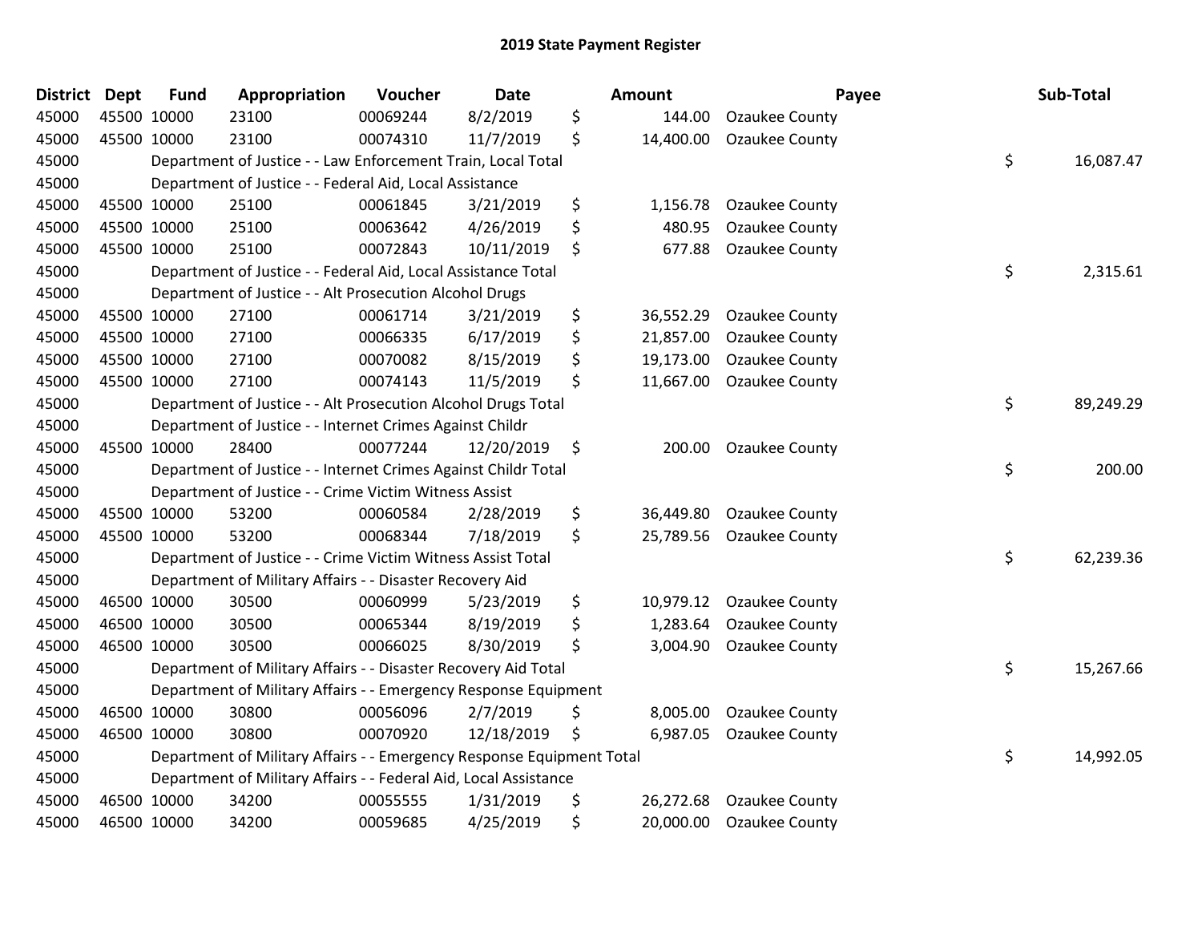# 2019 State Payment Register

| District | Dept | Fund | Appropriation | Voucher | Date | | Amount | Payee | | Sub-Total |
|---|---|---|---|---|---|---|---|---|---|---|
| 45000 | 45500 | 10000 | 23100 | 00069244 | 8/2/2019 | $ | 144.00 | Ozaukee County | | |
| 45000 | 45500 | 10000 | 23100 | 00074310 | 11/7/2019 | $ | 14,400.00 | Ozaukee County | | |
| 45000 | | Department of Justice - - Law Enforcement Train, Local Total | | | | | | | $ | 16,087.47 |
| 45000 | | Department of Justice - - Federal Aid, Local Assistance | | | | | | | | |
| 45000 | 45500 | 10000 | 25100 | 00061845 | 3/21/2019 | $ | 1,156.78 | Ozaukee County | | |
| 45000 | 45500 | 10000 | 25100 | 00063642 | 4/26/2019 | $ | 480.95 | Ozaukee County | | |
| 45000 | 45500 | 10000 | 25100 | 00072843 | 10/11/2019 | $ | 677.88 | Ozaukee County | | |
| 45000 | | Department of Justice - - Federal Aid, Local Assistance Total | | | | | | | $ | 2,315.61 |
| 45000 | | Department of Justice - - Alt Prosecution Alcohol Drugs | | | | | | | | |
| 45000 | 45500 | 10000 | 27100 | 00061714 | 3/21/2019 | $ | 36,552.29 | Ozaukee County | | |
| 45000 | 45500 | 10000 | 27100 | 00066335 | 6/17/2019 | $ | 21,857.00 | Ozaukee County | | |
| 45000 | 45500 | 10000 | 27100 | 00070082 | 8/15/2019 | $ | 19,173.00 | Ozaukee County | | |
| 45000 | 45500 | 10000 | 27100 | 00074143 | 11/5/2019 | $ | 11,667.00 | Ozaukee County | | |
| 45000 | | Department of Justice - - Alt Prosecution Alcohol Drugs Total | | | | | | | $ | 89,249.29 |
| 45000 | | Department of Justice - - Internet Crimes Against Childr | | | | | | | | |
| 45000 | 45500 | 10000 | 28400 | 00077244 | 12/20/2019 | $ | 200.00 | Ozaukee County | | |
| 45000 | | Department of Justice - - Internet Crimes Against Childr Total | | | | | | | $ | 200.00 |
| 45000 | | Department of Justice - - Crime Victim Witness Assist | | | | | | | | |
| 45000 | 45500 | 10000 | 53200 | 00060584 | 2/28/2019 | $ | 36,449.80 | Ozaukee County | | |
| 45000 | 45500 | 10000 | 53200 | 00068344 | 7/18/2019 | $ | 25,789.56 | Ozaukee County | | |
| 45000 | | Department of Justice - - Crime Victim Witness Assist Total | | | | | | | $ | 62,239.36 |
| 45000 | | Department of Military Affairs - - Disaster Recovery Aid | | | | | | | | |
| 45000 | 46500 | 10000 | 30500 | 00060999 | 5/23/2019 | $ | 10,979.12 | Ozaukee County | | |
| 45000 | 46500 | 10000 | 30500 | 00065344 | 8/19/2019 | $ | 1,283.64 | Ozaukee County | | |
| 45000 | 46500 | 10000 | 30500 | 00066025 | 8/30/2019 | $ | 3,004.90 | Ozaukee County | | |
| 45000 | | Department of Military Affairs - - Disaster Recovery Aid Total | | | | | | | $ | 15,267.66 |
| 45000 | | Department of Military Affairs - - Emergency Response Equipment | | | | | | | | |
| 45000 | 46500 | 10000 | 30800 | 00056096 | 2/7/2019 | $ | 8,005.00 | Ozaukee County | | |
| 45000 | 46500 | 10000 | 30800 | 00070920 | 12/18/2019 | $ | 6,987.05 | Ozaukee County | | |
| 45000 | | Department of Military Affairs - - Emergency Response Equipment Total | | | | | | | $ | 14,992.05 |
| 45000 | | Department of Military Affairs - - Federal Aid, Local Assistance | | | | | | | | |
| 45000 | 46500 | 10000 | 34200 | 00055555 | 1/31/2019 | $ | 26,272.68 | Ozaukee County | | |
| 45000 | 46500 | 10000 | 34200 | 00059685 | 4/25/2019 | $ | 20,000.00 | Ozaukee County | | |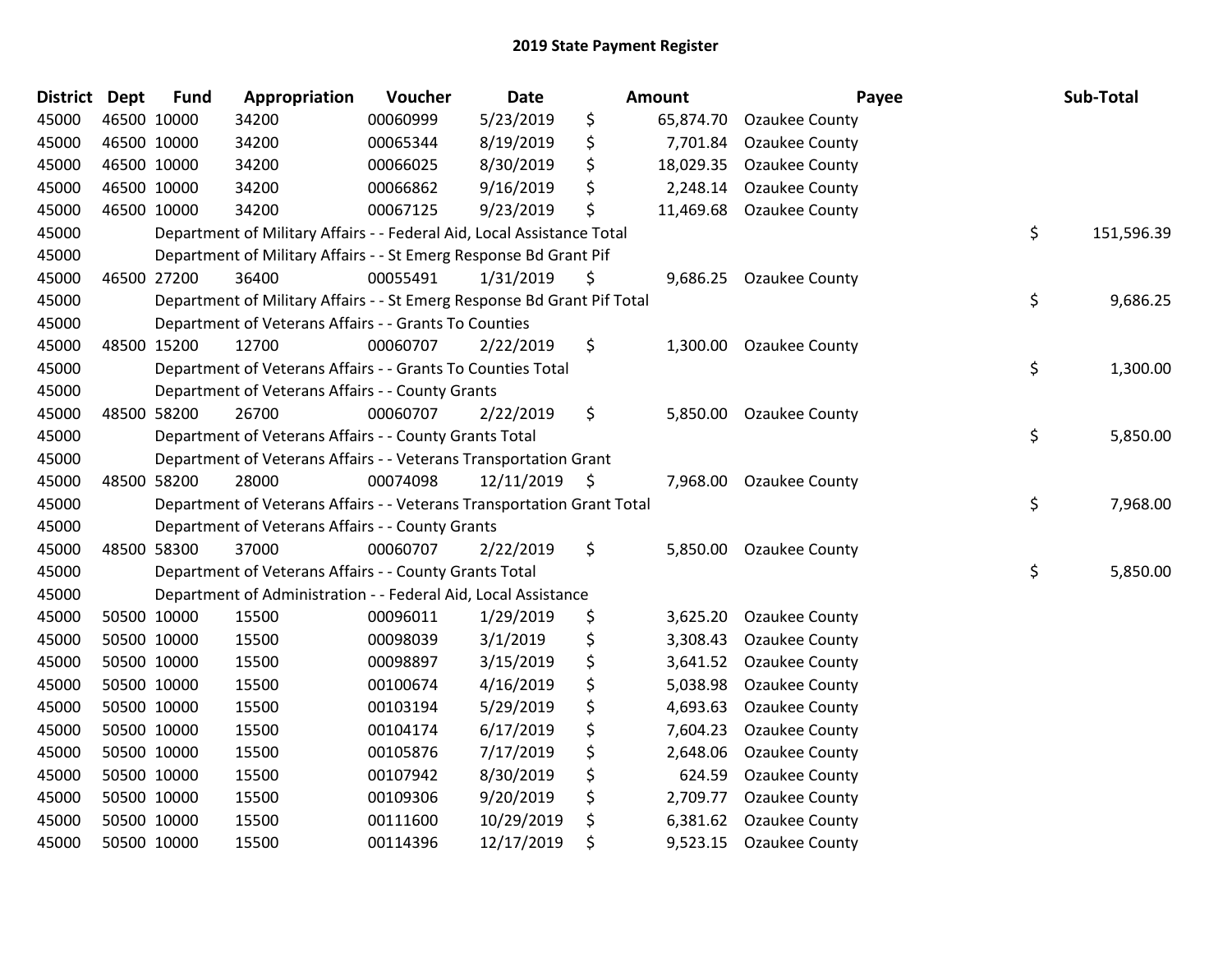# 2019 State Payment Register

| District | Dept | Fund | Appropriation | Voucher | Date | Amount | Payee | Sub-Total |
|---|---|---|---|---|---|---|---|---|
| 45000 | 46500 | 10000 | 34200 | 00060999 | 5/23/2019 | $ 65,874.70 | Ozaukee County | |
| 45000 | 46500 | 10000 | 34200 | 00065344 | 8/19/2019 | $ 7,701.84 | Ozaukee County | |
| 45000 | 46500 | 10000 | 34200 | 00066025 | 8/30/2019 | $ 18,029.35 | Ozaukee County | |
| 45000 | 46500 | 10000 | 34200 | 00066862 | 9/16/2019 | $ 2,248.14 | Ozaukee County | |
| 45000 | 46500 | 10000 | 34200 | 00067125 | 9/23/2019 | $ 11,469.68 | Ozaukee County | |
| 45000 | | Department of Military Affairs - - Federal Aid, Local Assistance Total | | | | | | $ 151,596.39 |
| 45000 | | Department of Military Affairs - - St Emerg Response Bd Grant Pif | | | | | | |
| 45000 | 46500 | 27200 | 36400 | 00055491 | 1/31/2019 | $ 9,686.25 | Ozaukee County | |
| 45000 | | Department of Military Affairs - - St Emerg Response Bd Grant Pif Total | | | | | | $ 9,686.25 |
| 45000 | | Department of Veterans Affairs - - Grants To Counties | | | | | | |
| 45000 | 48500 | 15200 | 12700 | 00060707 | 2/22/2019 | $ 1,300.00 | Ozaukee County | |
| 45000 | | Department of Veterans Affairs - - Grants To Counties Total | | | | | | $ 1,300.00 |
| 45000 | | Department of Veterans Affairs - - County Grants | | | | | | |
| 45000 | 48500 | 58200 | 26700 | 00060707 | 2/22/2019 | $ 5,850.00 | Ozaukee County | |
| 45000 | | Department of Veterans Affairs - - County Grants Total | | | | | | $ 5,850.00 |
| 45000 | | Department of Veterans Affairs - - Veterans Transportation Grant | | | | | | |
| 45000 | 48500 | 58200 | 28000 | 00074098 | 12/11/2019 | $ 7,968.00 | Ozaukee County | |
| 45000 | | Department of Veterans Affairs - - Veterans Transportation Grant Total | | | | | | $ 7,968.00 |
| 45000 | | Department of Veterans Affairs - - County Grants | | | | | | |
| 45000 | 48500 | 58300 | 37000 | 00060707 | 2/22/2019 | $ 5,850.00 | Ozaukee County | |
| 45000 | | Department of Veterans Affairs - - County Grants Total | | | | | | $ 5,850.00 |
| 45000 | | Department of Administration - - Federal Aid, Local Assistance | | | | | | |
| 45000 | 50500 | 10000 | 15500 | 00096011 | 1/29/2019 | $ 3,625.20 | Ozaukee County | |
| 45000 | 50500 | 10000 | 15500 | 00098039 | 3/1/2019 | $ 3,308.43 | Ozaukee County | |
| 45000 | 50500 | 10000 | 15500 | 00098897 | 3/15/2019 | $ 3,641.52 | Ozaukee County | |
| 45000 | 50500 | 10000 | 15500 | 00100674 | 4/16/2019 | $ 5,038.98 | Ozaukee County | |
| 45000 | 50500 | 10000 | 15500 | 00103194 | 5/29/2019 | $ 4,693.63 | Ozaukee County | |
| 45000 | 50500 | 10000 | 15500 | 00104174 | 6/17/2019 | $ 7,604.23 | Ozaukee County | |
| 45000 | 50500 | 10000 | 15500 | 00105876 | 7/17/2019 | $ 2,648.06 | Ozaukee County | |
| 45000 | 50500 | 10000 | 15500 | 00107942 | 8/30/2019 | $ 624.59 | Ozaukee County | |
| 45000 | 50500 | 10000 | 15500 | 00109306 | 9/20/2019 | $ 2,709.77 | Ozaukee County | |
| 45000 | 50500 | 10000 | 15500 | 00111600 | 10/29/2019 | $ 6,381.62 | Ozaukee County | |
| 45000 | 50500 | 10000 | 15500 | 00114396 | 12/17/2019 | $ 9,523.15 | Ozaukee County | |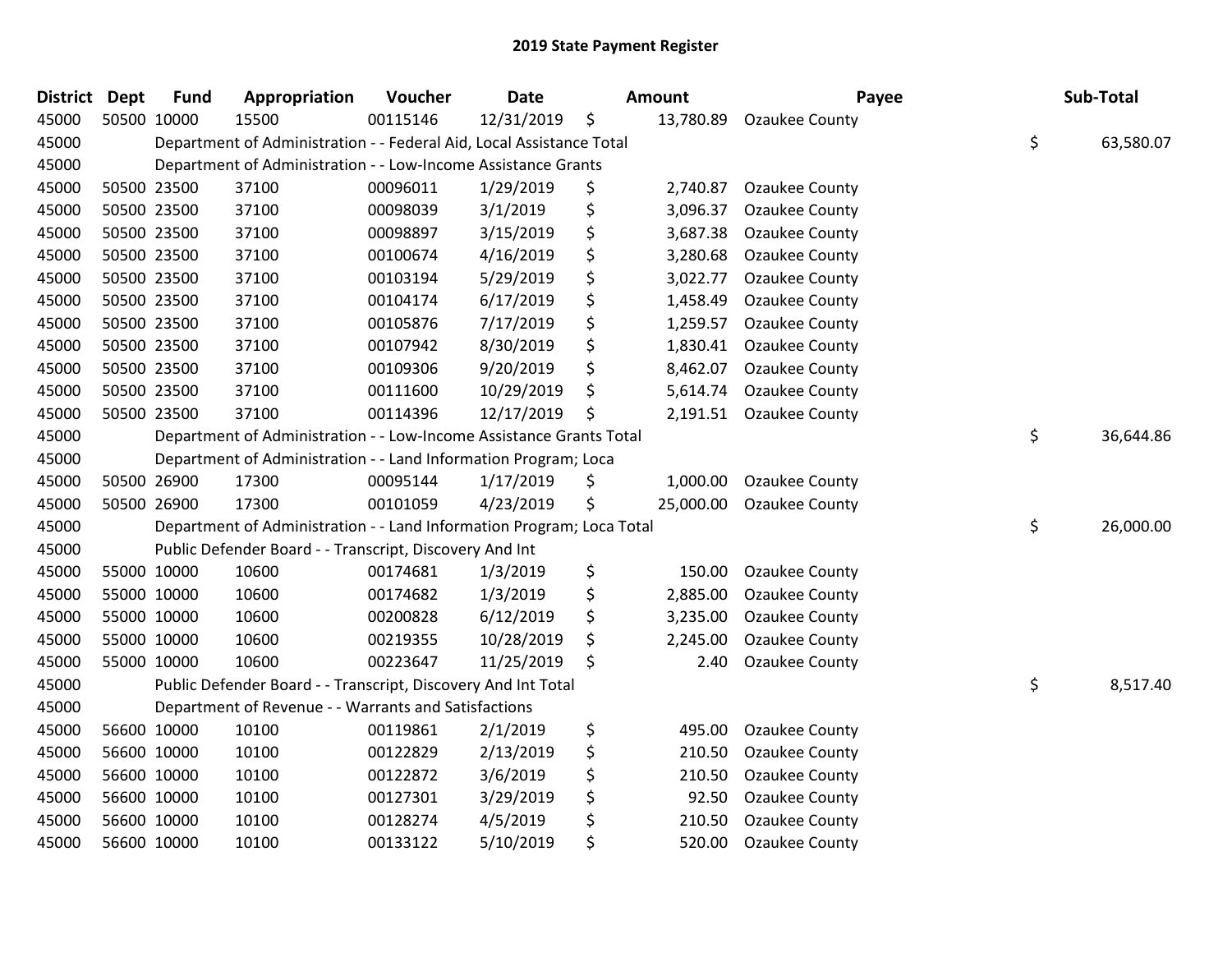# 2019 State Payment Register

| District | Dept | Fund | Appropriation | Voucher | Date | Amount | Payee | Sub-Total |
|---|---|---|---|---|---|---|---|---|
| 45000 | 50500 | 10000 | 15500 | 00115146 | 12/31/2019 | $ 13,780.89 | Ozaukee County | |
| 45000 | | Department of Administration - - Federal Aid, Local Assistance Total | | | | | | $ 63,580.07 |
| 45000 | | Department of Administration - - Low-Income Assistance Grants | | | | | | |
| 45000 | 50500 | 23500 | 37100 | 00096011 | 1/29/2019 | $ 2,740.87 | Ozaukee County | |
| 45000 | 50500 | 23500 | 37100 | 00098039 | 3/1/2019 | $ 3,096.37 | Ozaukee County | |
| 45000 | 50500 | 23500 | 37100 | 00098897 | 3/15/2019 | $ 3,687.38 | Ozaukee County | |
| 45000 | 50500 | 23500 | 37100 | 00100674 | 4/16/2019 | $ 3,280.68 | Ozaukee County | |
| 45000 | 50500 | 23500 | 37100 | 00103194 | 5/29/2019 | $ 3,022.77 | Ozaukee County | |
| 45000 | 50500 | 23500 | 37100 | 00104174 | 6/17/2019 | $ 1,458.49 | Ozaukee County | |
| 45000 | 50500 | 23500 | 37100 | 00105876 | 7/17/2019 | $ 1,259.57 | Ozaukee County | |
| 45000 | 50500 | 23500 | 37100 | 00107942 | 8/30/2019 | $ 1,830.41 | Ozaukee County | |
| 45000 | 50500 | 23500 | 37100 | 00109306 | 9/20/2019 | $ 8,462.07 | Ozaukee County | |
| 45000 | 50500 | 23500 | 37100 | 00111600 | 10/29/2019 | $ 5,614.74 | Ozaukee County | |
| 45000 | 50500 | 23500 | 37100 | 00114396 | 12/17/2019 | $ 2,191.51 | Ozaukee County | |
| 45000 | | Department of Administration - - Low-Income Assistance Grants Total | | | | | | $ 36,644.86 |
| 45000 | | Department of Administration - - Land Information Program; Loca | | | | | | |
| 45000 | 50500 | 26900 | 17300 | 00095144 | 1/17/2019 | $ 1,000.00 | Ozaukee County | |
| 45000 | 50500 | 26900 | 17300 | 00101059 | 4/23/2019 | $ 25,000.00 | Ozaukee County | |
| 45000 | | Department of Administration - - Land Information Program; Loca Total | | | | | | $ 26,000.00 |
| 45000 | | Public Defender Board - - Transcript, Discovery And Int | | | | | | |
| 45000 | 55000 | 10000 | 10600 | 00174681 | 1/3/2019 | $ 150.00 | Ozaukee County | |
| 45000 | 55000 | 10000 | 10600 | 00174682 | 1/3/2019 | $ 2,885.00 | Ozaukee County | |
| 45000 | 55000 | 10000 | 10600 | 00200828 | 6/12/2019 | $ 3,235.00 | Ozaukee County | |
| 45000 | 55000 | 10000 | 10600 | 00219355 | 10/28/2019 | $ 2,245.00 | Ozaukee County | |
| 45000 | 55000 | 10000 | 10600 | 00223647 | 11/25/2019 | $ 2.40 | Ozaukee County | |
| 45000 | | Public Defender Board - - Transcript, Discovery And Int Total | | | | | | $ 8,517.40 |
| 45000 | | Department of Revenue - - Warrants and Satisfactions | | | | | | |
| 45000 | 56600 | 10000 | 10100 | 00119861 | 2/1/2019 | $ 495.00 | Ozaukee County | |
| 45000 | 56600 | 10000 | 10100 | 00122829 | 2/13/2019 | $ 210.50 | Ozaukee County | |
| 45000 | 56600 | 10000 | 10100 | 00122872 | 3/6/2019 | $ 210.50 | Ozaukee County | |
| 45000 | 56600 | 10000 | 10100 | 00127301 | 3/29/2019 | $ 92.50 | Ozaukee County | |
| 45000 | 56600 | 10000 | 10100 | 00128274 | 4/5/2019 | $ 210.50 | Ozaukee County | |
| 45000 | 56600 | 10000 | 10100 | 00133122 | 5/10/2019 | $ 520.00 | Ozaukee County | |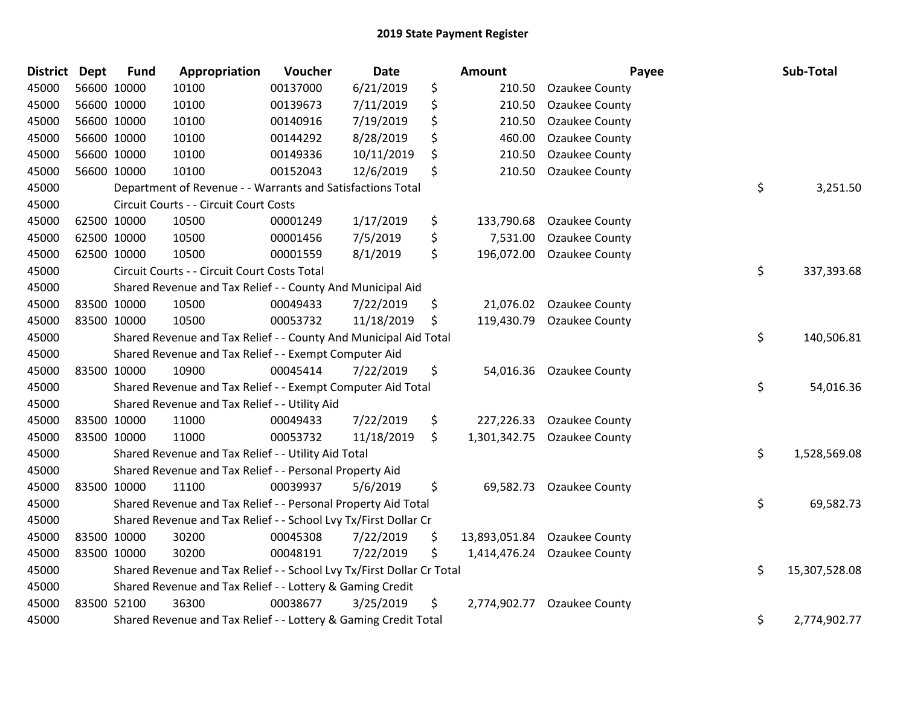# 2019 State Payment Register

| District | Dept | Fund | Appropriation | Voucher | Date | Amount | Payee | Sub-Total |
|---|---|---|---|---|---|---|---|---|
| 45000 | 56600 | 10000 | 10100 | 00137000 | 6/21/2019 | $ 210.50 | Ozaukee County | |
| 45000 | 56600 | 10000 | 10100 | 00139673 | 7/11/2019 | $ 210.50 | Ozaukee County | |
| 45000 | 56600 | 10000 | 10100 | 00140916 | 7/19/2019 | $ 210.50 | Ozaukee County | |
| 45000 | 56600 | 10000 | 10100 | 00144292 | 8/28/2019 | $ 460.00 | Ozaukee County | |
| 45000 | 56600 | 10000 | 10100 | 00149336 | 10/11/2019 | $ 210.50 | Ozaukee County | |
| 45000 | 56600 | 10000 | 10100 | 00152043 | 12/6/2019 | $ 210.50 | Ozaukee County | |
| 45000 | | Department of Revenue - - Warrants and Satisfactions Total | | | | | | $ 3,251.50 |
| 45000 | | Circuit Courts - - Circuit Court Costs | | | | | | |
| 45000 | 62500 | 10000 | 10500 | 00001249 | 1/17/2019 | $ 133,790.68 | Ozaukee County | |
| 45000 | 62500 | 10000 | 10500 | 00001456 | 7/5/2019 | $ 7,531.00 | Ozaukee County | |
| 45000 | 62500 | 10000 | 10500 | 00001559 | 8/1/2019 | $ 196,072.00 | Ozaukee County | |
| 45000 | | Circuit Courts - - Circuit Court Costs Total | | | | | | $ 337,393.68 |
| 45000 | | Shared Revenue and Tax Relief - - County And Municipal Aid | | | | | | |
| 45000 | 83500 | 10000 | 10500 | 00049433 | 7/22/2019 | $ 21,076.02 | Ozaukee County | |
| 45000 | 83500 | 10000 | 10500 | 00053732 | 11/18/2019 | $ 119,430.79 | Ozaukee County | |
| 45000 | | Shared Revenue and Tax Relief - - County And Municipal Aid Total | | | | | | $ 140,506.81 |
| 45000 | | Shared Revenue and Tax Relief - - Exempt Computer Aid | | | | | | |
| 45000 | 83500 | 10000 | 10900 | 00045414 | 7/22/2019 | $ 54,016.36 | Ozaukee County | |
| 45000 | | Shared Revenue and Tax Relief - - Exempt Computer Aid Total | | | | | | $ 54,016.36 |
| 45000 | | Shared Revenue and Tax Relief - - Utility Aid | | | | | | |
| 45000 | 83500 | 10000 | 11000 | 00049433 | 7/22/2019 | $ 227,226.33 | Ozaukee County | |
| 45000 | 83500 | 10000 | 11000 | 00053732 | 11/18/2019 | $ 1,301,342.75 | Ozaukee County | |
| 45000 | | Shared Revenue and Tax Relief - - Utility Aid Total | | | | | | $ 1,528,569.08 |
| 45000 | | Shared Revenue and Tax Relief - - Personal Property Aid | | | | | | |
| 45000 | 83500 | 10000 | 11100 | 00039937 | 5/6/2019 | $ 69,582.73 | Ozaukee County | |
| 45000 | | Shared Revenue and Tax Relief - - Personal Property Aid Total | | | | | | $ 69,582.73 |
| 45000 | | Shared Revenue and Tax Relief - - School Lvy Tx/First Dollar Cr | | | | | | |
| 45000 | 83500 | 10000 | 30200 | 00045308 | 7/22/2019 | $ 13,893,051.84 | Ozaukee County | |
| 45000 | 83500 | 10000 | 30200 | 00048191 | 7/22/2019 | $ 1,414,476.24 | Ozaukee County | |
| 45000 | | Shared Revenue and Tax Relief - - School Lvy Tx/First Dollar Cr Total | | | | | | $ 15,307,528.08 |
| 45000 | | Shared Revenue and Tax Relief - - Lottery & Gaming Credit | | | | | | |
| 45000 | 83500 | 52100 | 36300 | 00038677 | 3/25/2019 | $ 2,774,902.77 | Ozaukee County | |
| 45000 | | Shared Revenue and Tax Relief - - Lottery & Gaming Credit Total | | | | | | $ 2,774,902.77 |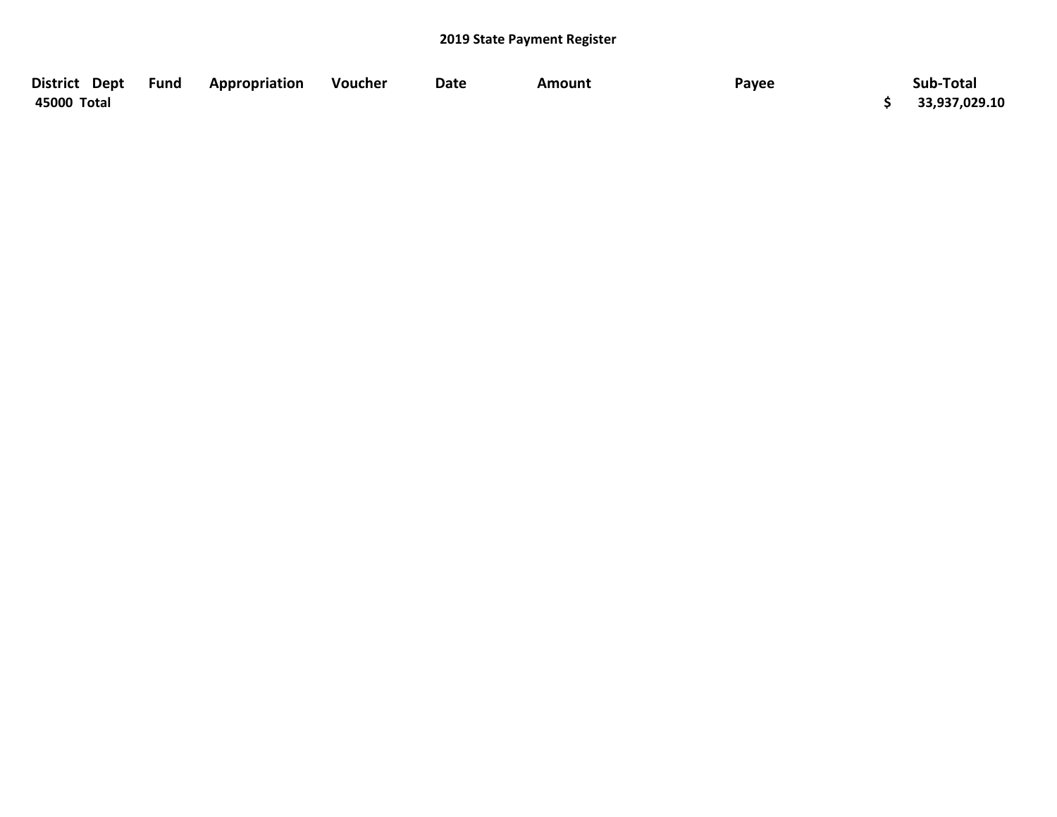## 2019 State Payment Register

| District | Dept | Fund | Appropriation | Voucher | Date | Amount | Payee | | Sub-Total |
|---|---|---|---|---|---|---|---|---|---|
| 45000 | Total | | | | | | | $ | 33,937,029.10 |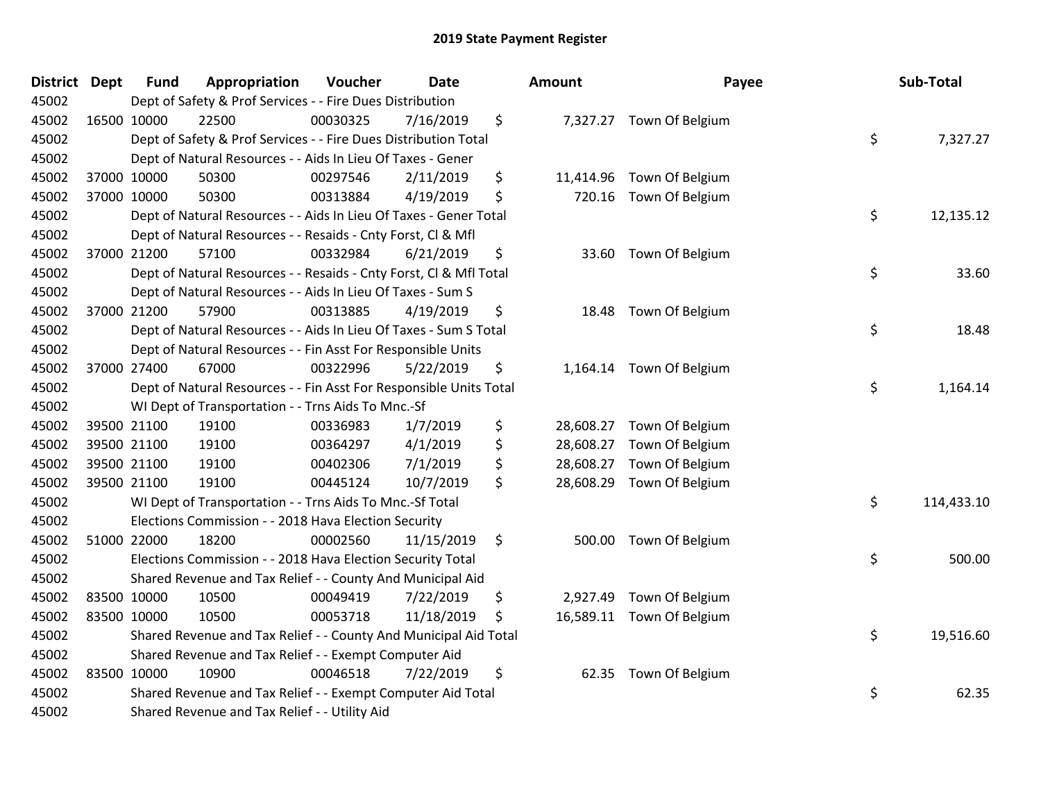# 2019 State Payment Register

| District | Dept | Fund | Appropriation | Voucher | Date | Amount | Payee | Sub-Total |
|---|---|---|---|---|---|---|---|---|
| 45002 | | Dept of Safety & Prof Services - - Fire Dues Distribution | | | | | | |
| 45002 | 16500 | 10000 | 22500 | 00030325 | 7/16/2019 | $ 7,327.27 | Town Of Belgium | |
| 45002 | | Dept of Safety & Prof Services - - Fire Dues Distribution Total | | | | | | $ 7,327.27 |
| 45002 | | Dept of Natural Resources - - Aids In Lieu Of Taxes - Gener | | | | | | |
| 45002 | 37000 | 10000 | 50300 | 00297546 | 2/11/2019 | $ 11,414.96 | Town Of Belgium | |
| 45002 | 37000 | 10000 | 50300 | 00313884 | 4/19/2019 | $ 720.16 | Town Of Belgium | |
| 45002 | | Dept of Natural Resources - - Aids In Lieu Of Taxes - Gener Total | | | | | | $ 12,135.12 |
| 45002 | | Dept of Natural Resources - - Resaids - Cnty Forst, Cl & Mfl | | | | | | |
| 45002 | 37000 | 21200 | 57100 | 00332984 | 6/21/2019 | $ 33.60 | Town Of Belgium | |
| 45002 | | Dept of Natural Resources - - Resaids - Cnty Forst, Cl & Mfl Total | | | | | | $ 33.60 |
| 45002 | | Dept of Natural Resources - - Aids In Lieu Of Taxes - Sum S | | | | | | |
| 45002 | 37000 | 21200 | 57900 | 00313885 | 4/19/2019 | $ 18.48 | Town Of Belgium | |
| 45002 | | Dept of Natural Resources - - Aids In Lieu Of Taxes - Sum S Total | | | | | | $ 18.48 |
| 45002 | | Dept of Natural Resources - - Fin Asst For Responsible Units | | | | | | |
| 45002 | 37000 | 27400 | 67000 | 00322996 | 5/22/2019 | $ 1,164.14 | Town Of Belgium | |
| 45002 | | Dept of Natural Resources - - Fin Asst For Responsible Units Total | | | | | | $ 1,164.14 |
| 45002 | | WI Dept of Transportation - - Trns Aids To Mnc.-Sf | | | | | | |
| 45002 | 39500 | 21100 | 19100 | 00336983 | 1/7/2019 | $ 28,608.27 | Town Of Belgium | |
| 45002 | 39500 | 21100 | 19100 | 00364297 | 4/1/2019 | $ 28,608.27 | Town Of Belgium | |
| 45002 | 39500 | 21100 | 19100 | 00402306 | 7/1/2019 | $ 28,608.27 | Town Of Belgium | |
| 45002 | 39500 | 21100 | 19100 | 00445124 | 10/7/2019 | $ 28,608.29 | Town Of Belgium | |
| 45002 | | WI Dept of Transportation - - Trns Aids To Mnc.-Sf Total | | | | | | $ 114,433.10 |
| 45002 | | Elections Commission - - 2018 Hava Election Security | | | | | | |
| 45002 | 51000 | 22000 | 18200 | 00002560 | 11/15/2019 | $ 500.00 | Town Of Belgium | |
| 45002 | | Elections Commission - - 2018 Hava Election Security Total | | | | | | $ 500.00 |
| 45002 | | Shared Revenue and Tax Relief - - County And Municipal Aid | | | | | | |
| 45002 | 83500 | 10000 | 10500 | 00049419 | 7/22/2019 | $ 2,927.49 | Town Of Belgium | |
| 45002 | 83500 | 10000 | 10500 | 00053718 | 11/18/2019 | $ 16,589.11 | Town Of Belgium | |
| 45002 | | Shared Revenue and Tax Relief - - County And Municipal Aid Total | | | | | | $ 19,516.60 |
| 45002 | | Shared Revenue and Tax Relief - - Exempt Computer Aid | | | | | | |
| 45002 | 83500 | 10000 | 10900 | 00046518 | 7/22/2019 | $ 62.35 | Town Of Belgium | |
| 45002 | | Shared Revenue and Tax Relief - - Exempt Computer Aid Total | | | | | | $ 62.35 |
| 45002 | | Shared Revenue and Tax Relief - - Utility Aid | | | | | | |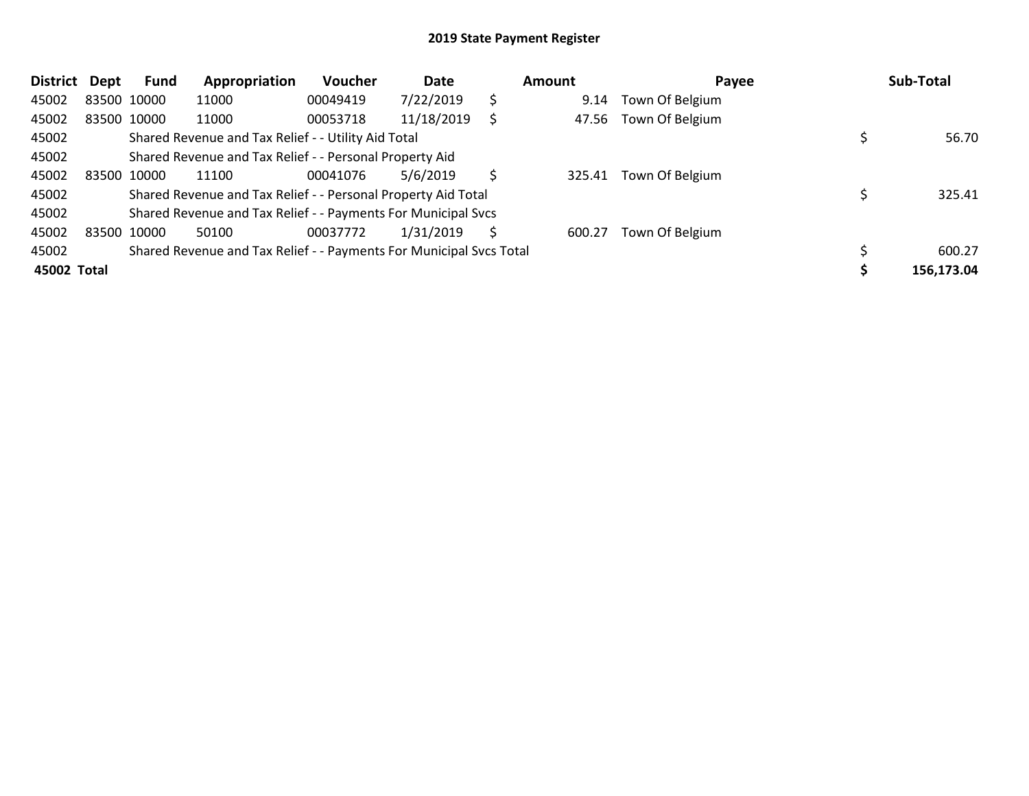# 2019 State Payment Register

| District | Dept | Fund | Appropriation | Voucher | Date | Amount | Payee | Sub-Total |
|---|---|---|---|---|---|---|---|---|
| 45002 | 83500 | 10000 | 11000 | 00049419 | 7/22/2019 | $ 9.14 | Town Of Belgium | |
| 45002 | 83500 | 10000 | 11000 | 00053718 | 11/18/2019 | $ 47.56 | Town Of Belgium | |
| 45002 | | Shared Revenue and Tax Relief - - Utility Aid Total | | | | | | $ 56.70 |
| 45002 | | Shared Revenue and Tax Relief - - Personal Property Aid | | | | | | |
| 45002 | 83500 | 10000 | 11100 | 00041076 | 5/6/2019 | $ 325.41 | Town Of Belgium | |
| 45002 | | Shared Revenue and Tax Relief - - Personal Property Aid Total | | | | | | $ 325.41 |
| 45002 | | Shared Revenue and Tax Relief - - Payments For Municipal Svcs | | | | | | |
| 45002 | 83500 | 10000 | 50100 | 00037772 | 1/31/2019 | $ 600.27 | Town Of Belgium | |
| 45002 | | Shared Revenue and Tax Relief - - Payments For Municipal Svcs Total | | | | | | $ 600.27 |
| **45002 Total** | | | | | | | | **$ 156,173.04** |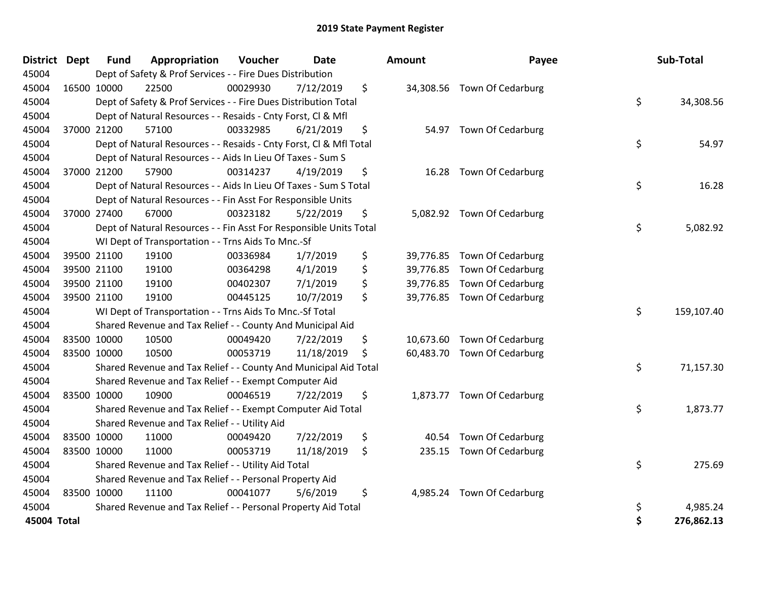# 2019 State Payment Register

| District | Dept | Fund | Appropriation | Voucher | Date | Amount | Payee | Sub-Total |
|---|---|---|---|---|---|---|---|---|
| 45004 | | Dept of Safety & Prof Services - - Fire Dues Distribution | | | | | | |
| 45004 | 16500 | 10000 | 22500 | 00029930 | 7/12/2019 | $ 34,308.56 | Town Of Cedarburg | |
| 45004 | | Dept of Safety & Prof Services - - Fire Dues Distribution Total | | | | | | $ 34,308.56 |
| 45004 | | Dept of Natural Resources - - Resaids - Cnty Forst, Cl & Mfl | | | | | | |
| 45004 | 37000 | 21200 | 57100 | 00332985 | 6/21/2019 | $ 54.97 | Town Of Cedarburg | |
| 45004 | | Dept of Natural Resources - - Resaids - Cnty Forst, Cl & Mfl Total | | | | | | $ 54.97 |
| 45004 | | Dept of Natural Resources - - Aids In Lieu Of Taxes - Sum S | | | | | | |
| 45004 | 37000 | 21200 | 57900 | 00314237 | 4/19/2019 | $ 16.28 | Town Of Cedarburg | |
| 45004 | | Dept of Natural Resources - - Aids In Lieu Of Taxes - Sum S Total | | | | | | $ 16.28 |
| 45004 | | Dept of Natural Resources - - Fin Asst For Responsible Units | | | | | | |
| 45004 | 37000 | 27400 | 67000 | 00323182 | 5/22/2019 | $ 5,082.92 | Town Of Cedarburg | |
| 45004 | | Dept of Natural Resources - - Fin Asst For Responsible Units Total | | | | | | $ 5,082.92 |
| 45004 | | WI Dept of Transportation - - Trns Aids To Mnc.-Sf | | | | | | |
| 45004 | 39500 | 21100 | 19100 | 00336984 | 1/7/2019 | $ 39,776.85 | Town Of Cedarburg | |
| 45004 | 39500 | 21100 | 19100 | 00364298 | 4/1/2019 | $ 39,776.85 | Town Of Cedarburg | |
| 45004 | 39500 | 21100 | 19100 | 00402307 | 7/1/2019 | $ 39,776.85 | Town Of Cedarburg | |
| 45004 | 39500 | 21100 | 19100 | 00445125 | 10/7/2019 | $ 39,776.85 | Town Of Cedarburg | |
| 45004 | | WI Dept of Transportation - - Trns Aids To Mnc.-Sf Total | | | | | | $ 159,107.40 |
| 45004 | | Shared Revenue and Tax Relief - - County And Municipal Aid | | | | | | |
| 45004 | 83500 | 10000 | 10500 | 00049420 | 7/22/2019 | $ 10,673.60 | Town Of Cedarburg | |
| 45004 | 83500 | 10000 | 10500 | 00053719 | 11/18/2019 | $ 60,483.70 | Town Of Cedarburg | |
| 45004 | | Shared Revenue and Tax Relief - - County And Municipal Aid Total | | | | | | $ 71,157.30 |
| 45004 | | Shared Revenue and Tax Relief - - Exempt Computer Aid | | | | | | |
| 45004 | 83500 | 10000 | 10900 | 00046519 | 7/22/2019 | $ 1,873.77 | Town Of Cedarburg | |
| 45004 | | Shared Revenue and Tax Relief - - Exempt Computer Aid Total | | | | | | $ 1,873.77 |
| 45004 | | Shared Revenue and Tax Relief - - Utility Aid | | | | | | |
| 45004 | 83500 | 10000 | 11000 | 00049420 | 7/22/2019 | $ 40.54 | Town Of Cedarburg | |
| 45004 | 83500 | 10000 | 11000 | 00053719 | 11/18/2019 | $ 235.15 | Town Of Cedarburg | |
| 45004 | | Shared Revenue and Tax Relief - - Utility Aid Total | | | | | | $ 275.69 |
| 45004 | | Shared Revenue and Tax Relief - - Personal Property Aid | | | | | | |
| 45004 | 83500 | 10000 | 11100 | 00041077 | 5/6/2019 | $ 4,985.24 | Town Of Cedarburg | |
| 45004 | | Shared Revenue and Tax Relief - - Personal Property Aid Total | | | | | | $ 4,985.24 |
| **45004 Total** | | | | | | | | **$ 276,862.13** |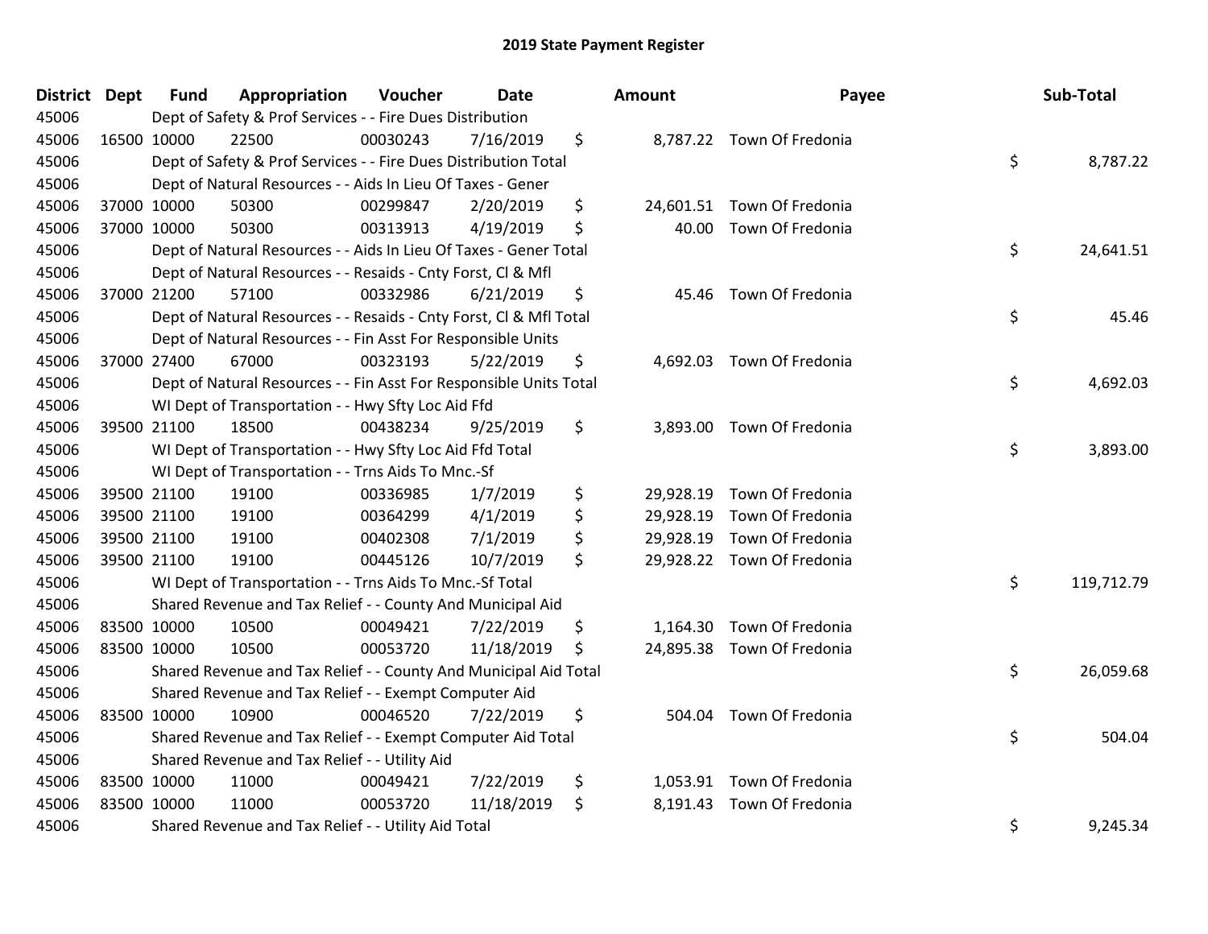# 2019 State Payment Register

| District | Dept | Fund | Appropriation | Voucher | Date | Amount | Payee | Sub-Total |
|---|---|---|---|---|---|---|---|---|
| 45006 | | Dept of Safety & Prof Services - - Fire Dues Distribution | | | | | | |
| 45006 | 16500 | 10000 | 22500 | 00030243 | 7/16/2019 | $ 8,787.22 | Town Of Fredonia | |
| 45006 | | Dept of Safety & Prof Services - - Fire Dues Distribution Total | | | | | | $ 8,787.22 |
| 45006 | | Dept of Natural Resources - - Aids In Lieu Of Taxes - Gener | | | | | | |
| 45006 | 37000 | 10000 | 50300 | 00299847 | 2/20/2019 | $ 24,601.51 | Town Of Fredonia | |
| 45006 | 37000 | 10000 | 50300 | 00313913 | 4/19/2019 | $ 40.00 | Town Of Fredonia | |
| 45006 | | Dept of Natural Resources - - Aids In Lieu Of Taxes - Gener Total | | | | | | $ 24,641.51 |
| 45006 | | Dept of Natural Resources - - Resaids - Cnty Forst, Cl & Mfl | | | | | | |
| 45006 | 37000 | 21200 | 57100 | 00332986 | 6/21/2019 | $ 45.46 | Town Of Fredonia | |
| 45006 | | Dept of Natural Resources - - Resaids - Cnty Forst, Cl & Mfl Total | | | | | | $ 45.46 |
| 45006 | | Dept of Natural Resources - - Fin Asst For Responsible Units | | | | | | |
| 45006 | 37000 | 27400 | 67000 | 00323193 | 5/22/2019 | $ 4,692.03 | Town Of Fredonia | |
| 45006 | | Dept of Natural Resources - - Fin Asst For Responsible Units Total | | | | | | $ 4,692.03 |
| 45006 | | WI Dept of Transportation - - Hwy Sfty Loc Aid Ffd | | | | | | |
| 45006 | 39500 | 21100 | 18500 | 00438234 | 9/25/2019 | $ 3,893.00 | Town Of Fredonia | |
| 45006 | | WI Dept of Transportation - - Hwy Sfty Loc Aid Ffd Total | | | | | | $ 3,893.00 |
| 45006 | | WI Dept of Transportation - - Trns Aids To Mnc.-Sf | | | | | | |
| 45006 | 39500 | 21100 | 19100 | 00336985 | 1/7/2019 | $ 29,928.19 | Town Of Fredonia | |
| 45006 | 39500 | 21100 | 19100 | 00364299 | 4/1/2019 | $ 29,928.19 | Town Of Fredonia | |
| 45006 | 39500 | 21100 | 19100 | 00402308 | 7/1/2019 | $ 29,928.19 | Town Of Fredonia | |
| 45006 | 39500 | 21100 | 19100 | 00445126 | 10/7/2019 | $ 29,928.22 | Town Of Fredonia | |
| 45006 | | WI Dept of Transportation - - Trns Aids To Mnc.-Sf Total | | | | | | $ 119,712.79 |
| 45006 | | Shared Revenue and Tax Relief - - County And Municipal Aid | | | | | | |
| 45006 | 83500 | 10000 | 10500 | 00049421 | 7/22/2019 | $ 1,164.30 | Town Of Fredonia | |
| 45006 | 83500 | 10000 | 10500 | 00053720 | 11/18/2019 | $ 24,895.38 | Town Of Fredonia | |
| 45006 | | Shared Revenue and Tax Relief - - County And Municipal Aid Total | | | | | | $ 26,059.68 |
| 45006 | | Shared Revenue and Tax Relief - - Exempt Computer Aid | | | | | | |
| 45006 | 83500 | 10000 | 10900 | 00046520 | 7/22/2019 | $ 504.04 | Town Of Fredonia | |
| 45006 | | Shared Revenue and Tax Relief - - Exempt Computer Aid Total | | | | | | $ 504.04 |
| 45006 | | Shared Revenue and Tax Relief - - Utility Aid | | | | | | |
| 45006 | 83500 | 10000 | 11000 | 00049421 | 7/22/2019 | $ 1,053.91 | Town Of Fredonia | |
| 45006 | 83500 | 10000 | 11000 | 00053720 | 11/18/2019 | $ 8,191.43 | Town Of Fredonia | |
| 45006 | | Shared Revenue and Tax Relief - - Utility Aid Total | | | | | | $ 9,245.34 |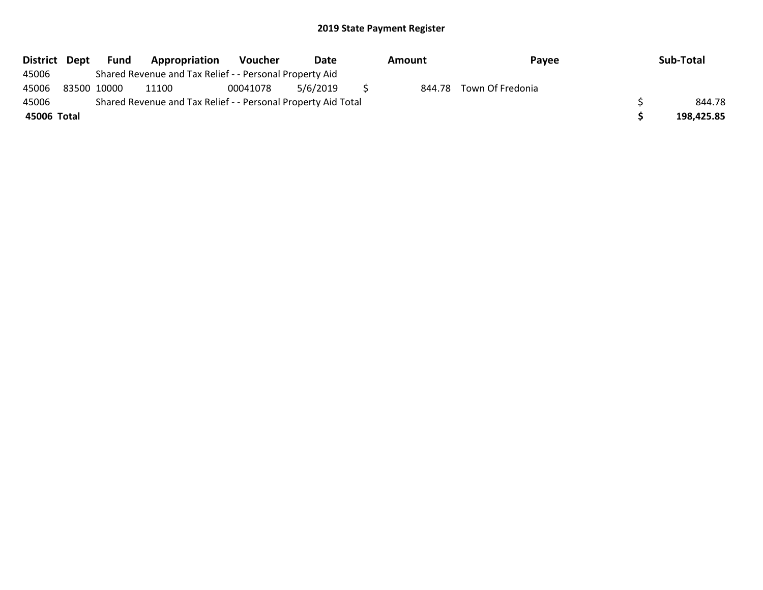## 2019 State Payment Register

| District | Dept | Fund | Appropriation | Voucher | Date | Amount | Payee | Sub-Total |
|---|---|---|---|---|---|---|---|---|
| 45006 | | Shared Revenue and Tax Relief - - Personal Property Aid | | | | | | |
| 45006 | 83500 | 10000 | 11100 | 00041078 | 5/6/2019 | $ 844.78 | Town Of Fredonia | |
| 45006 | | Shared Revenue and Tax Relief - - Personal Property Aid Total | | | | | | $ 844.78 |
| **45006 Total** | | | | | | | | **$ 198,425.85** |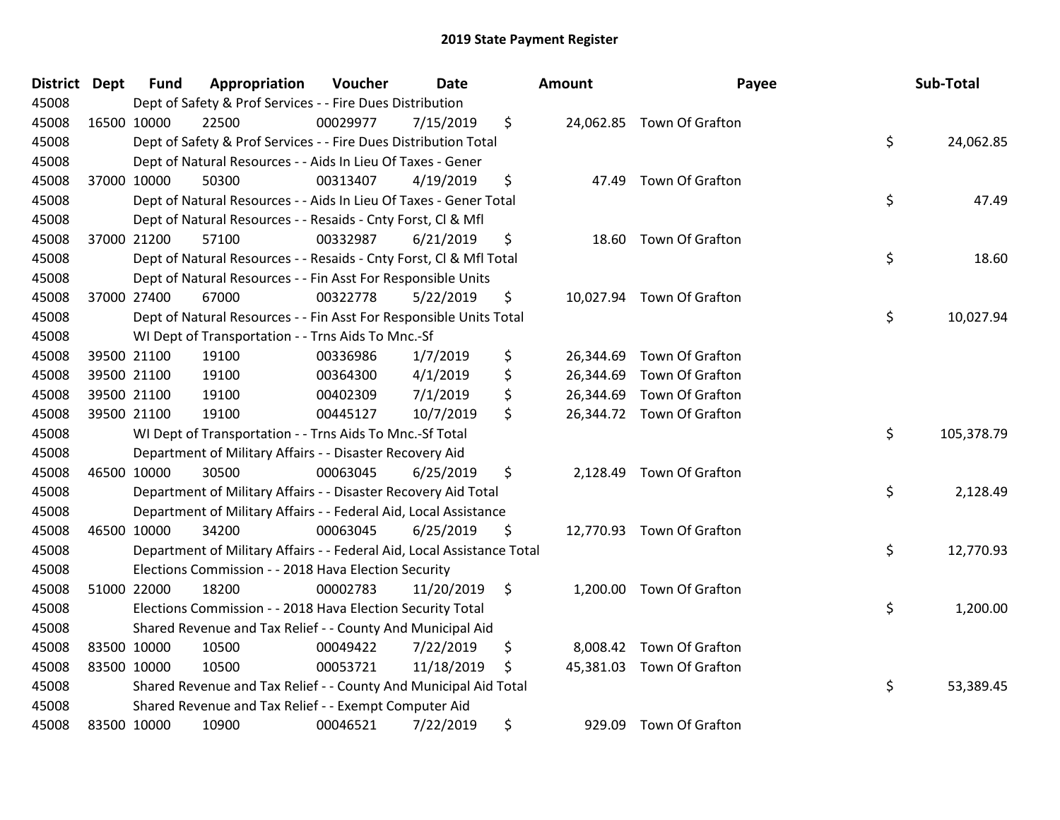## 2019 State Payment Register

| District | Dept | Fund | Appropriation | Voucher | Date | Amount | Payee | Sub-Total |
|---|---|---|---|---|---|---|---|---|
| 45008 | | Dept of Safety & Prof Services - - Fire Dues Distribution | | | | | | |
| 45008 | 16500 | 10000 | 22500 | 00029977 | 7/15/2019 | $ 24,062.85 | Town Of Grafton | |
| 45008 | | Dept of Safety & Prof Services - - Fire Dues Distribution Total | | | | | | $ 24,062.85 |
| 45008 | | Dept of Natural Resources - - Aids In Lieu Of Taxes - Gener | | | | | | |
| 45008 | 37000 | 10000 | 50300 | 00313407 | 4/19/2019 | $ 47.49 | Town Of Grafton | |
| 45008 | | Dept of Natural Resources - - Aids In Lieu Of Taxes - Gener Total | | | | | | $ 47.49 |
| 45008 | | Dept of Natural Resources - - Resaids - Cnty Forst, Cl & Mfl | | | | | | |
| 45008 | 37000 | 21200 | 57100 | 00332987 | 6/21/2019 | $ 18.60 | Town Of Grafton | |
| 45008 | | Dept of Natural Resources - - Resaids - Cnty Forst, Cl & Mfl Total | | | | | | $ 18.60 |
| 45008 | | Dept of Natural Resources - - Fin Asst For Responsible Units | | | | | | |
| 45008 | 37000 | 27400 | 67000 | 00322778 | 5/22/2019 | $ 10,027.94 | Town Of Grafton | |
| 45008 | | Dept of Natural Resources - - Fin Asst For Responsible Units Total | | | | | | $ 10,027.94 |
| 45008 | | WI Dept of Transportation - - Trns Aids To Mnc.-Sf | | | | | | |
| 45008 | 39500 | 21100 | 19100 | 00336986 | 1/7/2019 | $ 26,344.69 | Town Of Grafton | |
| 45008 | 39500 | 21100 | 19100 | 00364300 | 4/1/2019 | $ 26,344.69 | Town Of Grafton | |
| 45008 | 39500 | 21100 | 19100 | 00402309 | 7/1/2019 | $ 26,344.69 | Town Of Grafton | |
| 45008 | 39500 | 21100 | 19100 | 00445127 | 10/7/2019 | $ 26,344.72 | Town Of Grafton | |
| 45008 | | WI Dept of Transportation - - Trns Aids To Mnc.-Sf Total | | | | | | $ 105,378.79 |
| 45008 | | Department of Military Affairs - - Disaster Recovery Aid | | | | | | |
| 45008 | 46500 | 10000 | 30500 | 00063045 | 6/25/2019 | $ 2,128.49 | Town Of Grafton | |
| 45008 | | Department of Military Affairs - - Disaster Recovery Aid Total | | | | | | $ 2,128.49 |
| 45008 | | Department of Military Affairs - - Federal Aid, Local Assistance | | | | | | |
| 45008 | 46500 | 10000 | 34200 | 00063045 | 6/25/2019 | $ 12,770.93 | Town Of Grafton | |
| 45008 | | Department of Military Affairs - - Federal Aid, Local Assistance Total | | | | | | $ 12,770.93 |
| 45008 | | Elections Commission - - 2018 Hava Election Security | | | | | | |
| 45008 | 51000 | 22000 | 18200 | 00002783 | 11/20/2019 | $ 1,200.00 | Town Of Grafton | |
| 45008 | | Elections Commission - - 2018 Hava Election Security Total | | | | | | $ 1,200.00 |
| 45008 | | Shared Revenue and Tax Relief - - County And Municipal Aid | | | | | | |
| 45008 | 83500 | 10000 | 10500 | 00049422 | 7/22/2019 | $ 8,008.42 | Town Of Grafton | |
| 45008 | 83500 | 10000 | 10500 | 00053721 | 11/18/2019 | $ 45,381.03 | Town Of Grafton | |
| 45008 | | Shared Revenue and Tax Relief - - County And Municipal Aid Total | | | | | | $ 53,389.45 |
| 45008 | | Shared Revenue and Tax Relief - - Exempt Computer Aid | | | | | | |
| 45008 | 83500 | 10000 | 10900 | 00046521 | 7/22/2019 | $ 929.09 | Town Of Grafton | |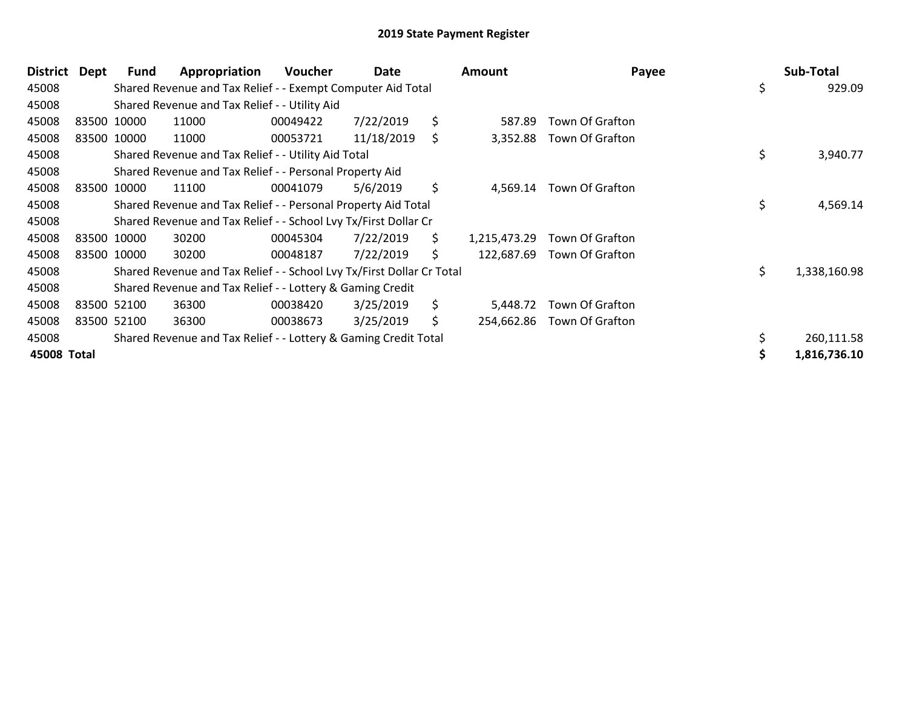# 2019 State Payment Register

| District | Dept | Fund | Appropriation | Voucher | Date | Amount | Payee | Sub-Total |
|---|---|---|---|---|---|---|---|---|
| 45008 | | Shared Revenue and Tax Relief - - Exempt Computer Aid Total | | | | | | $ 929.09 |
| 45008 | | Shared Revenue and Tax Relief - - Utility Aid | | | | | | |
| 45008 | 83500 | 10000 | 11000 | 00049422 | 7/22/2019 | $ 587.89 | Town Of Grafton | |
| 45008 | 83500 | 10000 | 11000 | 00053721 | 11/18/2019 | $ 3,352.88 | Town Of Grafton | |
| 45008 | | Shared Revenue and Tax Relief - - Utility Aid Total | | | | | | $ 3,940.77 |
| 45008 | | Shared Revenue and Tax Relief - - Personal Property Aid | | | | | | |
| 45008 | 83500 | 10000 | 11100 | 00041079 | 5/6/2019 | $ 4,569.14 | Town Of Grafton | |
| 45008 | | Shared Revenue and Tax Relief - - Personal Property Aid Total | | | | | | $ 4,569.14 |
| 45008 | | Shared Revenue and Tax Relief - - School Lvy Tx/First Dollar Cr | | | | | | |
| 45008 | 83500 | 10000 | 30200 | 00045304 | 7/22/2019 | $ 1,215,473.29 | Town Of Grafton | |
| 45008 | 83500 | 10000 | 30200 | 00048187 | 7/22/2019 | $ 122,687.69 | Town Of Grafton | |
| 45008 | | Shared Revenue and Tax Relief - - School Lvy Tx/First Dollar Cr Total | | | | | | $ 1,338,160.98 |
| 45008 | | Shared Revenue and Tax Relief - - Lottery & Gaming Credit | | | | | | |
| 45008 | 83500 | 52100 | 36300 | 00038420 | 3/25/2019 | $ 5,448.72 | Town Of Grafton | |
| 45008 | 83500 | 52100 | 36300 | 00038673 | 3/25/2019 | $ 254,662.86 | Town Of Grafton | |
| 45008 | | Shared Revenue and Tax Relief - - Lottery & Gaming Credit Total | | | | | | $ 260,111.58 |
| **45008 Total** | | | | | | | | **$ 1,816,736.10** |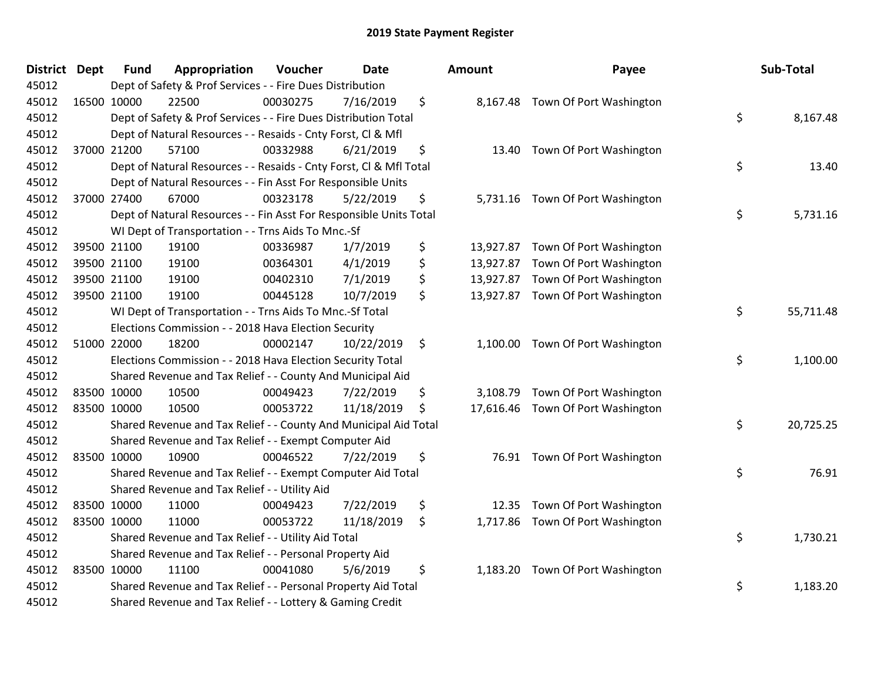# 2019 State Payment Register

| District | Dept | Fund | Appropriation | Voucher | Date | Amount | Payee | Sub-Total |
|---|---|---|---|---|---|---|---|---|
| 45012 | | Dept of Safety & Prof Services - - Fire Dues Distribution | | | | | | |
| 45012 | 16500 | 10000 | 22500 | 00030275 | 7/16/2019 | $ 8,167.48 | Town Of Port Washington | |
| 45012 | | Dept of Safety & Prof Services - - Fire Dues Distribution Total | | | | | | $ 8,167.48 |
| 45012 | | Dept of Natural Resources - - Resaids - Cnty Forst, Cl & Mfl | | | | | | |
| 45012 | 37000 | 21200 | 57100 | 00332988 | 6/21/2019 | $ 13.40 | Town Of Port Washington | |
| 45012 | | Dept of Natural Resources - - Resaids - Cnty Forst, Cl & Mfl Total | | | | | | $ 13.40 |
| 45012 | | Dept of Natural Resources - - Fin Asst For Responsible Units | | | | | | |
| 45012 | 37000 | 27400 | 67000 | 00323178 | 5/22/2019 | $ 5,731.16 | Town Of Port Washington | |
| 45012 | | Dept of Natural Resources - - Fin Asst For Responsible Units Total | | | | | | $ 5,731.16 |
| 45012 | | WI Dept of Transportation - - Trns Aids To Mnc.-Sf | | | | | | |
| 45012 | 39500 | 21100 | 19100 | 00336987 | 1/7/2019 | $ 13,927.87 | Town Of Port Washington | |
| 45012 | 39500 | 21100 | 19100 | 00364301 | 4/1/2019 | $ 13,927.87 | Town Of Port Washington | |
| 45012 | 39500 | 21100 | 19100 | 00402310 | 7/1/2019 | $ 13,927.87 | Town Of Port Washington | |
| 45012 | 39500 | 21100 | 19100 | 00445128 | 10/7/2019 | $ 13,927.87 | Town Of Port Washington | |
| 45012 | | WI Dept of Transportation - - Trns Aids To Mnc.-Sf Total | | | | | | $ 55,711.48 |
| 45012 | | Elections Commission - - 2018 Hava Election Security | | | | | | |
| 45012 | 51000 | 22000 | 18200 | 00002147 | 10/22/2019 | $ 1,100.00 | Town Of Port Washington | |
| 45012 | | Elections Commission - - 2018 Hava Election Security Total | | | | | | $ 1,100.00 |
| 45012 | | Shared Revenue and Tax Relief - - County And Municipal Aid | | | | | | |
| 45012 | 83500 | 10000 | 10500 | 00049423 | 7/22/2019 | $ 3,108.79 | Town Of Port Washington | |
| 45012 | 83500 | 10000 | 10500 | 00053722 | 11/18/2019 | $ 17,616.46 | Town Of Port Washington | |
| 45012 | | Shared Revenue and Tax Relief - - County And Municipal Aid Total | | | | | | $ 20,725.25 |
| 45012 | | Shared Revenue and Tax Relief - - Exempt Computer Aid | | | | | | |
| 45012 | 83500 | 10000 | 10900 | 00046522 | 7/22/2019 | $ 76.91 | Town Of Port Washington | |
| 45012 | | Shared Revenue and Tax Relief - - Exempt Computer Aid Total | | | | | | $ 76.91 |
| 45012 | | Shared Revenue and Tax Relief - - Utility Aid | | | | | | |
| 45012 | 83500 | 10000 | 11000 | 00049423 | 7/22/2019 | $ 12.35 | Town Of Port Washington | |
| 45012 | 83500 | 10000 | 11000 | 00053722 | 11/18/2019 | $ 1,717.86 | Town Of Port Washington | |
| 45012 | | Shared Revenue and Tax Relief - - Utility Aid Total | | | | | | $ 1,730.21 |
| 45012 | | Shared Revenue and Tax Relief - - Personal Property Aid | | | | | | |
| 45012 | 83500 | 10000 | 11100 | 00041080 | 5/6/2019 | $ 1,183.20 | Town Of Port Washington | |
| 45012 | | Shared Revenue and Tax Relief - - Personal Property Aid Total | | | | | | $ 1,183.20 |
| 45012 | | Shared Revenue and Tax Relief - - Lottery & Gaming Credit | | | | | | |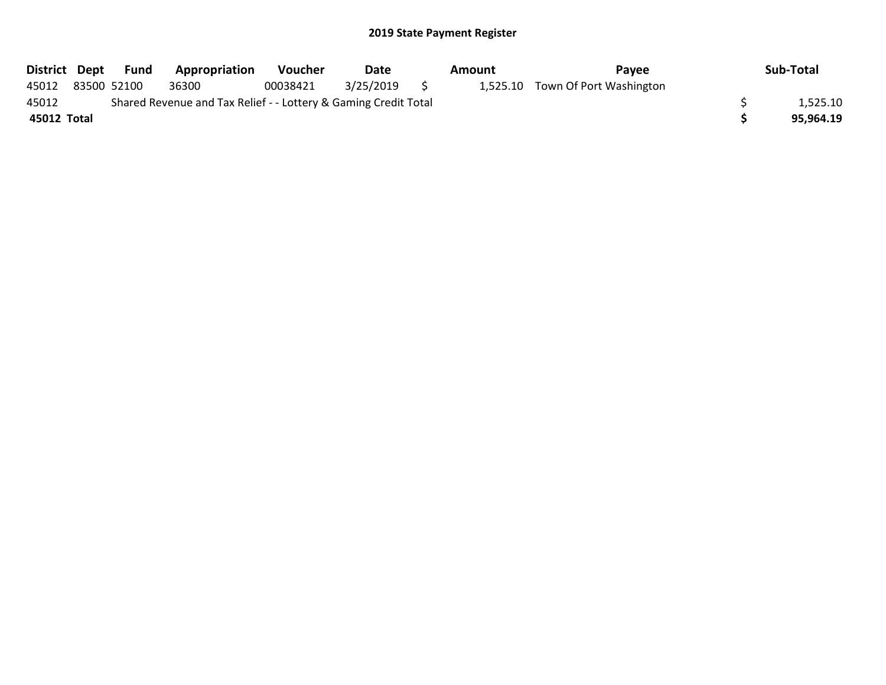## 2019 State Payment Register

| District | Dept | Fund | Appropriation | Voucher | Date | Amount | Payee | Sub-Total |
|---|---|---|---|---|---|---|---|---|
| 45012 | 83500 | 52100 | 36300 | 00038421 | 3/25/2019 | $ 1,525.10 | Town Of Port Washington | |
| 45012 | Shared Revenue and Tax Relief - - Lottery & Gaming Credit Total | | | | | | | $ 1,525.10 |
| **45012 Total** | | | | | | | | **$ 95,964.19** |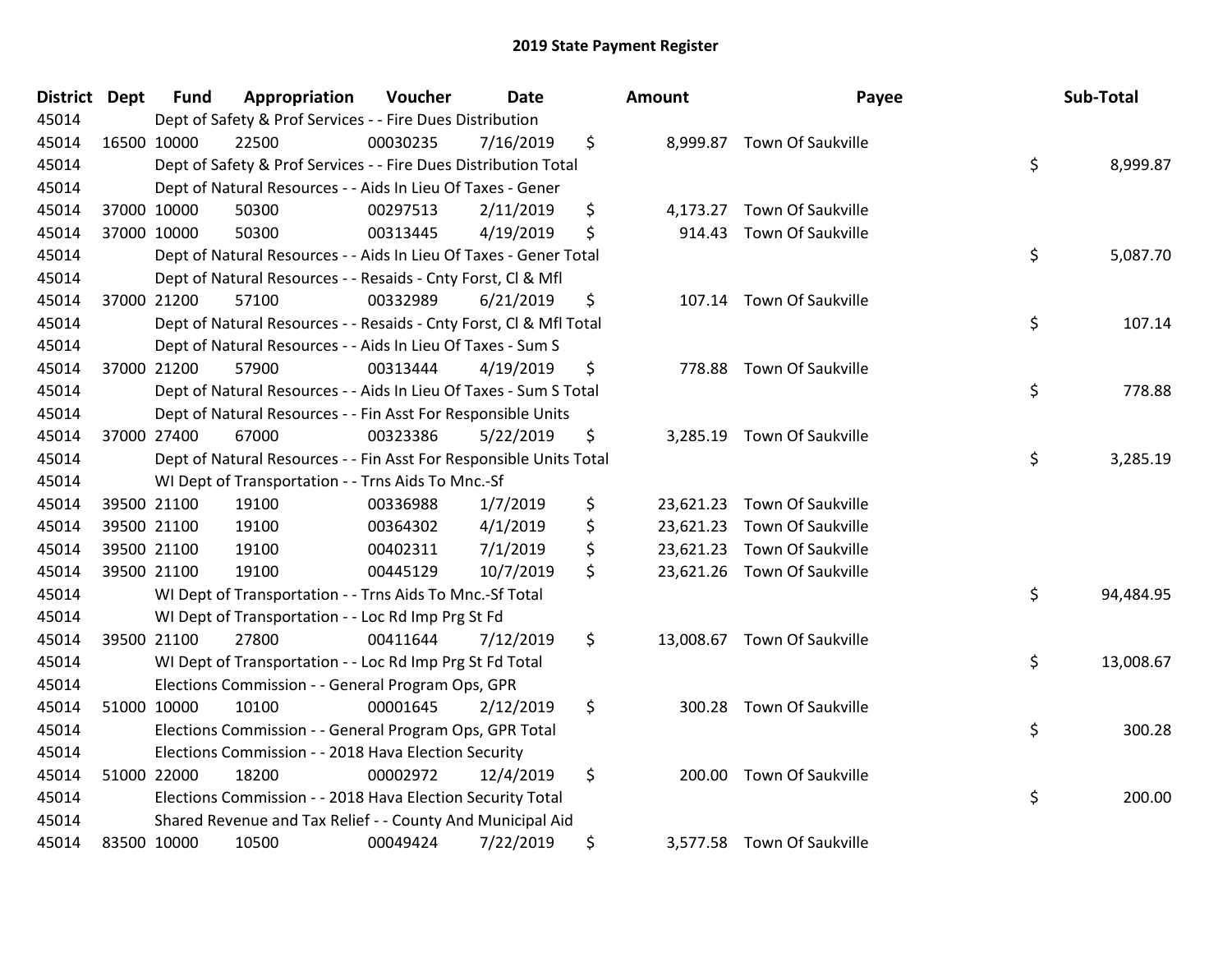# 2019 State Payment Register

| District | Dept | Fund | Appropriation | Voucher | Date | Amount | Payee | Sub-Total |
|---|---|---|---|---|---|---|---|---|
| 45014 | | Dept of Safety & Prof Services - - Fire Dues Distribution | | | | | | |
| 45014 | 16500 | 10000 | 22500 | 00030235 | 7/16/2019 | $ 8,999.87 | Town Of Saukville | |
| 45014 | | Dept of Safety & Prof Services - - Fire Dues Distribution Total | | | | | | $ 8,999.87 |
| 45014 | | Dept of Natural Resources - - Aids In Lieu Of Taxes - Gener | | | | | | |
| 45014 | 37000 | 10000 | 50300 | 00297513 | 2/11/2019 | $ 4,173.27 | Town Of Saukville | |
| 45014 | 37000 | 10000 | 50300 | 00313445 | 4/19/2019 | $ 914.43 | Town Of Saukville | |
| 45014 | | Dept of Natural Resources - - Aids In Lieu Of Taxes - Gener Total | | | | | | $ 5,087.70 |
| 45014 | | Dept of Natural Resources - - Resaids - Cnty Forst, Cl & Mfl | | | | | | |
| 45014 | 37000 | 21200 | 57100 | 00332989 | 6/21/2019 | $ 107.14 | Town Of Saukville | |
| 45014 | | Dept of Natural Resources - - Resaids - Cnty Forst, Cl & Mfl Total | | | | | | $ 107.14 |
| 45014 | | Dept of Natural Resources - - Aids In Lieu Of Taxes - Sum S | | | | | | |
| 45014 | 37000 | 21200 | 57900 | 00313444 | 4/19/2019 | $ 778.88 | Town Of Saukville | |
| 45014 | | Dept of Natural Resources - - Aids In Lieu Of Taxes - Sum S Total | | | | | | $ 778.88 |
| 45014 | | Dept of Natural Resources - - Fin Asst For Responsible Units | | | | | | |
| 45014 | 37000 | 27400 | 67000 | 00323386 | 5/22/2019 | $ 3,285.19 | Town Of Saukville | |
| 45014 | | Dept of Natural Resources - - Fin Asst For Responsible Units Total | | | | | | $ 3,285.19 |
| 45014 | | WI Dept of Transportation - - Trns Aids To Mnc.-Sf | | | | | | |
| 45014 | 39500 | 21100 | 19100 | 00336988 | 1/7/2019 | $ 23,621.23 | Town Of Saukville | |
| 45014 | 39500 | 21100 | 19100 | 00364302 | 4/1/2019 | $ 23,621.23 | Town Of Saukville | |
| 45014 | 39500 | 21100 | 19100 | 00402311 | 7/1/2019 | $ 23,621.23 | Town Of Saukville | |
| 45014 | 39500 | 21100 | 19100 | 00445129 | 10/7/2019 | $ 23,621.26 | Town Of Saukville | |
| 45014 | | WI Dept of Transportation - - Trns Aids To Mnc.-Sf Total | | | | | | $ 94,484.95 |
| 45014 | | WI Dept of Transportation - - Loc Rd Imp Prg St Fd | | | | | | |
| 45014 | 39500 | 21100 | 27800 | 00411644 | 7/12/2019 | $ 13,008.67 | Town Of Saukville | |
| 45014 | | WI Dept of Transportation - - Loc Rd Imp Prg St Fd Total | | | | | | $ 13,008.67 |
| 45014 | | Elections Commission - - General Program Ops, GPR | | | | | | |
| 45014 | 51000 | 10000 | 10100 | 00001645 | 2/12/2019 | $ 300.28 | Town Of Saukville | |
| 45014 | | Elections Commission - - General Program Ops, GPR Total | | | | | | $ 300.28 |
| 45014 | | Elections Commission - - 2018 Hava Election Security | | | | | | |
| 45014 | 51000 | 22000 | 18200 | 00002972 | 12/4/2019 | $ 200.00 | Town Of Saukville | |
| 45014 | | Elections Commission - - 2018 Hava Election Security Total | | | | | | $ 200.00 |
| 45014 | | Shared Revenue and Tax Relief - - County And Municipal Aid | | | | | | |
| 45014 | 83500 | 10000 | 10500 | 00049424 | 7/22/2019 | $ 3,577.58 | Town Of Saukville | |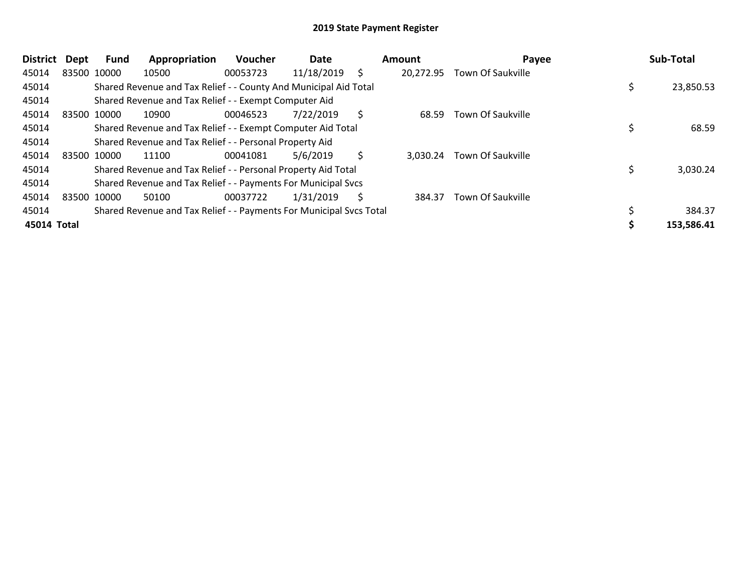# 2019 State Payment Register

| District | Dept | Fund | Appropriation | Voucher | Date | Amount | Payee | Sub-Total |
|---|---|---|---|---|---|---|---|---|
| 45014 | 83500 | 10000 | 10500 | 00053723 | 11/18/2019 | $ 20,272.95 | Town Of Saukville | |
| 45014 | | Shared Revenue and Tax Relief - - County And Municipal Aid Total | | | | | | $ 23,850.53 |
| 45014 | | Shared Revenue and Tax Relief - - Exempt Computer Aid | | | | | | |
| 45014 | 83500 | 10000 | 10900 | 00046523 | 7/22/2019 | $ 68.59 | Town Of Saukville | |
| 45014 | | Shared Revenue and Tax Relief - - Exempt Computer Aid Total | | | | | | $ 68.59 |
| 45014 | | Shared Revenue and Tax Relief - - Personal Property Aid | | | | | | |
| 45014 | 83500 | 10000 | 11100 | 00041081 | 5/6/2019 | $ 3,030.24 | Town Of Saukville | |
| 45014 | | Shared Revenue and Tax Relief - - Personal Property Aid Total | | | | | | $ 3,030.24 |
| 45014 | | Shared Revenue and Tax Relief - - Payments For Municipal Svcs | | | | | | |
| 45014 | 83500 | 10000 | 50100 | 00037722 | 1/31/2019 | $ 384.37 | Town Of Saukville | |
| 45014 | | Shared Revenue and Tax Relief - - Payments For Municipal Svcs Total | | | | | | $ 384.37 |
| **45014 Total** | | | | | | | | **$ 153,586.41** |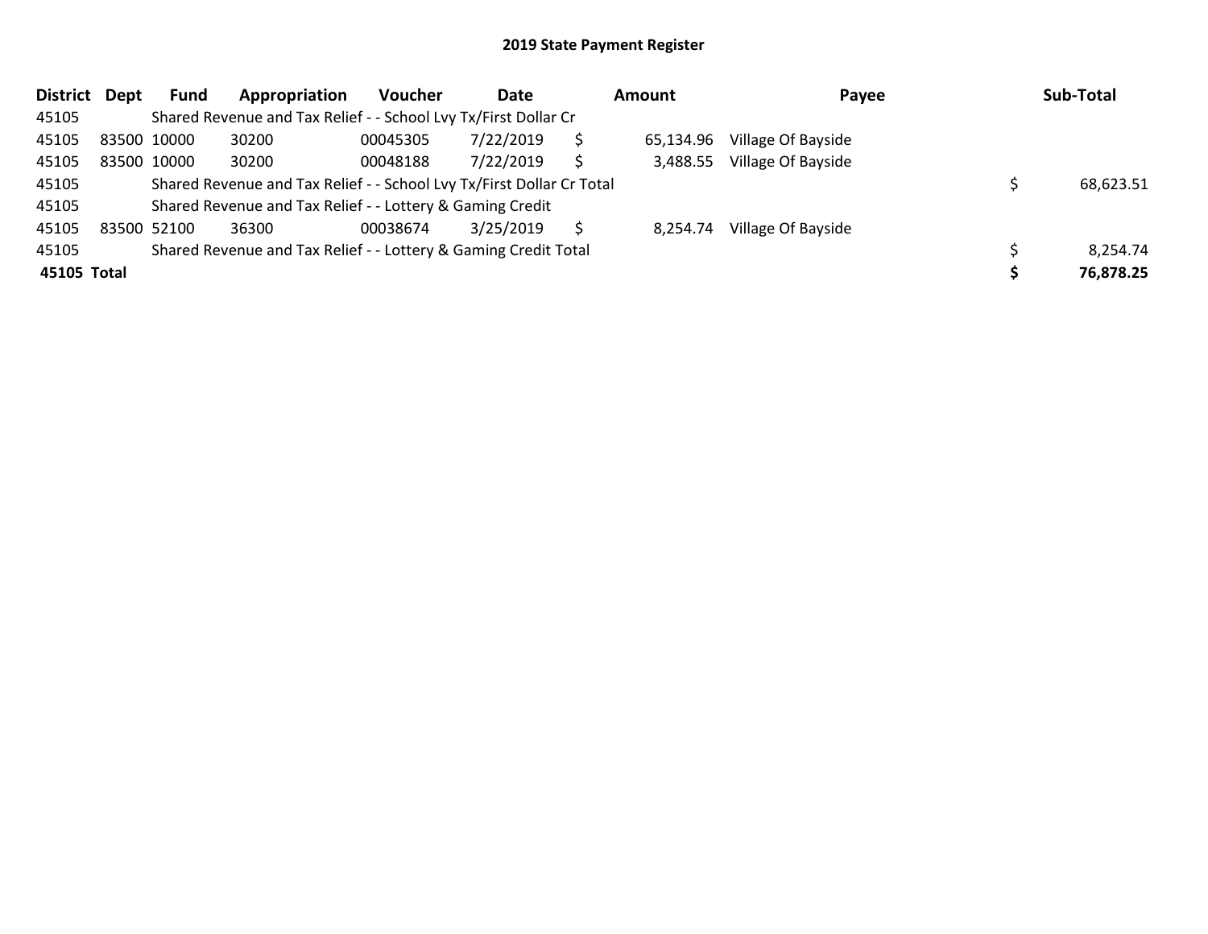## 2019 State Payment Register

| District | Dept | Fund | Appropriation | Voucher | Date | | Amount | Payee | | Sub-Total |
|---|---|---|---|---|---|---|---|---|---|---|
| 45105 | | Shared Revenue and Tax Relief - - School Lvy Tx/First Dollar Cr | | | | | | | | |
| 45105 | 83500 | 10000 | 30200 | 00045305 | 7/22/2019 | $ | 65,134.96 | Village Of Bayside | | |
| 45105 | 83500 | 10000 | 30200 | 00048188 | 7/22/2019 | $ | 3,488.55 | Village Of Bayside | | |
| 45105 | | Shared Revenue and Tax Relief - - School Lvy Tx/First Dollar Cr Total | | | | | | | $ | 68,623.51 |
| 45105 | | Shared Revenue and Tax Relief - - Lottery & Gaming Credit | | | | | | | | |
| 45105 | 83500 | 52100 | 36300 | 00038674 | 3/25/2019 | $ | 8,254.74 | Village Of Bayside | | |
| 45105 | | Shared Revenue and Tax Relief - - Lottery & Gaming Credit Total | | | | | | | $ | 8,254.74 |
| **45105** | **Total** | | | | | | | | **$** | **76,878.25** |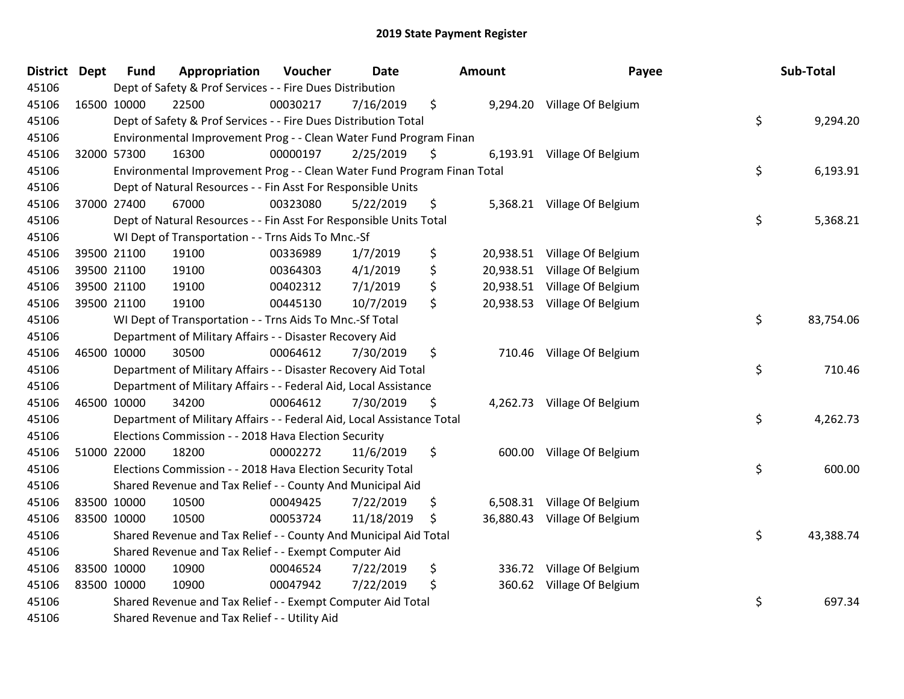# 2019 State Payment Register

| District | Dept | Fund | Appropriation | Voucher | Date | Amount | Payee | Sub-Total |
|---|---|---|---|---|---|---|---|---|
| 45106 | | Dept of Safety & Prof Services - - Fire Dues Distribution | | | | | | |
| 45106 | 16500 | 10000 | 22500 | 00030217 | 7/16/2019 | $ 9,294.20 | Village Of Belgium | |
| 45106 | | Dept of Safety & Prof Services - - Fire Dues Distribution Total | | | | | | $ 9,294.20 |
| 45106 | | Environmental Improvement Prog - - Clean Water Fund Program Finan | | | | | | |
| 45106 | 32000 | 57300 | 16300 | 00000197 | 2/25/2019 | $ 6,193.91 | Village Of Belgium | |
| 45106 | | Environmental Improvement Prog - - Clean Water Fund Program Finan Total | | | | | | $ 6,193.91 |
| 45106 | | Dept of Natural Resources - - Fin Asst For Responsible Units | | | | | | |
| 45106 | 37000 | 27400 | 67000 | 00323080 | 5/22/2019 | $ 5,368.21 | Village Of Belgium | |
| 45106 | | Dept of Natural Resources - - Fin Asst For Responsible Units Total | | | | | | $ 5,368.21 |
| 45106 | | WI Dept of Transportation - - Trns Aids To Mnc.-Sf | | | | | | |
| 45106 | 39500 | 21100 | 19100 | 00336989 | 1/7/2019 | $ 20,938.51 | Village Of Belgium | |
| 45106 | 39500 | 21100 | 19100 | 00364303 | 4/1/2019 | $ 20,938.51 | Village Of Belgium | |
| 45106 | 39500 | 21100 | 19100 | 00402312 | 7/1/2019 | $ 20,938.51 | Village Of Belgium | |
| 45106 | 39500 | 21100 | 19100 | 00445130 | 10/7/2019 | $ 20,938.53 | Village Of Belgium | |
| 45106 | | WI Dept of Transportation - - Trns Aids To Mnc.-Sf Total | | | | | | $ 83,754.06 |
| 45106 | | Department of Military Affairs - - Disaster Recovery Aid | | | | | | |
| 45106 | 46500 | 10000 | 30500 | 00064612 | 7/30/2019 | $ 710.46 | Village Of Belgium | |
| 45106 | | Department of Military Affairs - - Disaster Recovery Aid Total | | | | | | $ 710.46 |
| 45106 | | Department of Military Affairs - - Federal Aid, Local Assistance | | | | | | |
| 45106 | 46500 | 10000 | 34200 | 00064612 | 7/30/2019 | $ 4,262.73 | Village Of Belgium | |
| 45106 | | Department of Military Affairs - - Federal Aid, Local Assistance Total | | | | | | $ 4,262.73 |
| 45106 | | Elections Commission - - 2018 Hava Election Security | | | | | | |
| 45106 | 51000 | 22000 | 18200 | 00002272 | 11/6/2019 | $ 600.00 | Village Of Belgium | |
| 45106 | | Elections Commission - - 2018 Hava Election Security Total | | | | | | $ 600.00 |
| 45106 | | Shared Revenue and Tax Relief - - County And Municipal Aid | | | | | | |
| 45106 | 83500 | 10000 | 10500 | 00049425 | 7/22/2019 | $ 6,508.31 | Village Of Belgium | |
| 45106 | 83500 | 10000 | 10500 | 00053724 | 11/18/2019 | $ 36,880.43 | Village Of Belgium | |
| 45106 | | Shared Revenue and Tax Relief - - County And Municipal Aid Total | | | | | | $ 43,388.74 |
| 45106 | | Shared Revenue and Tax Relief - - Exempt Computer Aid | | | | | | |
| 45106 | 83500 | 10000 | 10900 | 00046524 | 7/22/2019 | $ 336.72 | Village Of Belgium | |
| 45106 | 83500 | 10000 | 10900 | 00047942 | 7/22/2019 | $ 360.62 | Village Of Belgium | |
| 45106 | | Shared Revenue and Tax Relief - - Exempt Computer Aid Total | | | | | | $ 697.34 |
| 45106 | | Shared Revenue and Tax Relief - - Utility Aid | | | | | | |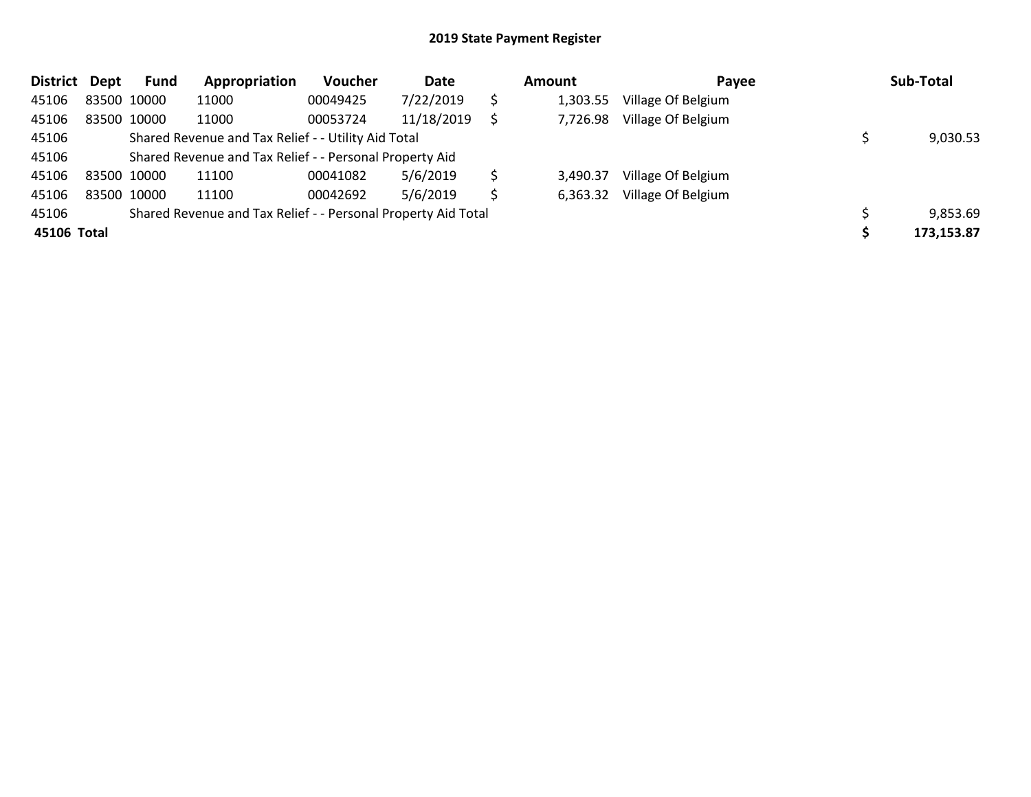## 2019 State Payment Register

| District | Dept | Fund | Appropriation | Voucher | Date | | Amount | Payee | | Sub-Total |
|---|---|---|---|---|---|---|---|---|---|---|
| 45106 | 83500 | 10000 | 11000 | 00049425 | 7/22/2019 | $ | 1,303.55 | Village Of Belgium | | |
| 45106 | 83500 | 10000 | 11000 | 00053724 | 11/18/2019 | $ | 7,726.98 | Village Of Belgium | | |
| 45106 | | Shared Revenue and Tax Relief - - Utility Aid Total | | | | | | | $ | 9,030.53 |
| 45106 | | Shared Revenue and Tax Relief - - Personal Property Aid | | | | | | | | |
| 45106 | 83500 | 10000 | 11100 | 00041082 | 5/6/2019 | $ | 3,490.37 | Village Of Belgium | | |
| 45106 | 83500 | 10000 | 11100 | 00042692 | 5/6/2019 | $ | 6,363.32 | Village Of Belgium | | |
| 45106 | | Shared Revenue and Tax Relief - - Personal Property Aid Total | | | | | | | $ | 9,853.69 |
| **45106** | **Total** | | | | | | | | **$** | **173,153.87** |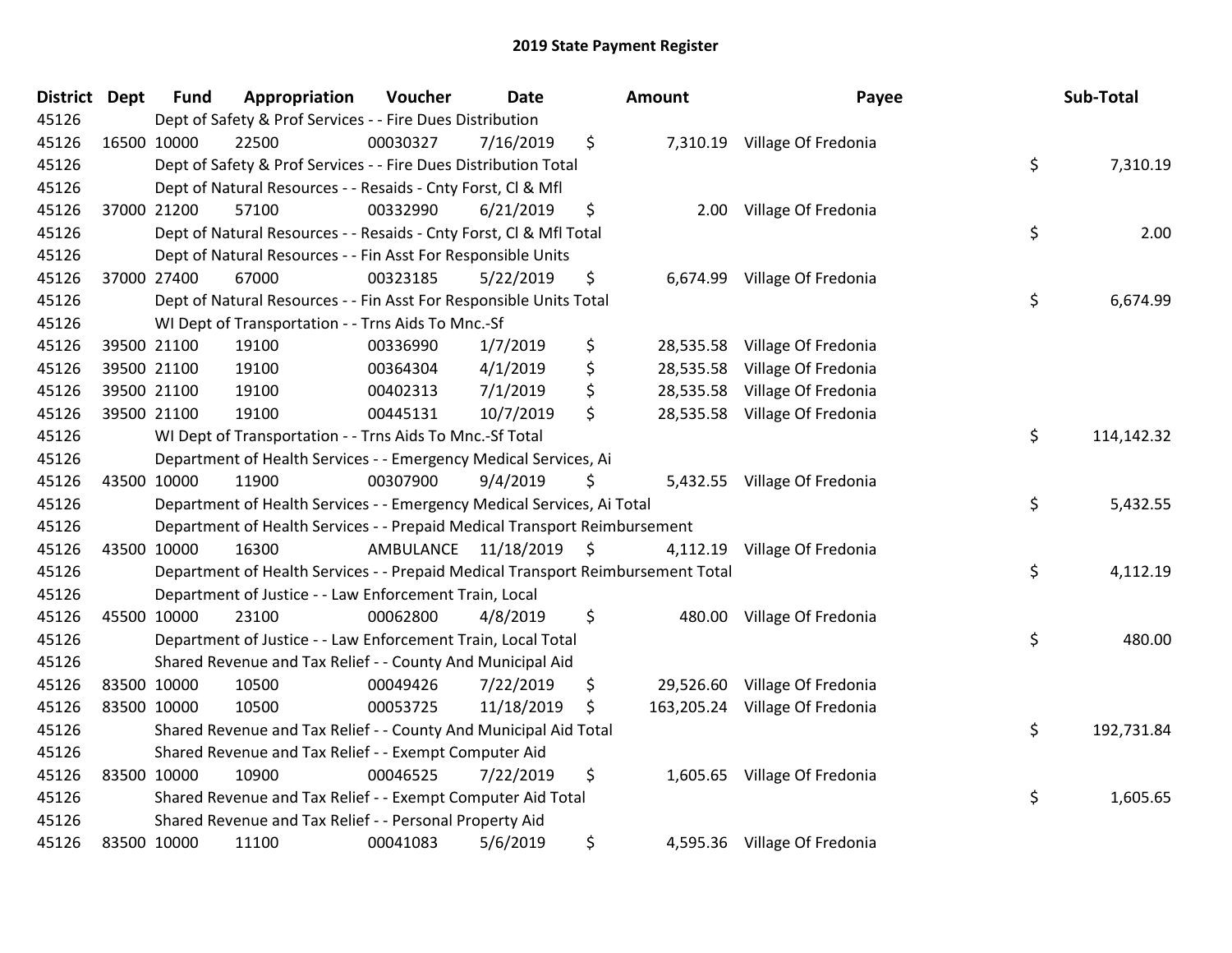# 2019 State Payment Register

| District | Dept | Fund | Appropriation | Voucher | Date | Amount | Payee | Sub-Total |
|---|---|---|---|---|---|---|---|---|
| 45126 | | Dept of Safety & Prof Services - - Fire Dues Distribution | | | | | | |
| 45126 | 16500 | 10000 | 22500 | 00030327 | 7/16/2019 | $ 7,310.19 | Village Of Fredonia | |
| 45126 | | Dept of Safety & Prof Services - - Fire Dues Distribution Total | | | | | | $ 7,310.19 |
| 45126 | | Dept of Natural Resources - - Resaids - Cnty Forst, Cl & Mfl | | | | | | |
| 45126 | 37000 | 21200 | 57100 | 00332990 | 6/21/2019 | $ 2.00 | Village Of Fredonia | |
| 45126 | | Dept of Natural Resources - - Resaids - Cnty Forst, Cl & Mfl Total | | | | | | $ 2.00 |
| 45126 | | Dept of Natural Resources - - Fin Asst For Responsible Units | | | | | | |
| 45126 | 37000 | 27400 | 67000 | 00323185 | 5/22/2019 | $ 6,674.99 | Village Of Fredonia | |
| 45126 | | Dept of Natural Resources - - Fin Asst For Responsible Units Total | | | | | | $ 6,674.99 |
| 45126 | | WI Dept of Transportation - - Trns Aids To Mnc.-Sf | | | | | | |
| 45126 | 39500 | 21100 | 19100 | 00336990 | 1/7/2019 | $ 28,535.58 | Village Of Fredonia | |
| 45126 | 39500 | 21100 | 19100 | 00364304 | 4/1/2019 | $ 28,535.58 | Village Of Fredonia | |
| 45126 | 39500 | 21100 | 19100 | 00402313 | 7/1/2019 | $ 28,535.58 | Village Of Fredonia | |
| 45126 | 39500 | 21100 | 19100 | 00445131 | 10/7/2019 | $ 28,535.58 | Village Of Fredonia | |
| 45126 | | WI Dept of Transportation - - Trns Aids To Mnc.-Sf Total | | | | | | $ 114,142.32 |
| 45126 | | Department of Health Services - - Emergency Medical Services, Ai | | | | | | |
| 45126 | 43500 | 10000 | 11900 | 00307900 | 9/4/2019 | $ 5,432.55 | Village Of Fredonia | |
| 45126 | | Department of Health Services - - Emergency Medical Services, Ai Total | | | | | | $ 5,432.55 |
| 45126 | | Department of Health Services - - Prepaid Medical Transport Reimbursement | | | | | | |
| 45126 | 43500 | 10000 | 16300 | AMBULANCE | 11/18/2019 | $ 4,112.19 | Village Of Fredonia | |
| 45126 | | Department of Health Services - - Prepaid Medical Transport Reimbursement Total | | | | | | $ 4,112.19 |
| 45126 | | Department of Justice - - Law Enforcement Train, Local | | | | | | |
| 45126 | 45500 | 10000 | 23100 | 00062800 | 4/8/2019 | $ 480.00 | Village Of Fredonia | |
| 45126 | | Department of Justice - - Law Enforcement Train, Local Total | | | | | | $ 480.00 |
| 45126 | | Shared Revenue and Tax Relief - - County And Municipal Aid | | | | | | |
| 45126 | 83500 | 10000 | 10500 | 00049426 | 7/22/2019 | $ 29,526.60 | Village Of Fredonia | |
| 45126 | 83500 | 10000 | 10500 | 00053725 | 11/18/2019 | $ 163,205.24 | Village Of Fredonia | |
| 45126 | | Shared Revenue and Tax Relief - - County And Municipal Aid Total | | | | | | $ 192,731.84 |
| 45126 | | Shared Revenue and Tax Relief - - Exempt Computer Aid | | | | | | |
| 45126 | 83500 | 10000 | 10900 | 00046525 | 7/22/2019 | $ 1,605.65 | Village Of Fredonia | |
| 45126 | | Shared Revenue and Tax Relief - - Exempt Computer Aid Total | | | | | | $ 1,605.65 |
| 45126 | | Shared Revenue and Tax Relief - - Personal Property Aid | | | | | | |
| 45126 | 83500 | 10000 | 11100 | 00041083 | 5/6/2019 | $ 4,595.36 | Village Of Fredonia | |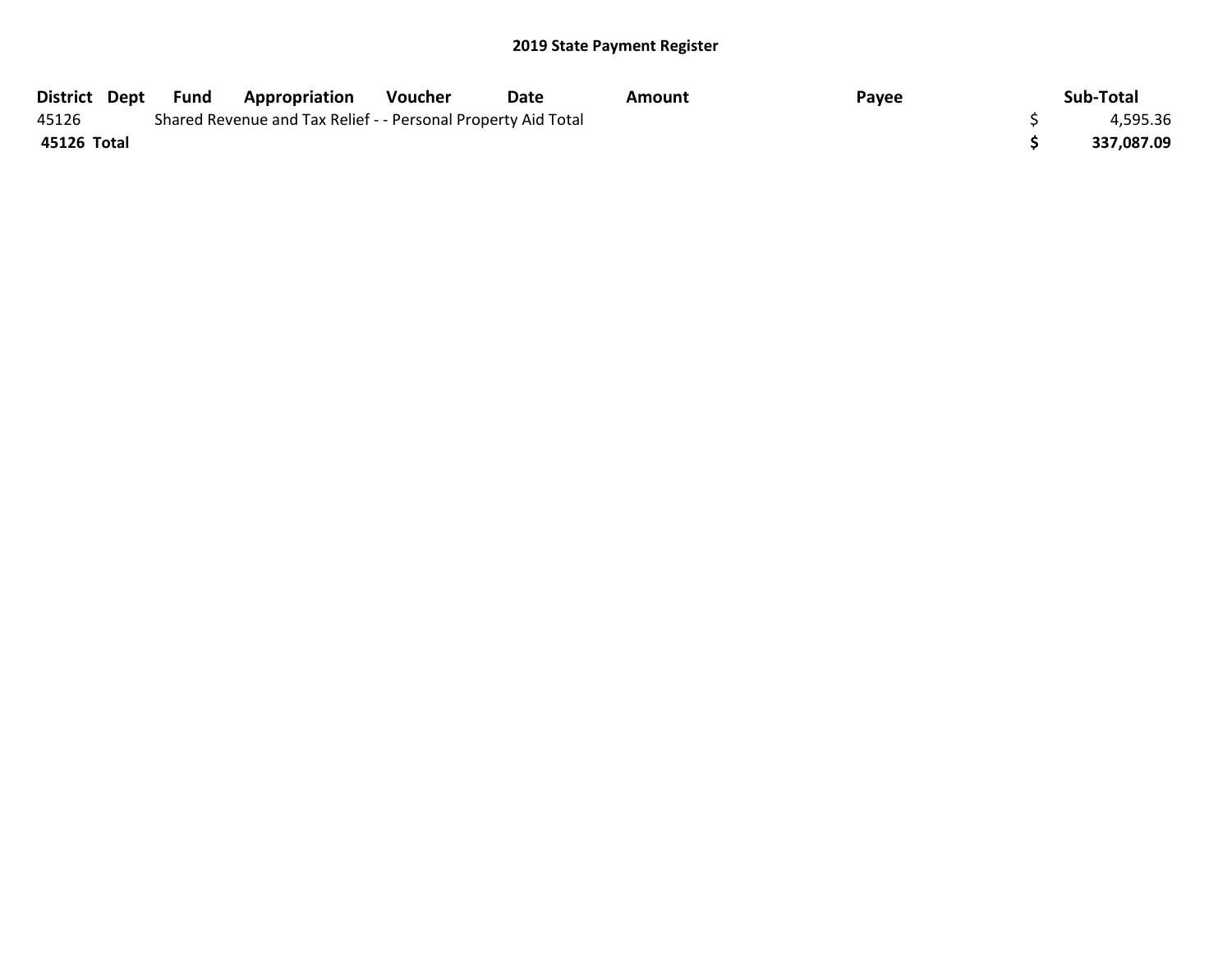## 2019 State Payment Register

| District | Dept | Fund | Appropriation | Voucher | Date | Amount | Payee | Sub-Total |
|---|---|---|---|---|---|---|---|---|
| 45126 | | Shared Revenue and Tax Relief - - Personal Property Aid Total | | | | | | $ 4,595.36 |
| **45126 Total** | | | | | | | | **$ 337,087.09** |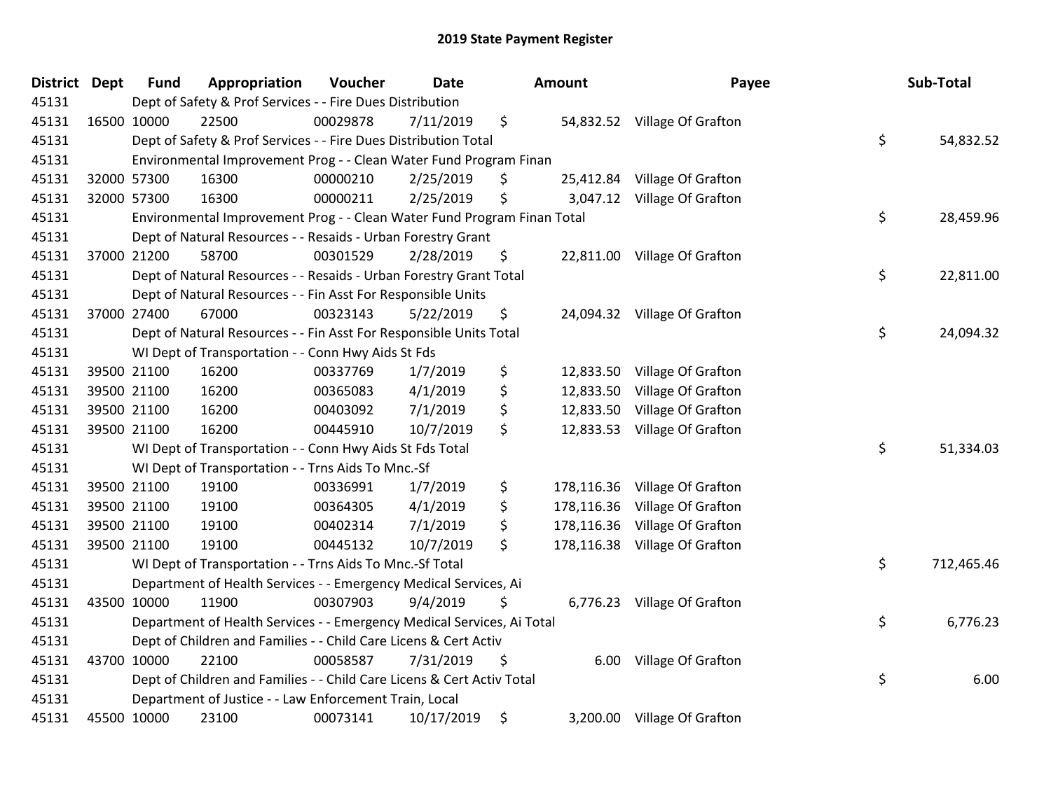## 2019 State Payment Register

| District | Dept | Fund | Appropriation | Voucher | Date | Amount | Payee | Sub-Total |
|---|---|---|---|---|---|---|---|---|
| 45131 | | Dept of Safety & Prof Services - - Fire Dues Distribution | | | | | | |
| 45131 | 16500 | 10000 | 22500 | 00029878 | 7/11/2019 | $ 54,832.52 | Village Of Grafton | |
| 45131 | | Dept of Safety & Prof Services - - Fire Dues Distribution Total | | | | | | $ 54,832.52 |
| 45131 | | Environmental Improvement Prog - - Clean Water Fund Program Finan | | | | | | |
| 45131 | 32000 | 57300 | 16300 | 00000210 | 2/25/2019 | $ 25,412.84 | Village Of Grafton | |
| 45131 | 32000 | 57300 | 16300 | 00000211 | 2/25/2019 | $ 3,047.12 | Village Of Grafton | |
| 45131 | | Environmental Improvement Prog - - Clean Water Fund Program Finan Total | | | | | | $ 28,459.96 |
| 45131 | | Dept of Natural Resources - - Resaids - Urban Forestry Grant | | | | | | |
| 45131 | 37000 | 21200 | 58700 | 00301529 | 2/28/2019 | $ 22,811.00 | Village Of Grafton | |
| 45131 | | Dept of Natural Resources - - Resaids - Urban Forestry Grant Total | | | | | | $ 22,811.00 |
| 45131 | | Dept of Natural Resources - - Fin Asst For Responsible Units | | | | | | |
| 45131 | 37000 | 27400 | 67000 | 00323143 | 5/22/2019 | $ 24,094.32 | Village Of Grafton | |
| 45131 | | Dept of Natural Resources - - Fin Asst For Responsible Units Total | | | | | | $ 24,094.32 |
| 45131 | | WI Dept of Transportation - - Conn Hwy Aids St Fds | | | | | | |
| 45131 | 39500 | 21100 | 16200 | 00337769 | 1/7/2019 | $ 12,833.50 | Village Of Grafton | |
| 45131 | 39500 | 21100 | 16200 | 00365083 | 4/1/2019 | $ 12,833.50 | Village Of Grafton | |
| 45131 | 39500 | 21100 | 16200 | 00403092 | 7/1/2019 | $ 12,833.50 | Village Of Grafton | |
| 45131 | 39500 | 21100 | 16200 | 00445910 | 10/7/2019 | $ 12,833.53 | Village Of Grafton | |
| 45131 | | WI Dept of Transportation - - Conn Hwy Aids St Fds Total | | | | | | $ 51,334.03 |
| 45131 | | WI Dept of Transportation - - Trns Aids To Mnc.-Sf | | | | | | |
| 45131 | 39500 | 21100 | 19100 | 00336991 | 1/7/2019 | $ 178,116.36 | Village Of Grafton | |
| 45131 | 39500 | 21100 | 19100 | 00364305 | 4/1/2019 | $ 178,116.36 | Village Of Grafton | |
| 45131 | 39500 | 21100 | 19100 | 00402314 | 7/1/2019 | $ 178,116.36 | Village Of Grafton | |
| 45131 | 39500 | 21100 | 19100 | 00445132 | 10/7/2019 | $ 178,116.38 | Village Of Grafton | |
| 45131 | | WI Dept of Transportation - - Trns Aids To Mnc.-Sf Total | | | | | | $ 712,465.46 |
| 45131 | | Department of Health Services - - Emergency Medical Services, Ai | | | | | | |
| 45131 | 43500 | 10000 | 11900 | 00307903 | 9/4/2019 | $ 6,776.23 | Village Of Grafton | |
| 45131 | | Department of Health Services - - Emergency Medical Services, Ai Total | | | | | | $ 6,776.23 |
| 45131 | | Dept of Children and Families - - Child Care Licens & Cert Activ | | | | | | |
| 45131 | 43700 | 10000 | 22100 | 00058587 | 7/31/2019 | $ 6.00 | Village Of Grafton | |
| 45131 | | Dept of Children and Families - - Child Care Licens & Cert Activ Total | | | | | | $ 6.00 |
| 45131 | | Department of Justice - - Law Enforcement Train, Local | | | | | | |
| 45131 | 45500 | 10000 | 23100 | 00073141 | 10/17/2019 | $ 3,200.00 | Village Of Grafton | |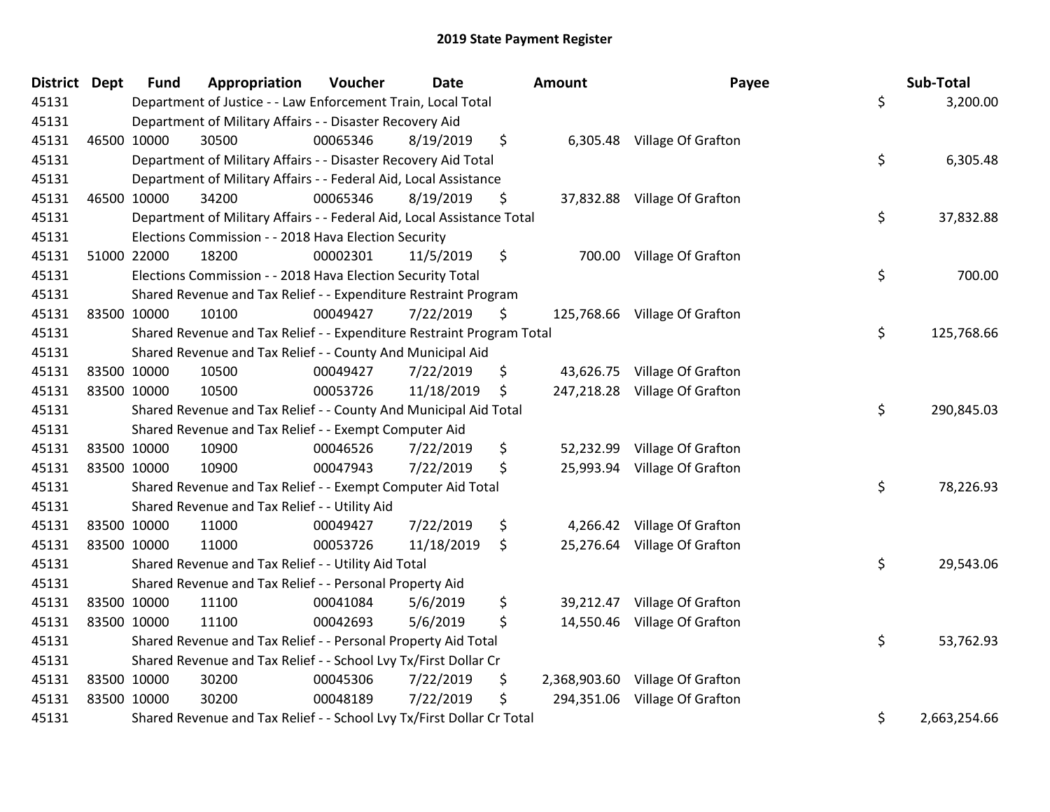# 2019 State Payment Register

| District | Dept | Fund | Appropriation | Voucher | Date | Amount | Payee | Sub-Total |
|---|---|---|---|---|---|---|---|---|
| 45131 | | Department of Justice - - Law Enforcement Train, Local Total | | | | | | $ 3,200.00 |
| 45131 | | Department of Military Affairs - - Disaster Recovery Aid | | | | | | |
| 45131 | 46500 | 10000 | 30500 | 00065346 | 8/19/2019 | $ 6,305.48 | Village Of Grafton | |
| 45131 | | Department of Military Affairs - - Disaster Recovery Aid Total | | | | | | $ 6,305.48 |
| 45131 | | Department of Military Affairs - - Federal Aid, Local Assistance | | | | | | |
| 45131 | 46500 | 10000 | 34200 | 00065346 | 8/19/2019 | $ 37,832.88 | Village Of Grafton | |
| 45131 | | Department of Military Affairs - - Federal Aid, Local Assistance Total | | | | | | $ 37,832.88 |
| 45131 | | Elections Commission - - 2018 Hava Election Security | | | | | | |
| 45131 | 51000 | 22000 | 18200 | 00002301 | 11/5/2019 | $ 700.00 | Village Of Grafton | |
| 45131 | | Elections Commission - - 2018 Hava Election Security Total | | | | | | $ 700.00 |
| 45131 | | Shared Revenue and Tax Relief - - Expenditure Restraint Program | | | | | | |
| 45131 | 83500 | 10000 | 10100 | 00049427 | 7/22/2019 | $ 125,768.66 | Village Of Grafton | |
| 45131 | | Shared Revenue and Tax Relief - - Expenditure Restraint Program Total | | | | | | $ 125,768.66 |
| 45131 | | Shared Revenue and Tax Relief - - County And Municipal Aid | | | | | | |
| 45131 | 83500 | 10000 | 10500 | 00049427 | 7/22/2019 | $ 43,626.75 | Village Of Grafton | |
| 45131 | 83500 | 10000 | 10500 | 00053726 | 11/18/2019 | $ 247,218.28 | Village Of Grafton | |
| 45131 | | Shared Revenue and Tax Relief - - County And Municipal Aid Total | | | | | | $ 290,845.03 |
| 45131 | | Shared Revenue and Tax Relief - - Exempt Computer Aid | | | | | | |
| 45131 | 83500 | 10000 | 10900 | 00046526 | 7/22/2019 | $ 52,232.99 | Village Of Grafton | |
| 45131 | 83500 | 10000 | 10900 | 00047943 | 7/22/2019 | $ 25,993.94 | Village Of Grafton | |
| 45131 | | Shared Revenue and Tax Relief - - Exempt Computer Aid Total | | | | | | $ 78,226.93 |
| 45131 | | Shared Revenue and Tax Relief - - Utility Aid | | | | | | |
| 45131 | 83500 | 10000 | 11000 | 00049427 | 7/22/2019 | $ 4,266.42 | Village Of Grafton | |
| 45131 | 83500 | 10000 | 11000 | 00053726 | 11/18/2019 | $ 25,276.64 | Village Of Grafton | |
| 45131 | | Shared Revenue and Tax Relief - - Utility Aid Total | | | | | | $ 29,543.06 |
| 45131 | | Shared Revenue and Tax Relief - - Personal Property Aid | | | | | | |
| 45131 | 83500 | 10000 | 11100 | 00041084 | 5/6/2019 | $ 39,212.47 | Village Of Grafton | |
| 45131 | 83500 | 10000 | 11100 | 00042693 | 5/6/2019 | $ 14,550.46 | Village Of Grafton | |
| 45131 | | Shared Revenue and Tax Relief - - Personal Property Aid Total | | | | | | $ 53,762.93 |
| 45131 | | Shared Revenue and Tax Relief - - School Lvy Tx/First Dollar Cr | | | | | | |
| 45131 | 83500 | 10000 | 30200 | 00045306 | 7/22/2019 | $ 2,368,903.60 | Village Of Grafton | |
| 45131 | 83500 | 10000 | 30200 | 00048189 | 7/22/2019 | $ 294,351.06 | Village Of Grafton | |
| 45131 | | Shared Revenue and Tax Relief - - School Lvy Tx/First Dollar Cr Total | | | | | | $ 2,663,254.66 |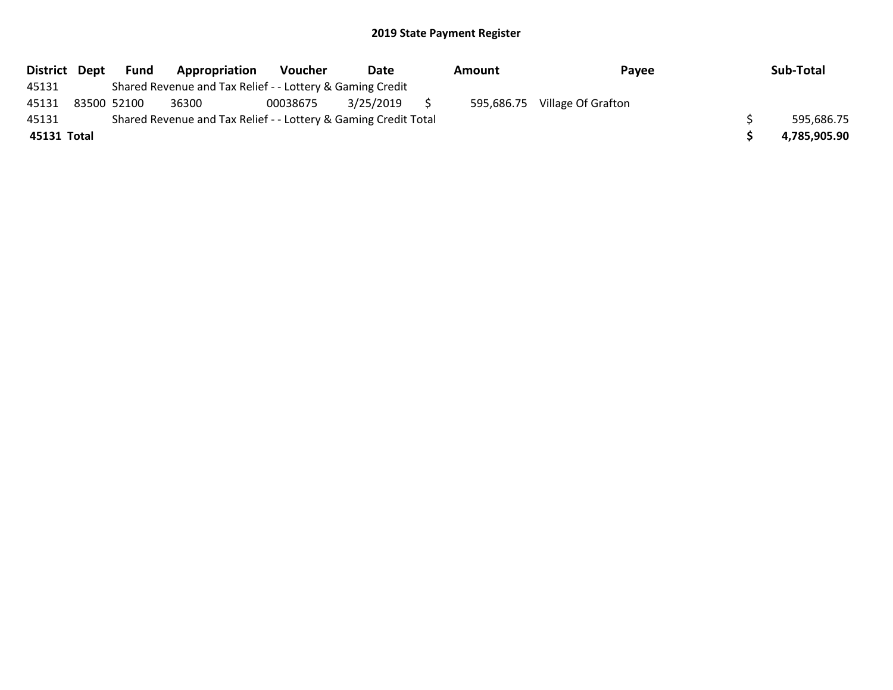## 2019 State Payment Register

| District | Dept | Fund | Appropriation | Voucher | Date | Amount | Payee | Sub-Total |
|---|---|---|---|---|---|---|---|---|
| 45131 | | Shared Revenue and Tax Relief - - Lottery & Gaming Credit | | | | | | |
| 45131 | 83500 | 52100 | 36300 | 00038675 | 3/25/2019 | $ 595,686.75 | Village Of Grafton | |
| 45131 | | Shared Revenue and Tax Relief - - Lottery & Gaming Credit Total | | | | | | $ 595,686.75 |
| **45131 Total** | | | | | | | | **$ 4,785,905.90** |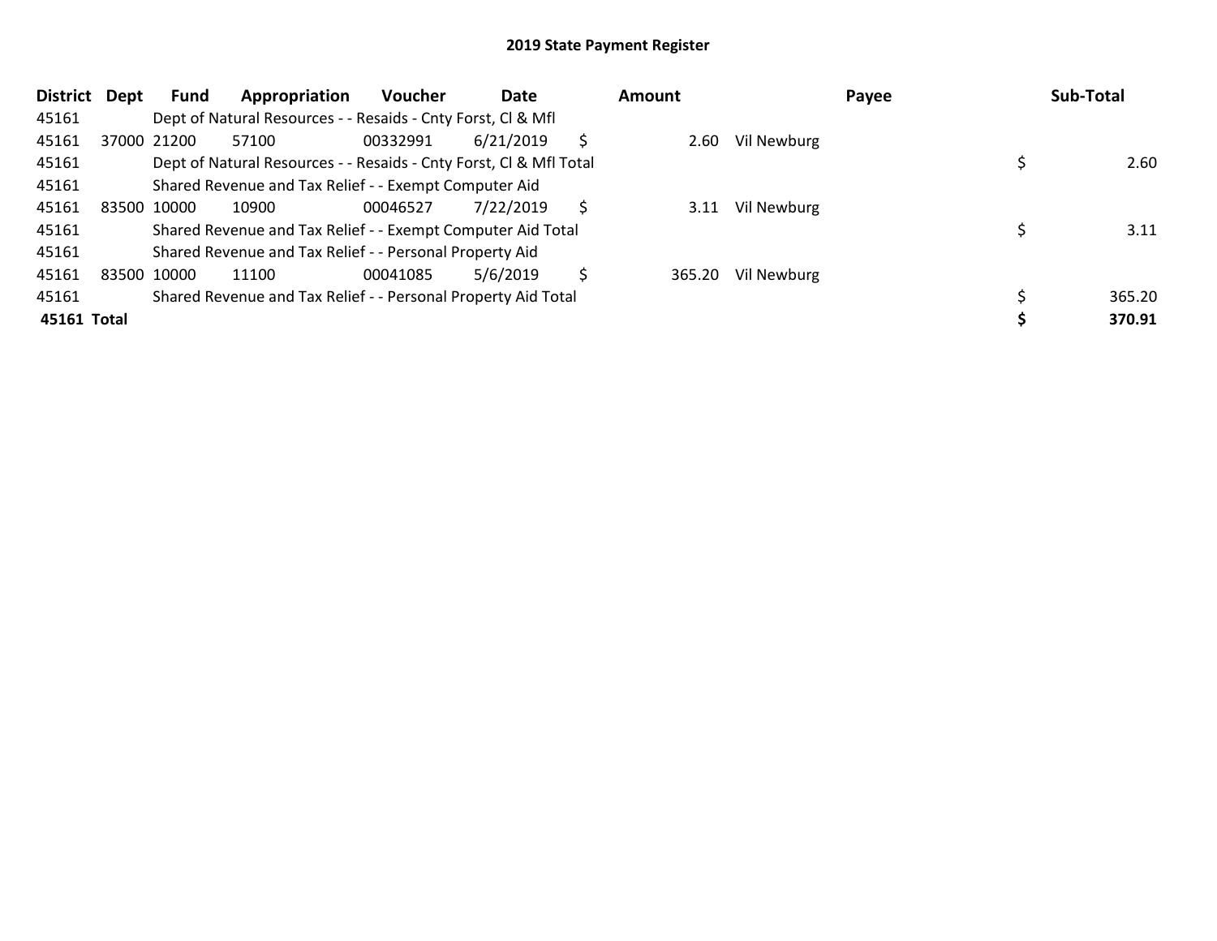# 2019 State Payment Register

| District | Dept | Fund | Appropriation | Voucher | Date | Amount | Payee | Sub-Total |
|---|---|---|---|---|---|---|---|---|
| 45161 | | Dept of Natural Resources - - Resaids - Cnty Forst, Cl & Mfl | | | | | | |
| 45161 | 37000 | 21200 | 57100 | 00332991 | 6/21/2019 | $ 2.60 | Vil Newburg | |
| 45161 | | Dept of Natural Resources - - Resaids - Cnty Forst, Cl & Mfl Total | | | | | | $ 2.60 |
| 45161 | | Shared Revenue and Tax Relief - - Exempt Computer Aid | | | | | | |
| 45161 | 83500 | 10000 | 10900 | 00046527 | 7/22/2019 | $ 3.11 | Vil Newburg | |
| 45161 | | Shared Revenue and Tax Relief - - Exempt Computer Aid Total | | | | | | $ 3.11 |
| 45161 | | Shared Revenue and Tax Relief - - Personal Property Aid | | | | | | |
| 45161 | 83500 | 10000 | 11100 | 00041085 | 5/6/2019 | $ 365.20 | Vil Newburg | |
| 45161 | | Shared Revenue and Tax Relief - - Personal Property Aid Total | | | | | | $ 365.20 |
| **45161** | **Total** | | | | | | | **$ 370.91** |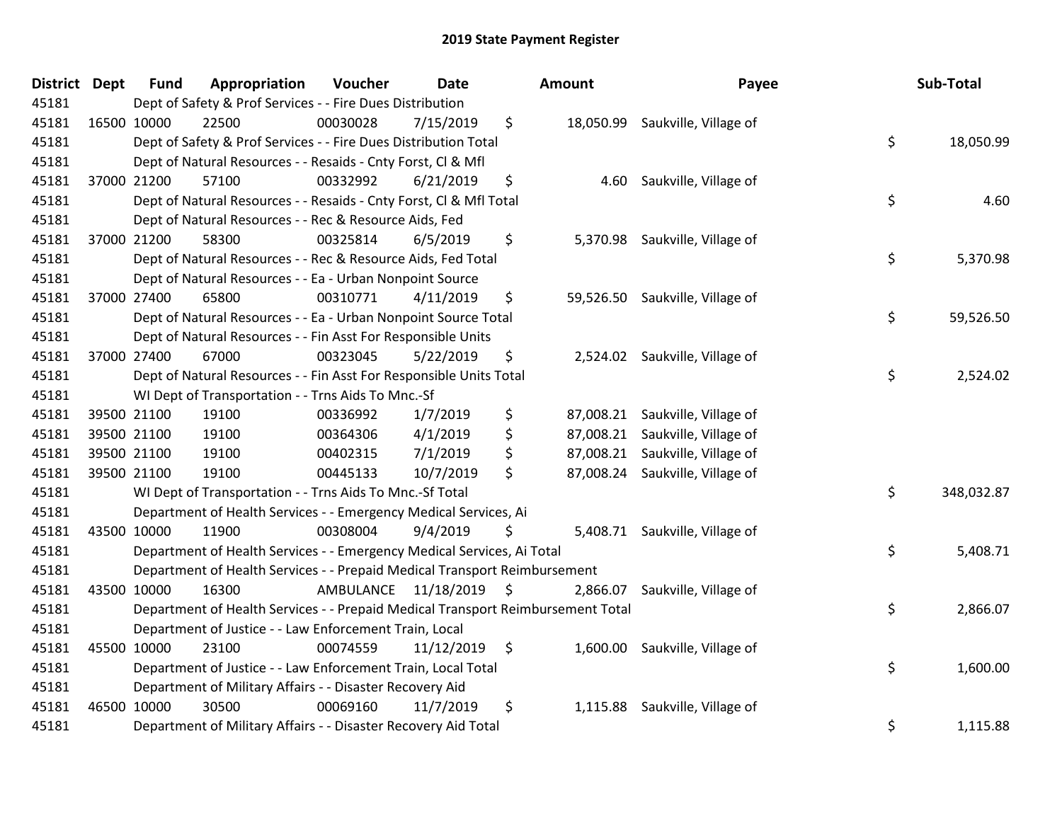# 2019 State Payment Register

| District | Dept | Fund | Appropriation | Voucher | Date | Amount | Payee | Sub-Total |
|---|---|---|---|---|---|---|---|---|
| 45181 | Dept of Safety & Prof Services - - Fire Dues Distribution | | | | | | | |
| 45181 | 16500 | 10000 | 22500 | 00030028 | 7/15/2019 | $ 18,050.99 | Saukville, Village of | |
| 45181 | Dept of Safety & Prof Services - - Fire Dues Distribution Total | | | | | | | $ 18,050.99 |
| 45181 | Dept of Natural Resources - - Resaids - Cnty Forst, Cl & Mfl | | | | | | | |
| 45181 | 37000 | 21200 | 57100 | 00332992 | 6/21/2019 | $ 4.60 | Saukville, Village of | |
| 45181 | Dept of Natural Resources - - Resaids - Cnty Forst, Cl & Mfl Total | | | | | | | $ 4.60 |
| 45181 | Dept of Natural Resources - - Rec & Resource Aids, Fed | | | | | | | |
| 45181 | 37000 | 21200 | 58300 | 00325814 | 6/5/2019 | $ 5,370.98 | Saukville, Village of | |
| 45181 | Dept of Natural Resources - - Rec & Resource Aids, Fed Total | | | | | | | $ 5,370.98 |
| 45181 | Dept of Natural Resources - - Ea - Urban Nonpoint Source | | | | | | | |
| 45181 | 37000 | 27400 | 65800 | 00310771 | 4/11/2019 | $ 59,526.50 | Saukville, Village of | |
| 45181 | Dept of Natural Resources - - Ea - Urban Nonpoint Source Total | | | | | | | $ 59,526.50 |
| 45181 | Dept of Natural Resources - - Fin Asst For Responsible Units | | | | | | | |
| 45181 | 37000 | 27400 | 67000 | 00323045 | 5/22/2019 | $ 2,524.02 | Saukville, Village of | |
| 45181 | Dept of Natural Resources - - Fin Asst For Responsible Units Total | | | | | | | $ 2,524.02 |
| 45181 | WI Dept of Transportation - - Trns Aids To Mnc.-Sf | | | | | | | |
| 45181 | 39500 | 21100 | 19100 | 00336992 | 1/7/2019 | $ 87,008.21 | Saukville, Village of | |
| 45181 | 39500 | 21100 | 19100 | 00364306 | 4/1/2019 | $ 87,008.21 | Saukville, Village of | |
| 45181 | 39500 | 21100 | 19100 | 00402315 | 7/1/2019 | $ 87,008.21 | Saukville, Village of | |
| 45181 | 39500 | 21100 | 19100 | 00445133 | 10/7/2019 | $ 87,008.24 | Saukville, Village of | |
| 45181 | WI Dept of Transportation - - Trns Aids To Mnc.-Sf Total | | | | | | | $ 348,032.87 |
| 45181 | Department of Health Services - - Emergency Medical Services, Ai | | | | | | | |
| 45181 | 43500 | 10000 | 11900 | 00308004 | 9/4/2019 | $ 5,408.71 | Saukville, Village of | |
| 45181 | Department of Health Services - - Emergency Medical Services, Ai Total | | | | | | | $ 5,408.71 |
| 45181 | Department of Health Services - - Prepaid Medical Transport Reimbursement | | | | | | | |
| 45181 | 43500 | 10000 | 16300 | AMBULANCE | 11/18/2019 | $ 2,866.07 | Saukville, Village of | |
| 45181 | Department of Health Services - - Prepaid Medical Transport Reimbursement Total | | | | | | | $ 2,866.07 |
| 45181 | Department of Justice - - Law Enforcement Train, Local | | | | | | | |
| 45181 | 45500 | 10000 | 23100 | 00074559 | 11/12/2019 | $ 1,600.00 | Saukville, Village of | |
| 45181 | Department of Justice - - Law Enforcement Train, Local Total | | | | | | | $ 1,600.00 |
| 45181 | Department of Military Affairs - - Disaster Recovery Aid | | | | | | | |
| 45181 | 46500 | 10000 | 30500 | 00069160 | 11/7/2019 | $ 1,115.88 | Saukville, Village of | |
| 45181 | Department of Military Affairs - - Disaster Recovery Aid Total | | | | | | | $ 1,115.88 |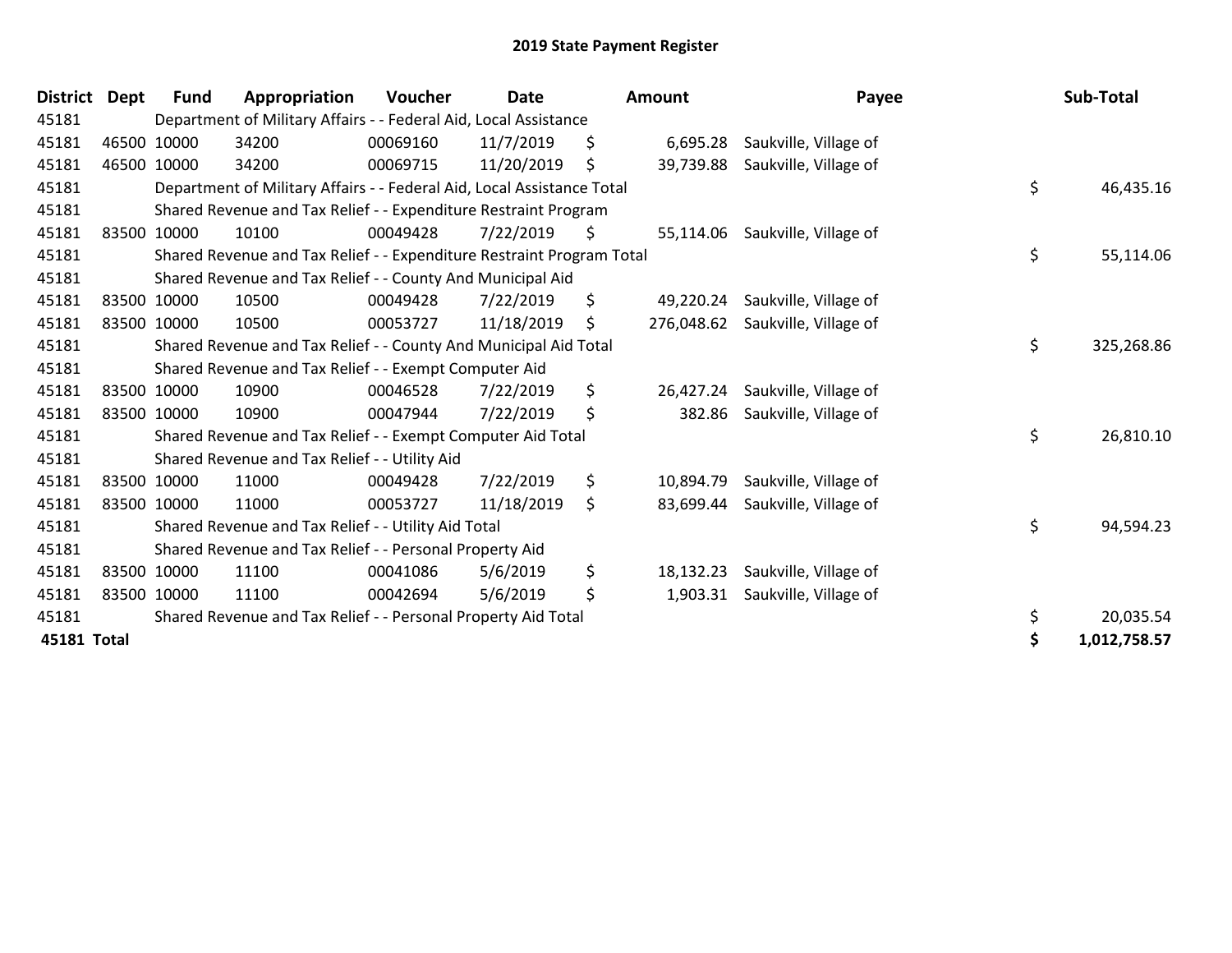# 2019 State Payment Register

| District | Dept | Fund | Appropriation | Voucher | Date | Amount | Payee | Sub-Total |
|---|---|---|---|---|---|---|---|---|
| 45181 | | Department of Military Affairs - - Federal Aid, Local Assistance | | | | | | |
| 45181 | 46500 | 10000 | 34200 | 00069160 | 11/7/2019 | $ 6,695.28 | Saukville, Village of | |
| 45181 | 46500 | 10000 | 34200 | 00069715 | 11/20/2019 | $ 39,739.88 | Saukville, Village of | |
| 45181 | | Department of Military Affairs - - Federal Aid, Local Assistance Total | | | | | | $ 46,435.16 |
| 45181 | | Shared Revenue and Tax Relief - - Expenditure Restraint Program | | | | | | |
| 45181 | 83500 | 10000 | 10100 | 00049428 | 7/22/2019 | $ 55,114.06 | Saukville, Village of | |
| 45181 | | Shared Revenue and Tax Relief - - Expenditure Restraint Program Total | | | | | | $ 55,114.06 |
| 45181 | | Shared Revenue and Tax Relief - - County And Municipal Aid | | | | | | |
| 45181 | 83500 | 10000 | 10500 | 00049428 | 7/22/2019 | $ 49,220.24 | Saukville, Village of | |
| 45181 | 83500 | 10000 | 10500 | 00053727 | 11/18/2019 | $ 276,048.62 | Saukville, Village of | |
| 45181 | | Shared Revenue and Tax Relief - - County And Municipal Aid Total | | | | | | $ 325,268.86 |
| 45181 | | Shared Revenue and Tax Relief - - Exempt Computer Aid | | | | | | |
| 45181 | 83500 | 10000 | 10900 | 00046528 | 7/22/2019 | $ 26,427.24 | Saukville, Village of | |
| 45181 | 83500 | 10000 | 10900 | 00047944 | 7/22/2019 | $ 382.86 | Saukville, Village of | |
| 45181 | | Shared Revenue and Tax Relief - - Exempt Computer Aid Total | | | | | | $ 26,810.10 |
| 45181 | | Shared Revenue and Tax Relief - - Utility Aid | | | | | | |
| 45181 | 83500 | 10000 | 11000 | 00049428 | 7/22/2019 | $ 10,894.79 | Saukville, Village of | |
| 45181 | 83500 | 10000 | 11000 | 00053727 | 11/18/2019 | $ 83,699.44 | Saukville, Village of | |
| 45181 | | Shared Revenue and Tax Relief - - Utility Aid Total | | | | | | $ 94,594.23 |
| 45181 | | Shared Revenue and Tax Relief - - Personal Property Aid | | | | | | |
| 45181 | 83500 | 10000 | 11100 | 00041086 | 5/6/2019 | $ 18,132.23 | Saukville, Village of | |
| 45181 | 83500 | 10000 | 11100 | 00042694 | 5/6/2019 | $ 1,903.31 | Saukville, Village of | |
| 45181 | | Shared Revenue and Tax Relief - - Personal Property Aid Total | | | | | | $ 20,035.54 |
| **45181 Total** | | | | | | | | **$ 1,012,758.57** |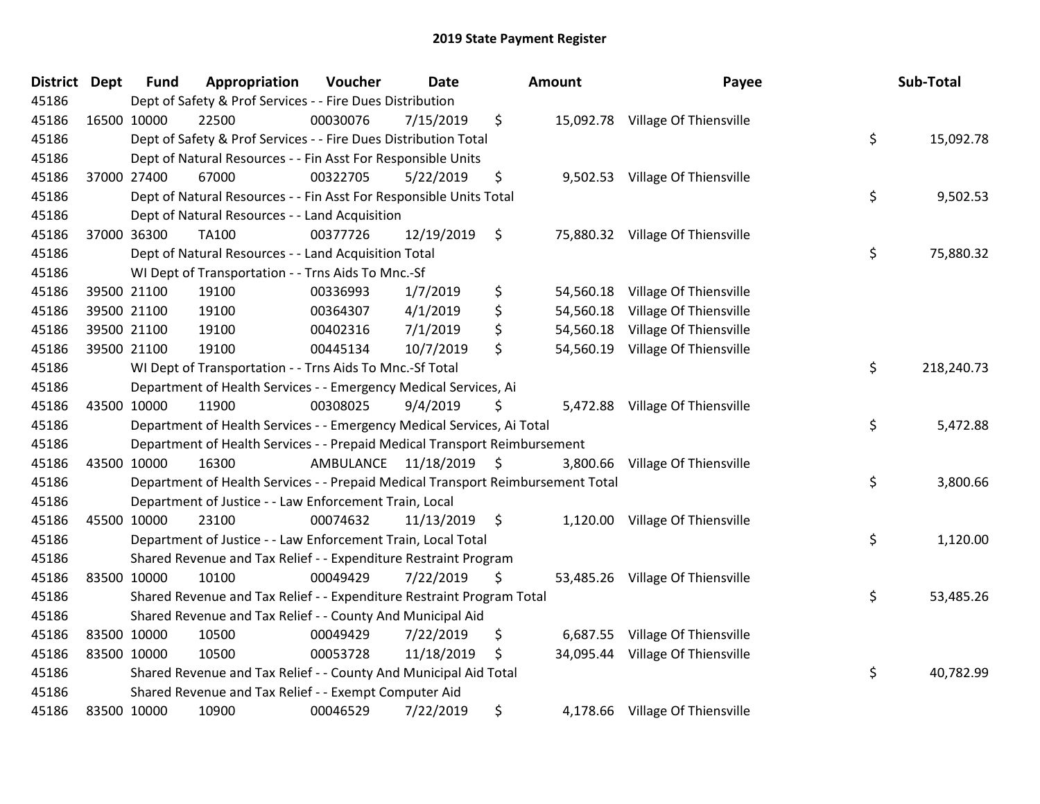# 2019 State Payment Register

| District | Dept | Fund | Appropriation | Voucher | Date | Amount | Payee | Sub-Total |
|---|---|---|---|---|---|---|---|---|
| 45186 | | Dept of Safety & Prof Services - - Fire Dues Distribution | | | | | | |
| 45186 | 16500 | 10000 | 22500 | 00030076 | 7/15/2019 | $ 15,092.78 | Village Of Thiensville | |
| 45186 | | Dept of Safety & Prof Services - - Fire Dues Distribution Total | | | | | | $ 15,092.78 |
| 45186 | | Dept of Natural Resources - - Fin Asst For Responsible Units | | | | | | |
| 45186 | 37000 | 27400 | 67000 | 00322705 | 5/22/2019 | $ 9,502.53 | Village Of Thiensville | |
| 45186 | | Dept of Natural Resources - - Fin Asst For Responsible Units Total | | | | | | $ 9,502.53 |
| 45186 | | Dept of Natural Resources - - Land Acquisition | | | | | | |
| 45186 | 37000 | 36300 | TA100 | 00377726 | 12/19/2019 | $ 75,880.32 | Village Of Thiensville | |
| 45186 | | Dept of Natural Resources - - Land Acquisition Total | | | | | | $ 75,880.32 |
| 45186 | | WI Dept of Transportation - - Trns Aids To Mnc.-Sf | | | | | | |
| 45186 | 39500 | 21100 | 19100 | 00336993 | 1/7/2019 | $ 54,560.18 | Village Of Thiensville | |
| 45186 | 39500 | 21100 | 19100 | 00364307 | 4/1/2019 | $ 54,560.18 | Village Of Thiensville | |
| 45186 | 39500 | 21100 | 19100 | 00402316 | 7/1/2019 | $ 54,560.18 | Village Of Thiensville | |
| 45186 | 39500 | 21100 | 19100 | 00445134 | 10/7/2019 | $ 54,560.19 | Village Of Thiensville | |
| 45186 | | WI Dept of Transportation - - Trns Aids To Mnc.-Sf Total | | | | | | $ 218,240.73 |
| 45186 | | Department of Health Services - - Emergency Medical Services, Ai | | | | | | |
| 45186 | 43500 | 10000 | 11900 | 00308025 | 9/4/2019 | $ 5,472.88 | Village Of Thiensville | |
| 45186 | | Department of Health Services - - Emergency Medical Services, Ai Total | | | | | | $ 5,472.88 |
| 45186 | | Department of Health Services - - Prepaid Medical Transport Reimbursement | | | | | | |
| 45186 | 43500 | 10000 | 16300 | AMBULANCE | 11/18/2019 | $ 3,800.66 | Village Of Thiensville | |
| 45186 | | Department of Health Services - - Prepaid Medical Transport Reimbursement Total | | | | | | $ 3,800.66 |
| 45186 | | Department of Justice - - Law Enforcement Train, Local | | | | | | |
| 45186 | 45500 | 10000 | 23100 | 00074632 | 11/13/2019 | $ 1,120.00 | Village Of Thiensville | |
| 45186 | | Department of Justice - - Law Enforcement Train, Local Total | | | | | | $ 1,120.00 |
| 45186 | | Shared Revenue and Tax Relief - - Expenditure Restraint Program | | | | | | |
| 45186 | 83500 | 10000 | 10100 | 00049429 | 7/22/2019 | $ 53,485.26 | Village Of Thiensville | |
| 45186 | | Shared Revenue and Tax Relief - - Expenditure Restraint Program Total | | | | | | $ 53,485.26 |
| 45186 | | Shared Revenue and Tax Relief - - County And Municipal Aid | | | | | | |
| 45186 | 83500 | 10000 | 10500 | 00049429 | 7/22/2019 | $ 6,687.55 | Village Of Thiensville | |
| 45186 | 83500 | 10000 | 10500 | 00053728 | 11/18/2019 | $ 34,095.44 | Village Of Thiensville | |
| 45186 | | Shared Revenue and Tax Relief - - County And Municipal Aid Total | | | | | | $ 40,782.99 |
| 45186 | | Shared Revenue and Tax Relief - - Exempt Computer Aid | | | | | | |
| 45186 | 83500 | 10000 | 10900 | 00046529 | 7/22/2019 | $ 4,178.66 | Village Of Thiensville | |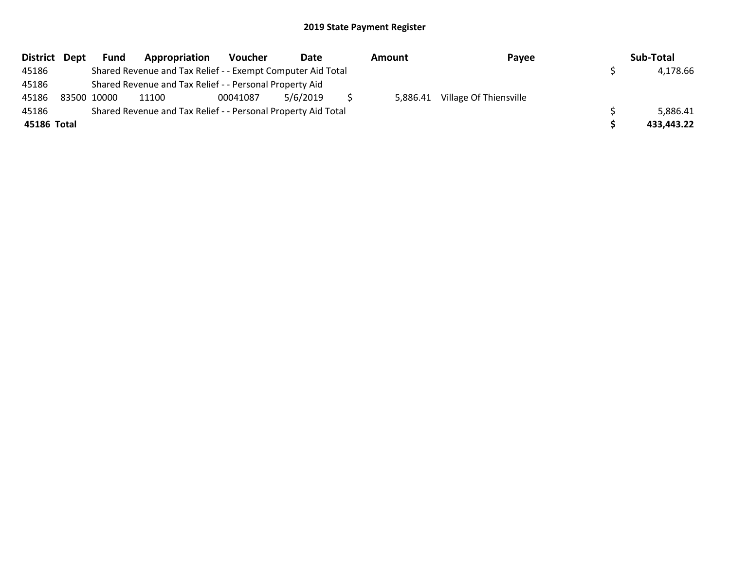## 2019 State Payment Register

| District | Dept | Fund | Appropriation | Voucher | Date | Amount | Payee | Sub-Total |
|---|---|---|---|---|---|---|---|---|
| 45186 | | Shared Revenue and Tax Relief - - Exempt Computer Aid Total | | | | | | $ 4,178.66 |
| 45186 | | Shared Revenue and Tax Relief - - Personal Property Aid | | | | | | |
| 45186 | 83500 | 10000 | 11100 | 00041087 | 5/6/2019 | $ 5,886.41 | Village Of Thiensville | |
| 45186 | | Shared Revenue and Tax Relief - - Personal Property Aid Total | | | | | | $ 5,886.41 |
| **45186 Total** | | | | | | | | **$ 433,443.22** |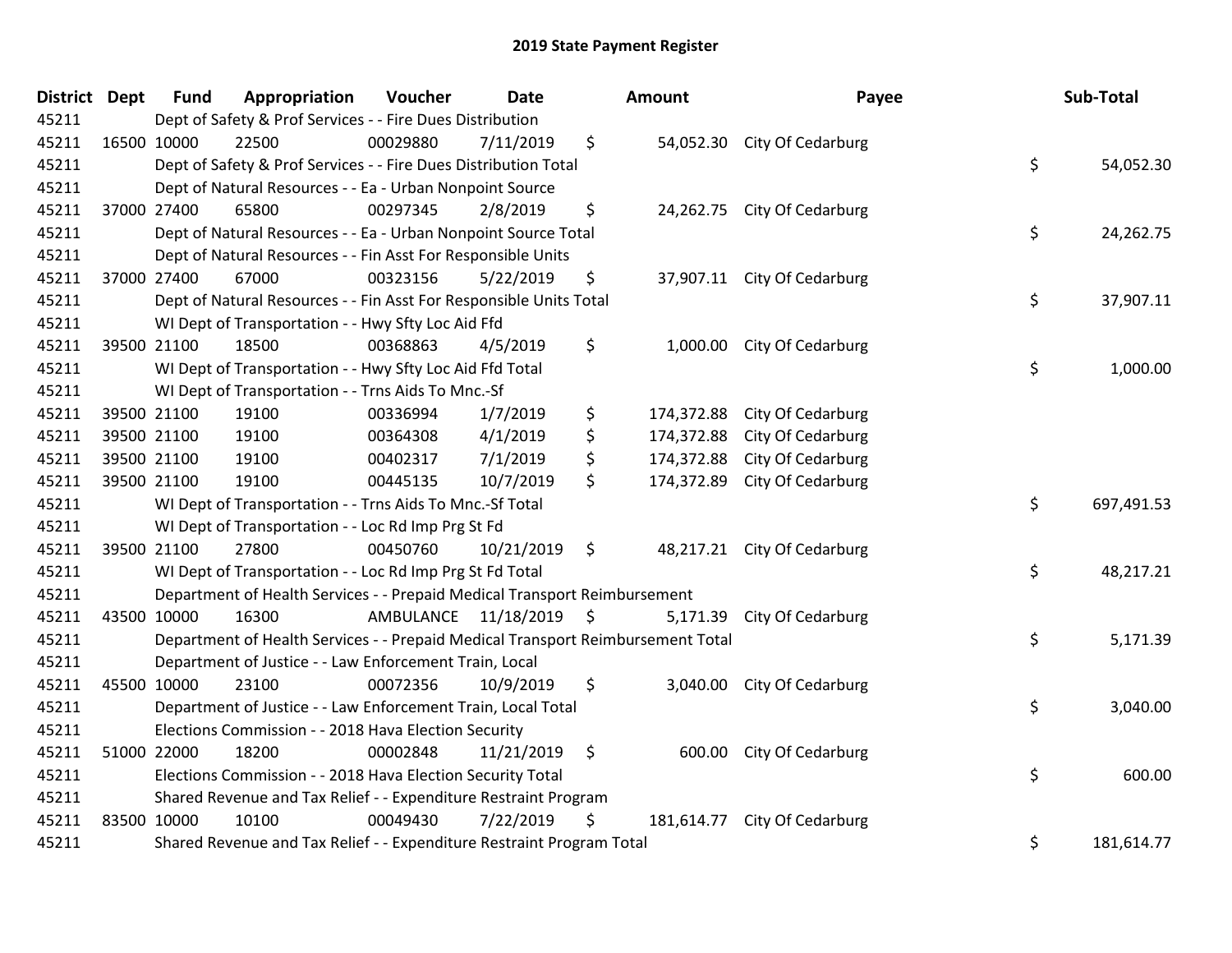# 2019 State Payment Register

| District | Dept | Fund | Appropriation | Voucher | Date | Amount | Payee | Sub-Total |
|---|---|---|---|---|---|---|---|---|
| 45211 | | Dept of Safety & Prof Services - - Fire Dues Distribution | | | | | | |
| 45211 | 16500 | 10000 | 22500 | 00029880 | 7/11/2019 | $ 54,052.30 | City Of Cedarburg | |
| 45211 | | Dept of Safety & Prof Services - - Fire Dues Distribution Total | | | | | | $ 54,052.30 |
| 45211 | | Dept of Natural Resources - - Ea - Urban Nonpoint Source | | | | | | |
| 45211 | 37000 | 27400 | 65800 | 00297345 | 2/8/2019 | $ 24,262.75 | City Of Cedarburg | |
| 45211 | | Dept of Natural Resources - - Ea - Urban Nonpoint Source Total | | | | | | $ 24,262.75 |
| 45211 | | Dept of Natural Resources - - Fin Asst For Responsible Units | | | | | | |
| 45211 | 37000 | 27400 | 67000 | 00323156 | 5/22/2019 | $ 37,907.11 | City Of Cedarburg | |
| 45211 | | Dept of Natural Resources - - Fin Asst For Responsible Units Total | | | | | | $ 37,907.11 |
| 45211 | | WI Dept of Transportation - - Hwy Sfty Loc Aid Ffd | | | | | | |
| 45211 | 39500 | 21100 | 18500 | 00368863 | 4/5/2019 | $ 1,000.00 | City Of Cedarburg | |
| 45211 | | WI Dept of Transportation - - Hwy Sfty Loc Aid Ffd Total | | | | | | $ 1,000.00 |
| 45211 | | WI Dept of Transportation - - Trns Aids To Mnc.-Sf | | | | | | |
| 45211 | 39500 | 21100 | 19100 | 00336994 | 1/7/2019 | $ 174,372.88 | City Of Cedarburg | |
| 45211 | 39500 | 21100 | 19100 | 00364308 | 4/1/2019 | $ 174,372.88 | City Of Cedarburg | |
| 45211 | 39500 | 21100 | 19100 | 00402317 | 7/1/2019 | $ 174,372.88 | City Of Cedarburg | |
| 45211 | 39500 | 21100 | 19100 | 00445135 | 10/7/2019 | $ 174,372.89 | City Of Cedarburg | |
| 45211 | | WI Dept of Transportation - - Trns Aids To Mnc.-Sf Total | | | | | | $ 697,491.53 |
| 45211 | | WI Dept of Transportation - - Loc Rd Imp Prg St Fd | | | | | | |
| 45211 | 39500 | 21100 | 27800 | 00450760 | 10/21/2019 | $ 48,217.21 | City Of Cedarburg | |
| 45211 | | WI Dept of Transportation - - Loc Rd Imp Prg St Fd Total | | | | | | $ 48,217.21 |
| 45211 | | Department of Health Services - - Prepaid Medical Transport Reimbursement | | | | | | |
| 45211 | 43500 | 10000 | 16300 | AMBULANCE | 11/18/2019 | $ 5,171.39 | City Of Cedarburg | |
| 45211 | | Department of Health Services - - Prepaid Medical Transport Reimbursement Total | | | | | | $ 5,171.39 |
| 45211 | | Department of Justice - - Law Enforcement Train, Local | | | | | | |
| 45211 | 45500 | 10000 | 23100 | 00072356 | 10/9/2019 | $ 3,040.00 | City Of Cedarburg | |
| 45211 | | Department of Justice - - Law Enforcement Train, Local Total | | | | | | $ 3,040.00 |
| 45211 | | Elections Commission - - 2018 Hava Election Security | | | | | | |
| 45211 | 51000 | 22000 | 18200 | 00002848 | 11/21/2019 | $ 600.00 | City Of Cedarburg | |
| 45211 | | Elections Commission - - 2018 Hava Election Security Total | | | | | | $ 600.00 |
| 45211 | | Shared Revenue and Tax Relief - - Expenditure Restraint Program | | | | | | |
| 45211 | 83500 | 10000 | 10100 | 00049430 | 7/22/2019 | $ 181,614.77 | City Of Cedarburg | |
| 45211 | | Shared Revenue and Tax Relief - - Expenditure Restraint Program Total | | | | | | $ 181,614.77 |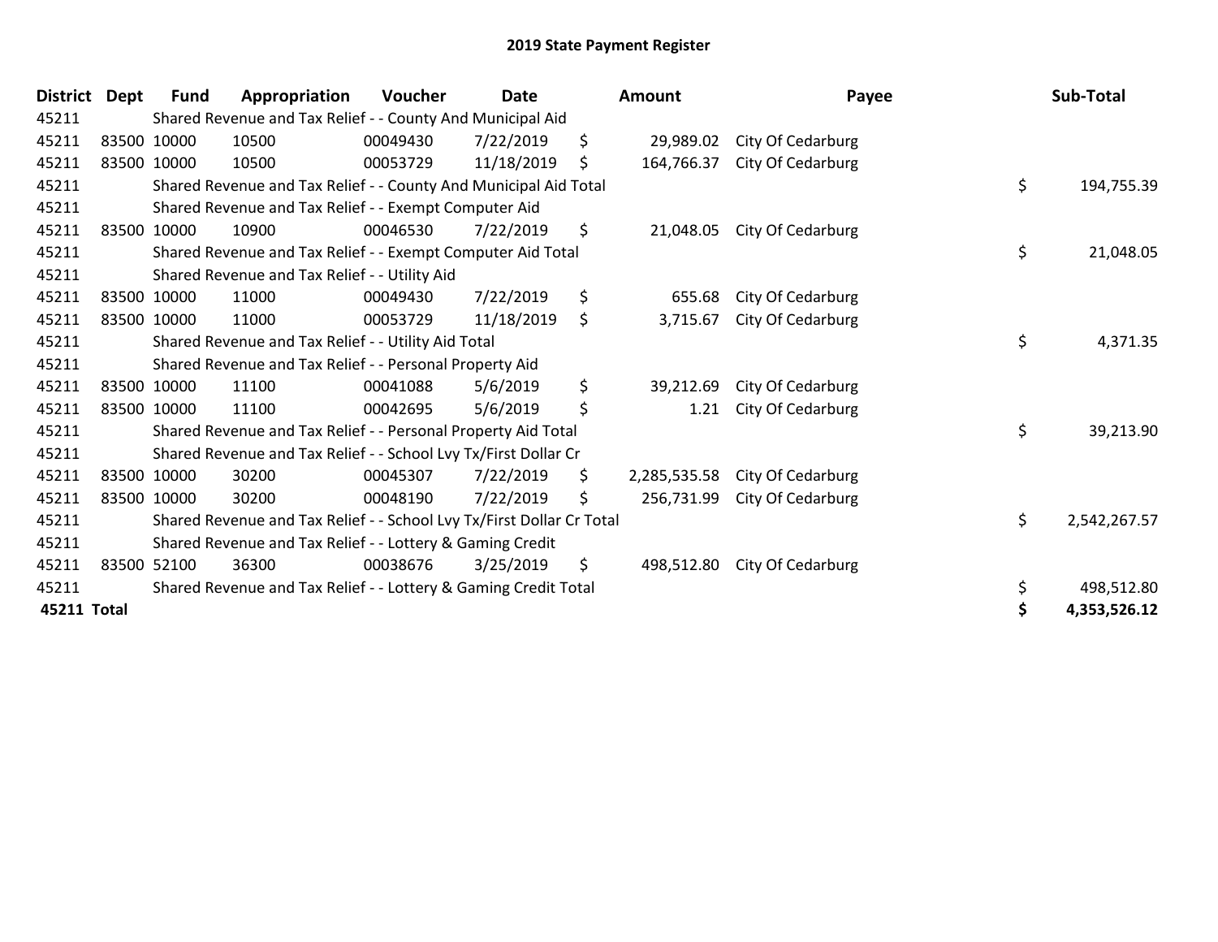# 2019 State Payment Register

| District | Dept | Fund | Appropriation | Voucher | Date | Amount | Payee | Sub-Total |
|---|---|---|---|---|---|---|---|---|
| 45211 | | Shared Revenue and Tax Relief - - County And Municipal Aid | | | | | | |
| 45211 | 83500 | 10000 | 10500 | 00049430 | 7/22/2019 | $ 29,989.02 | City Of Cedarburg | |
| 45211 | 83500 | 10000 | 10500 | 00053729 | 11/18/2019 | $ 164,766.37 | City Of Cedarburg | |
| 45211 | | Shared Revenue and Tax Relief - - County And Municipal Aid Total | | | | | | $ 194,755.39 |
| 45211 | | Shared Revenue and Tax Relief - - Exempt Computer Aid | | | | | | |
| 45211 | 83500 | 10000 | 10900 | 00046530 | 7/22/2019 | $ 21,048.05 | City Of Cedarburg | |
| 45211 | | Shared Revenue and Tax Relief - - Exempt Computer Aid Total | | | | | | $ 21,048.05 |
| 45211 | | Shared Revenue and Tax Relief - - Utility Aid | | | | | | |
| 45211 | 83500 | 10000 | 11000 | 00049430 | 7/22/2019 | $ 655.68 | City Of Cedarburg | |
| 45211 | 83500 | 10000 | 11000 | 00053729 | 11/18/2019 | $ 3,715.67 | City Of Cedarburg | |
| 45211 | | Shared Revenue and Tax Relief - - Utility Aid Total | | | | | | $ 4,371.35 |
| 45211 | | Shared Revenue and Tax Relief - - Personal Property Aid | | | | | | |
| 45211 | 83500 | 10000 | 11100 | 00041088 | 5/6/2019 | $ 39,212.69 | City Of Cedarburg | |
| 45211 | 83500 | 10000 | 11100 | 00042695 | 5/6/2019 | $ 1.21 | City Of Cedarburg | |
| 45211 | | Shared Revenue and Tax Relief - - Personal Property Aid Total | | | | | | $ 39,213.90 |
| 45211 | | Shared Revenue and Tax Relief - - School Lvy Tx/First Dollar Cr | | | | | | |
| 45211 | 83500 | 10000 | 30200 | 00045307 | 7/22/2019 | $ 2,285,535.58 | City Of Cedarburg | |
| 45211 | 83500 | 10000 | 30200 | 00048190 | 7/22/2019 | $ 256,731.99 | City Of Cedarburg | |
| 45211 | | Shared Revenue and Tax Relief - - School Lvy Tx/First Dollar Cr Total | | | | | | $ 2,542,267.57 |
| 45211 | | Shared Revenue and Tax Relief - - Lottery & Gaming Credit | | | | | | |
| 45211 | 83500 | 52100 | 36300 | 00038676 | 3/25/2019 | $ 498,512.80 | City Of Cedarburg | |
| 45211 | | Shared Revenue and Tax Relief - - Lottery & Gaming Credit Total | | | | | | $ 498,512.80 |
| **45211 Total** | | | | | | | | **$ 4,353,526.12** |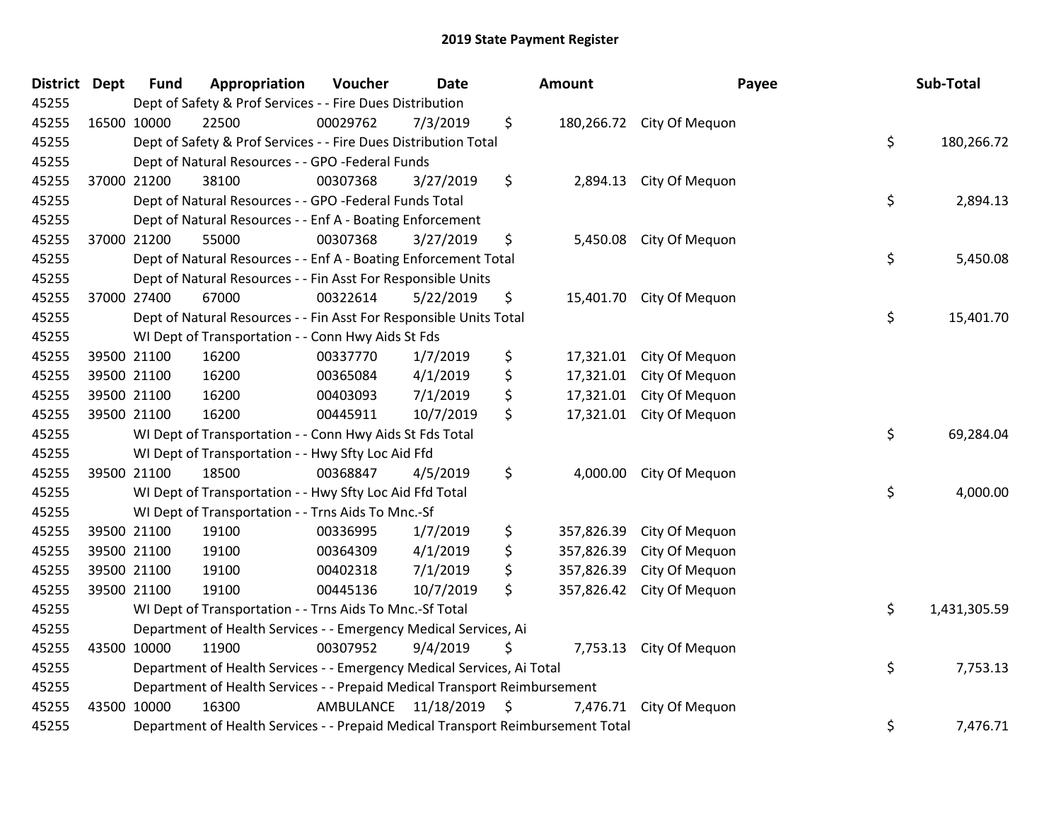# 2019 State Payment Register

| District | Dept | Fund | Appropriation | Voucher | Date | Amount | Payee | Sub-Total |
|---|---|---|---|---|---|---|---|---|
| 45255 | | Dept of Safety & Prof Services - - Fire Dues Distribution | | | | | | |
| 45255 | 16500 | 10000 | 22500 | 00029762 | 7/3/2019 | $ 180,266.72 | City Of Mequon | |
| 45255 | | Dept of Safety & Prof Services - - Fire Dues Distribution Total | | | | | | $ 180,266.72 |
| 45255 | | Dept of Natural Resources - - GPO -Federal Funds | | | | | | |
| 45255 | 37000 | 21200 | 38100 | 00307368 | 3/27/2019 | $ 2,894.13 | City Of Mequon | |
| 45255 | | Dept of Natural Resources - - GPO -Federal Funds Total | | | | | | $ 2,894.13 |
| 45255 | | Dept of Natural Resources - - Enf A - Boating Enforcement | | | | | | |
| 45255 | 37000 | 21200 | 55000 | 00307368 | 3/27/2019 | $ 5,450.08 | City Of Mequon | |
| 45255 | | Dept of Natural Resources - - Enf A - Boating Enforcement Total | | | | | | $ 5,450.08 |
| 45255 | | Dept of Natural Resources - - Fin Asst For Responsible Units | | | | | | |
| 45255 | 37000 | 27400 | 67000 | 00322614 | 5/22/2019 | $ 15,401.70 | City Of Mequon | |
| 45255 | | Dept of Natural Resources - - Fin Asst For Responsible Units Total | | | | | | $ 15,401.70 |
| 45255 | | WI Dept of Transportation - - Conn Hwy Aids St Fds | | | | | | |
| 45255 | 39500 | 21100 | 16200 | 00337770 | 1/7/2019 | $ 17,321.01 | City Of Mequon | |
| 45255 | 39500 | 21100 | 16200 | 00365084 | 4/1/2019 | $ 17,321.01 | City Of Mequon | |
| 45255 | 39500 | 21100 | 16200 | 00403093 | 7/1/2019 | $ 17,321.01 | City Of Mequon | |
| 45255 | 39500 | 21100 | 16200 | 00445911 | 10/7/2019 | $ 17,321.01 | City Of Mequon | |
| 45255 | | WI Dept of Transportation - - Conn Hwy Aids St Fds Total | | | | | | $ 69,284.04 |
| 45255 | | WI Dept of Transportation - - Hwy Sfty Loc Aid Ffd | | | | | | |
| 45255 | 39500 | 21100 | 18500 | 00368847 | 4/5/2019 | $ 4,000.00 | City Of Mequon | |
| 45255 | | WI Dept of Transportation - - Hwy Sfty Loc Aid Ffd Total | | | | | | $ 4,000.00 |
| 45255 | | WI Dept of Transportation - - Trns Aids To Mnc.-Sf | | | | | | |
| 45255 | 39500 | 21100 | 19100 | 00336995 | 1/7/2019 | $ 357,826.39 | City Of Mequon | |
| 45255 | 39500 | 21100 | 19100 | 00364309 | 4/1/2019 | $ 357,826.39 | City Of Mequon | |
| 45255 | 39500 | 21100 | 19100 | 00402318 | 7/1/2019 | $ 357,826.39 | City Of Mequon | |
| 45255 | 39500 | 21100 | 19100 | 00445136 | 10/7/2019 | $ 357,826.42 | City Of Mequon | |
| 45255 | | WI Dept of Transportation - - Trns Aids To Mnc.-Sf Total | | | | | | $ 1,431,305.59 |
| 45255 | | Department of Health Services - - Emergency Medical Services, Ai | | | | | | |
| 45255 | 43500 | 10000 | 11900 | 00307952 | 9/4/2019 | $ 7,753.13 | City Of Mequon | |
| 45255 | | Department of Health Services - - Emergency Medical Services, Ai Total | | | | | | $ 7,753.13 |
| 45255 | | Department of Health Services - - Prepaid Medical Transport Reimbursement | | | | | | |
| 45255 | 43500 | 10000 | 16300 | AMBULANCE | 11/18/2019 | $ 7,476.71 | City Of Mequon | |
| 45255 | | Department of Health Services - - Prepaid Medical Transport Reimbursement Total | | | | | | $ 7,476.71 |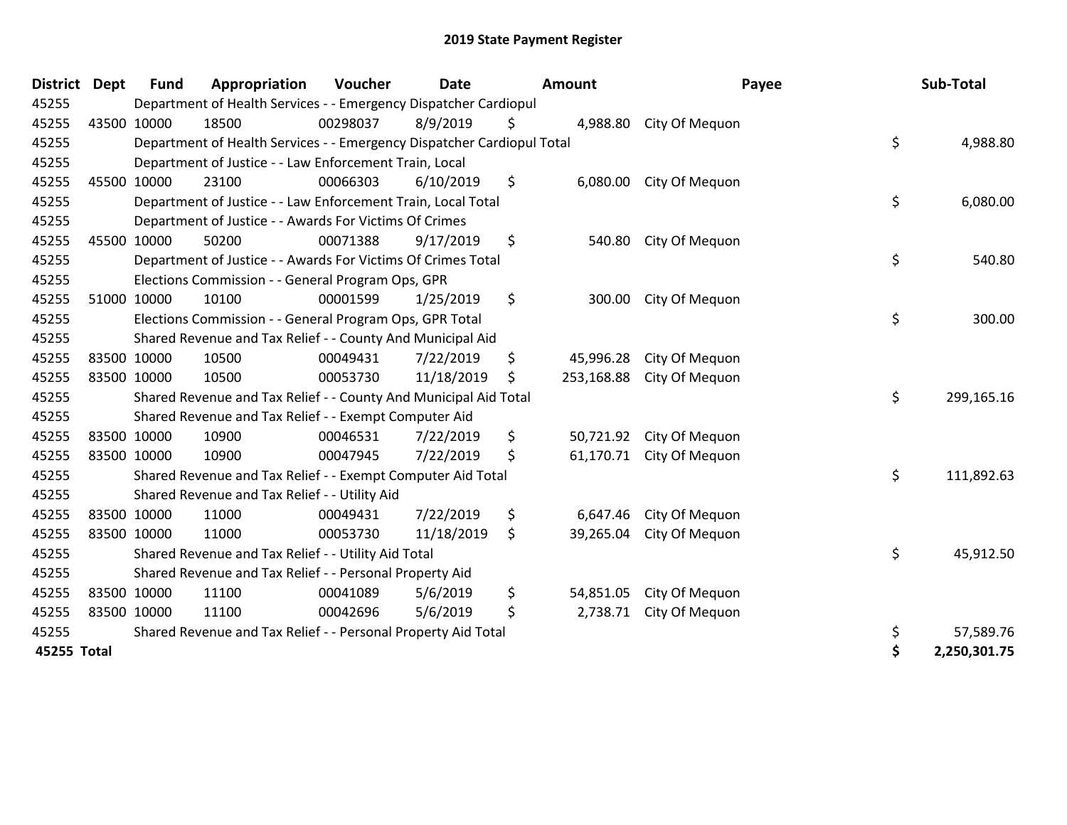## 2019 State Payment Register

| District | Dept | Fund | Appropriation | Voucher | Date | Amount | Payee | Sub-Total |
|---|---|---|---|---|---|---|---|---|
| 45255 | | Department of Health Services - - Emergency Dispatcher Cardiopul | | | | | | |
| 45255 | 43500 | 10000 | 18500 | 00298037 | 8/9/2019 | $ 4,988.80 | City Of Mequon | |
| 45255 | | Department of Health Services - - Emergency Dispatcher Cardiopul Total | | | | | | $ 4,988.80 |
| 45255 | | Department of Justice - - Law Enforcement Train, Local | | | | | | |
| 45255 | 45500 | 10000 | 23100 | 00066303 | 6/10/2019 | $ 6,080.00 | City Of Mequon | |
| 45255 | | Department of Justice - - Law Enforcement Train, Local Total | | | | | | $ 6,080.00 |
| 45255 | | Department of Justice - - Awards For Victims Of Crimes | | | | | | |
| 45255 | 45500 | 10000 | 50200 | 00071388 | 9/17/2019 | $ 540.80 | City Of Mequon | |
| 45255 | | Department of Justice - - Awards For Victims Of Crimes Total | | | | | | $ 540.80 |
| 45255 | | Elections Commission - - General Program Ops, GPR | | | | | | |
| 45255 | 51000 | 10000 | 10100 | 00001599 | 1/25/2019 | $ 300.00 | City Of Mequon | |
| 45255 | | Elections Commission - - General Program Ops, GPR Total | | | | | | $ 300.00 |
| 45255 | | Shared Revenue and Tax Relief - - County And Municipal Aid | | | | | | |
| 45255 | 83500 | 10000 | 10500 | 00049431 | 7/22/2019 | $ 45,996.28 | City Of Mequon | |
| 45255 | 83500 | 10000 | 10500 | 00053730 | 11/18/2019 | $ 253,168.88 | City Of Mequon | |
| 45255 | | Shared Revenue and Tax Relief - - County And Municipal Aid Total | | | | | | $ 299,165.16 |
| 45255 | | Shared Revenue and Tax Relief - - Exempt Computer Aid | | | | | | |
| 45255 | 83500 | 10000 | 10900 | 00046531 | 7/22/2019 | $ 50,721.92 | City Of Mequon | |
| 45255 | 83500 | 10000 | 10900 | 00047945 | 7/22/2019 | $ 61,170.71 | City Of Mequon | |
| 45255 | | Shared Revenue and Tax Relief - - Exempt Computer Aid Total | | | | | | $ 111,892.63 |
| 45255 | | Shared Revenue and Tax Relief - - Utility Aid | | | | | | |
| 45255 | 83500 | 10000 | 11000 | 00049431 | 7/22/2019 | $ 6,647.46 | City Of Mequon | |
| 45255 | 83500 | 10000 | 11000 | 00053730 | 11/18/2019 | $ 39,265.04 | City Of Mequon | |
| 45255 | | Shared Revenue and Tax Relief - - Utility Aid Total | | | | | | $ 45,912.50 |
| 45255 | | Shared Revenue and Tax Relief - - Personal Property Aid | | | | | | |
| 45255 | 83500 | 10000 | 11100 | 00041089 | 5/6/2019 | $ 54,851.05 | City Of Mequon | |
| 45255 | 83500 | 10000 | 11100 | 00042696 | 5/6/2019 | $ 2,738.71 | City Of Mequon | |
| 45255 | | Shared Revenue and Tax Relief - - Personal Property Aid Total | | | | | | $ 57,589.76 |
| **45255 Total** | | | | | | | | **$ 2,250,301.75** |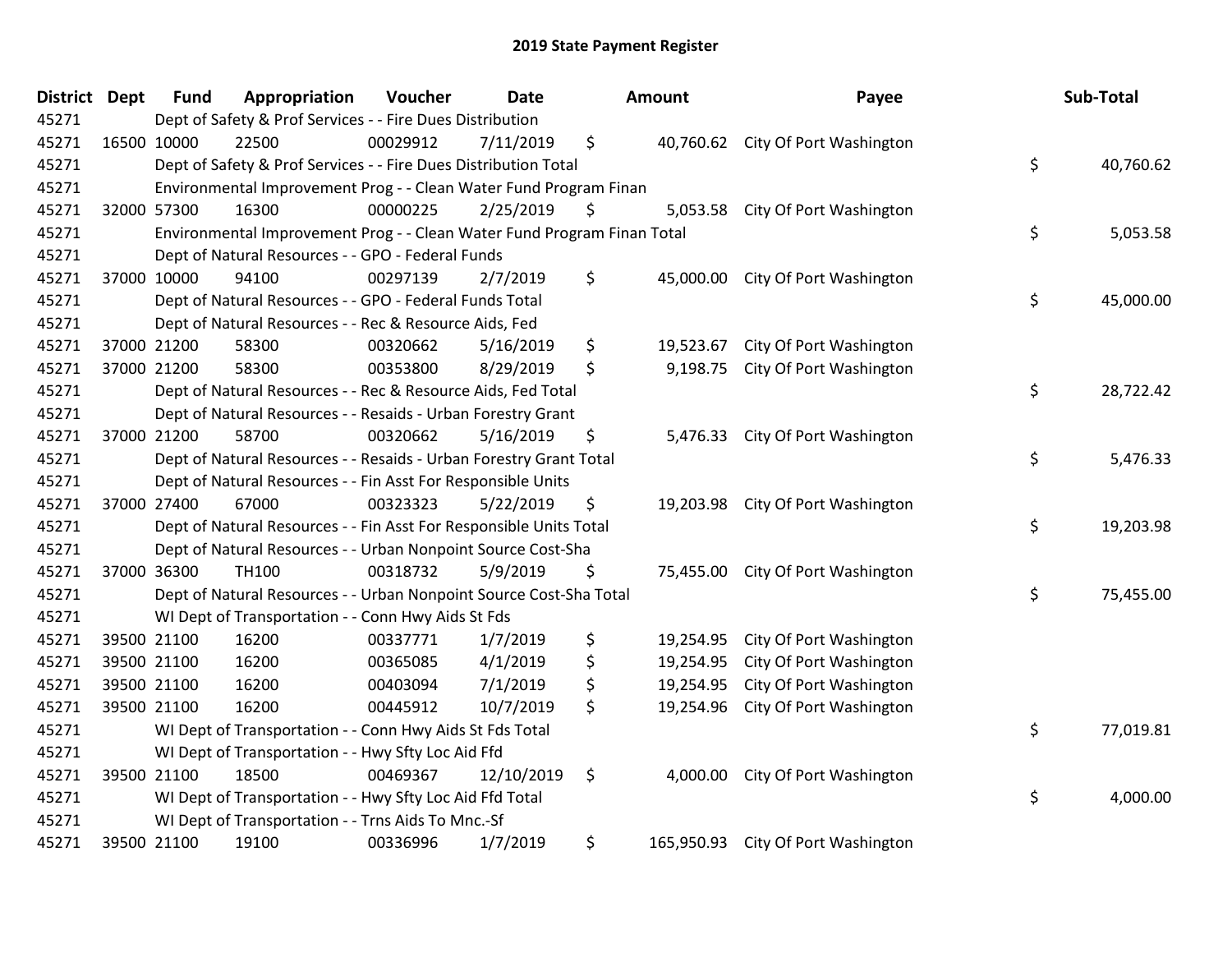# 2019 State Payment Register

| District | Dept | Fund | Appropriation | Voucher | Date | Amount | Payee | Sub-Total |
|---|---|---|---|---|---|---|---|---|
| 45271 | | Dept of Safety & Prof Services - - Fire Dues Distribution | | | | | | |
| 45271 | 16500 | 10000 | 22500 | 00029912 | 7/11/2019 | $ 40,760.62 | City Of Port Washington | |
| 45271 | | Dept of Safety & Prof Services - - Fire Dues Distribution Total | | | | | | $ 40,760.62 |
| 45271 | | Environmental Improvement Prog - - Clean Water Fund Program Finan | | | | | | |
| 45271 | 32000 | 57300 | 16300 | 00000225 | 2/25/2019 | $ 5,053.58 | City Of Port Washington | |
| 45271 | | Environmental Improvement Prog - - Clean Water Fund Program Finan Total | | | | | | $ 5,053.58 |
| 45271 | | Dept of Natural Resources - - GPO - Federal Funds | | | | | | |
| 45271 | 37000 | 10000 | 94100 | 00297139 | 2/7/2019 | $ 45,000.00 | City Of Port Washington | |
| 45271 | | Dept of Natural Resources - - GPO - Federal Funds Total | | | | | | $ 45,000.00 |
| 45271 | | Dept of Natural Resources - - Rec & Resource Aids, Fed | | | | | | |
| 45271 | 37000 | 21200 | 58300 | 00320662 | 5/16/2019 | $ 19,523.67 | City Of Port Washington | |
| 45271 | 37000 | 21200 | 58300 | 00353800 | 8/29/2019 | $ 9,198.75 | City Of Port Washington | |
| 45271 | | Dept of Natural Resources - - Rec & Resource Aids, Fed Total | | | | | | $ 28,722.42 |
| 45271 | | Dept of Natural Resources - - Resaids - Urban Forestry Grant | | | | | | |
| 45271 | 37000 | 21200 | 58700 | 00320662 | 5/16/2019 | $ 5,476.33 | City Of Port Washington | |
| 45271 | | Dept of Natural Resources - - Resaids - Urban Forestry Grant Total | | | | | | $ 5,476.33 |
| 45271 | | Dept of Natural Resources - - Fin Asst For Responsible Units | | | | | | |
| 45271 | 37000 | 27400 | 67000 | 00323323 | 5/22/2019 | $ 19,203.98 | City Of Port Washington | |
| 45271 | | Dept of Natural Resources - - Fin Asst For Responsible Units Total | | | | | | $ 19,203.98 |
| 45271 | | Dept of Natural Resources - - Urban Nonpoint Source Cost-Sha | | | | | | |
| 45271 | 37000 | 36300 | TH100 | 00318732 | 5/9/2019 | $ 75,455.00 | City Of Port Washington | |
| 45271 | | Dept of Natural Resources - - Urban Nonpoint Source Cost-Sha Total | | | | | | $ 75,455.00 |
| 45271 | | WI Dept of Transportation - - Conn Hwy Aids St Fds | | | | | | |
| 45271 | 39500 | 21100 | 16200 | 00337771 | 1/7/2019 | $ 19,254.95 | City Of Port Washington | |
| 45271 | 39500 | 21100 | 16200 | 00365085 | 4/1/2019 | $ 19,254.95 | City Of Port Washington | |
| 45271 | 39500 | 21100 | 16200 | 00403094 | 7/1/2019 | $ 19,254.95 | City Of Port Washington | |
| 45271 | 39500 | 21100 | 16200 | 00445912 | 10/7/2019 | $ 19,254.96 | City Of Port Washington | |
| 45271 | | WI Dept of Transportation - - Conn Hwy Aids St Fds Total | | | | | | $ 77,019.81 |
| 45271 | | WI Dept of Transportation - - Hwy Sfty Loc Aid Ffd | | | | | | |
| 45271 | 39500 | 21100 | 18500 | 00469367 | 12/10/2019 | $ 4,000.00 | City Of Port Washington | |
| 45271 | | WI Dept of Transportation - - Hwy Sfty Loc Aid Ffd Total | | | | | | $ 4,000.00 |
| 45271 | | WI Dept of Transportation - - Trns Aids To Mnc.-Sf | | | | | | |
| 45271 | 39500 | 21100 | 19100 | 00336996 | 1/7/2019 | $ 165,950.93 | City Of Port Washington | |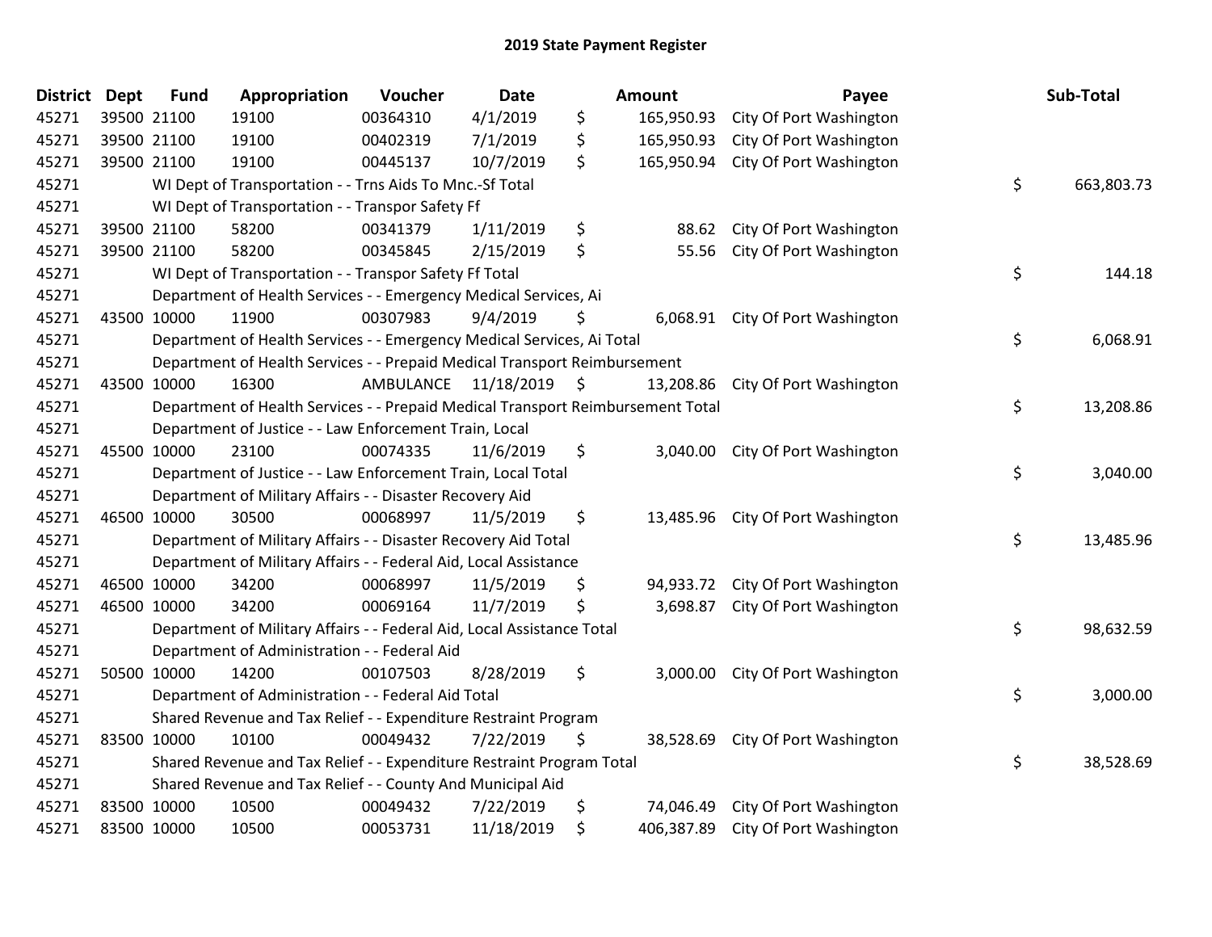# 2019 State Payment Register

| District | Dept | Fund | Appropriation | Voucher | Date | Amount | Payee | Sub-Total |
|---|---|---|---|---|---|---|---|---|
| 45271 | 39500 | 21100 | 19100 | 00364310 | 4/1/2019 | $ 165,950.93 | City Of Port Washington | |
| 45271 | 39500 | 21100 | 19100 | 00402319 | 7/1/2019 | $ 165,950.93 | City Of Port Washington | |
| 45271 | 39500 | 21100 | 19100 | 00445137 | 10/7/2019 | $ 165,950.94 | City Of Port Washington | |
| 45271 | | | WI Dept of Transportation - - Trns Aids To Mnc.-Sf Total | | | | | $ 663,803.73 |
| 45271 | | | WI Dept of Transportation - - Transpor Safety Ff | | | | | |
| 45271 | 39500 | 21100 | 58200 | 00341379 | 1/11/2019 | $ 88.62 | City Of Port Washington | |
| 45271 | 39500 | 21100 | 58200 | 00345845 | 2/15/2019 | $ 55.56 | City Of Port Washington | |
| 45271 | | | WI Dept of Transportation - - Transpor Safety Ff Total | | | | | $ 144.18 |
| 45271 | | | Department of Health Services - - Emergency Medical Services, Ai | | | | | |
| 45271 | 43500 | 10000 | 11900 | 00307983 | 9/4/2019 | $ 6,068.91 | City Of Port Washington | |
| 45271 | | | Department of Health Services - - Emergency Medical Services, Ai Total | | | | | $ 6,068.91 |
| 45271 | | | Department of Health Services - - Prepaid Medical Transport Reimbursement | | | | | |
| 45271 | 43500 | 10000 | 16300 | AMBULANCE | 11/18/2019 | $ 13,208.86 | City Of Port Washington | |
| 45271 | | | Department of Health Services - - Prepaid Medical Transport Reimbursement Total | | | | | $ 13,208.86 |
| 45271 | | | Department of Justice - - Law Enforcement Train, Local | | | | | |
| 45271 | 45500 | 10000 | 23100 | 00074335 | 11/6/2019 | $ 3,040.00 | City Of Port Washington | |
| 45271 | | | Department of Justice - - Law Enforcement Train, Local Total | | | | | $ 3,040.00 |
| 45271 | | | Department of Military Affairs - - Disaster Recovery Aid | | | | | |
| 45271 | 46500 | 10000 | 30500 | 00068997 | 11/5/2019 | $ 13,485.96 | City Of Port Washington | |
| 45271 | | | Department of Military Affairs - - Disaster Recovery Aid Total | | | | | $ 13,485.96 |
| 45271 | | | Department of Military Affairs - - Federal Aid, Local Assistance | | | | | |
| 45271 | 46500 | 10000 | 34200 | 00068997 | 11/5/2019 | $ 94,933.72 | City Of Port Washington | |
| 45271 | 46500 | 10000 | 34200 | 00069164 | 11/7/2019 | $ 3,698.87 | City Of Port Washington | |
| 45271 | | | Department of Military Affairs - - Federal Aid, Local Assistance Total | | | | | $ 98,632.59 |
| 45271 | | | Department of Administration - - Federal Aid | | | | | |
| 45271 | 50500 | 10000 | 14200 | 00107503 | 8/28/2019 | $ 3,000.00 | City Of Port Washington | |
| 45271 | | | Department of Administration - - Federal Aid Total | | | | | $ 3,000.00 |
| 45271 | | | Shared Revenue and Tax Relief - - Expenditure Restraint Program | | | | | |
| 45271 | 83500 | 10000 | 10100 | 00049432 | 7/22/2019 | $ 38,528.69 | City Of Port Washington | |
| 45271 | | | Shared Revenue and Tax Relief - - Expenditure Restraint Program Total | | | | | $ 38,528.69 |
| 45271 | | | Shared Revenue and Tax Relief - - County And Municipal Aid | | | | | |
| 45271 | 83500 | 10000 | 10500 | 00049432 | 7/22/2019 | $ 74,046.49 | City Of Port Washington | |
| 45271 | 83500 | 10000 | 10500 | 00053731 | 11/18/2019 | $ 406,387.89 | City Of Port Washington | |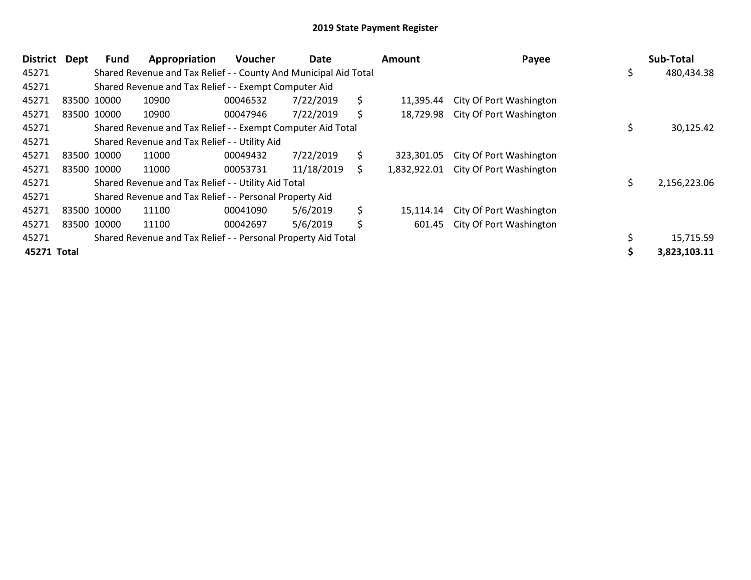# 2019 State Payment Register

| District | Dept | Fund | Appropriation | Voucher | Date | Amount | Payee | Sub-Total |
|---|---|---|---|---|---|---|---|---|
| 45271 | | Shared Revenue and Tax Relief - - County And Municipal Aid Total | | | | | | $ 480,434.38 |
| 45271 | | Shared Revenue and Tax Relief - - Exempt Computer Aid | | | | | | |
| 45271 | 83500 | 10000 | 10900 | 00046532 | 7/22/2019 | $ 11,395.44 | City Of Port Washington | |
| 45271 | 83500 | 10000 | 10900 | 00047946 | 7/22/2019 | $ 18,729.98 | City Of Port Washington | |
| 45271 | | Shared Revenue and Tax Relief - - Exempt Computer Aid Total | | | | | | $ 30,125.42 |
| 45271 | | Shared Revenue and Tax Relief - - Utility Aid | | | | | | |
| 45271 | 83500 | 10000 | 11000 | 00049432 | 7/22/2019 | $ 323,301.05 | City Of Port Washington | |
| 45271 | 83500 | 10000 | 11000 | 00053731 | 11/18/2019 | $ 1,832,922.01 | City Of Port Washington | |
| 45271 | | Shared Revenue and Tax Relief - - Utility Aid Total | | | | | | $ 2,156,223.06 |
| 45271 | | Shared Revenue and Tax Relief - - Personal Property Aid | | | | | | |
| 45271 | 83500 | 10000 | 11100 | 00041090 | 5/6/2019 | $ 15,114.14 | City Of Port Washington | |
| 45271 | 83500 | 10000 | 11100 | 00042697 | 5/6/2019 | $ 601.45 | City Of Port Washington | |
| 45271 | | Shared Revenue and Tax Relief - - Personal Property Aid Total | | | | | | $ 15,715.59 |
| **45271 Total** | | | | | | | | **$ 3,823,103.11** |